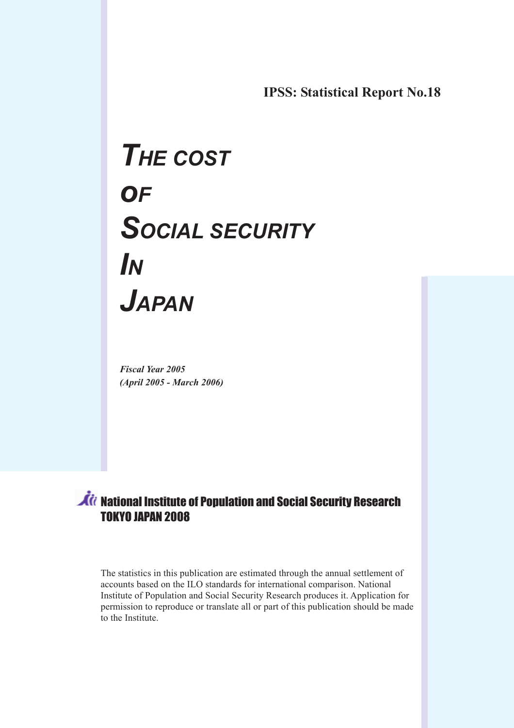**IPSS: Statistical Report No.18**

# *THE COST OF SOCIAL SECURITY IN JAPAN*

*Fiscal Year 2005*
*(April 2005 - March 2006)*

**National Institute of Population and Social Security Research**
**TOKYO JAPAN 2008**

The statistics in this publication are estimated through the annual settlement of accounts based on the ILO standards for international comparison. National Institute of Population and Social Security Research produces it. Application for permission to reproduce or translate all or part of this publication should be made to the Institute.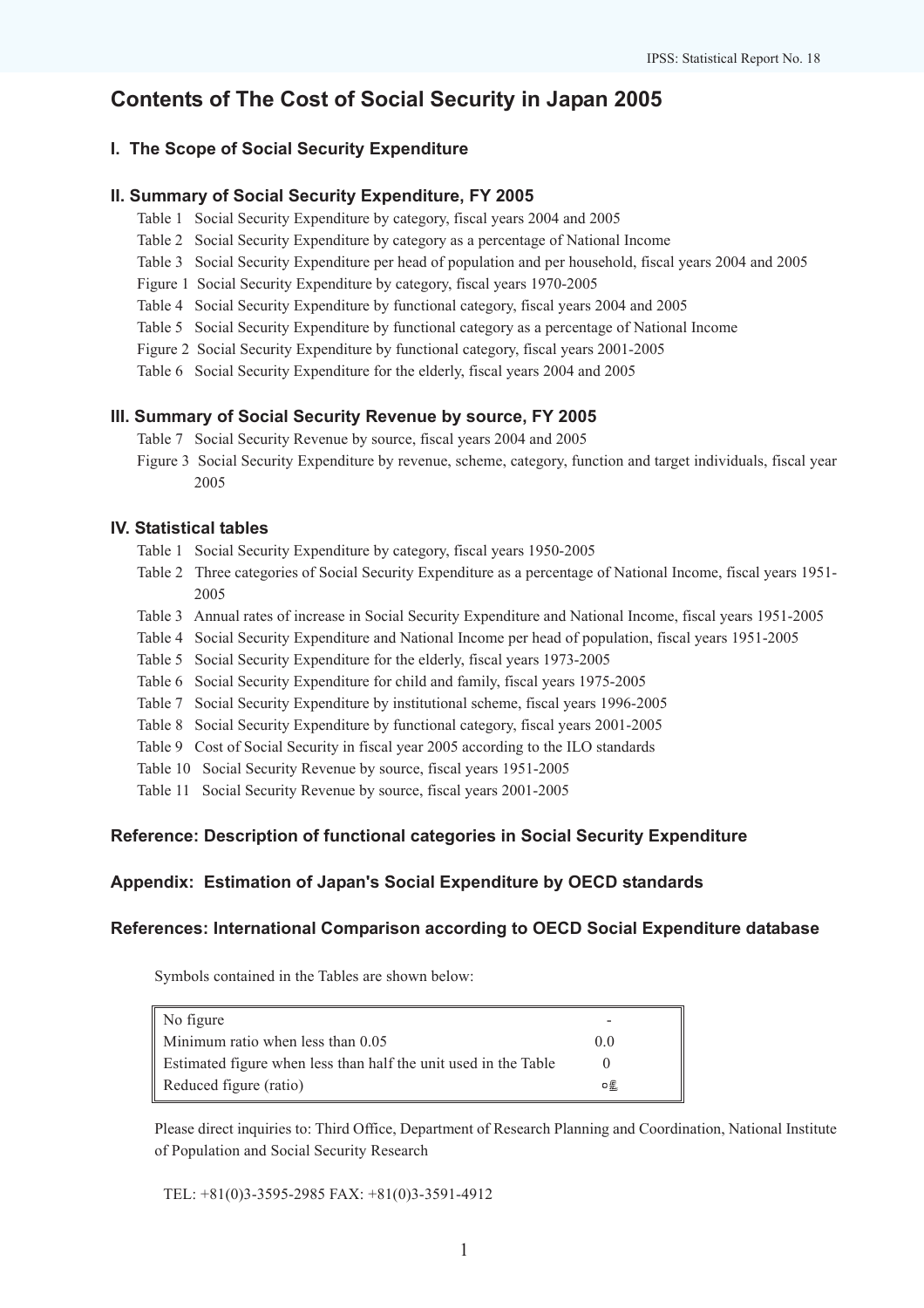# Contents of The Cost of Social Security in Japan 2005

## I. The Scope of Social Security Expenditure

## II. Summary of Social Security Expenditure, FY 2005

Table 1 Social Security Expenditure by category, fiscal years 2004 and 2005
Table 2 Social Security Expenditure by category as a percentage of National Income
Table 3 Social Security Expenditure per head of population and per household, fiscal years 2004 and 2005
Figure 1 Social Security Expenditure by category, fiscal years 1970-2005
Table 4 Social Security Expenditure by functional category, fiscal years 2004 and 2005
Table 5 Social Security Expenditure by functional category as a percentage of National Income
Figure 2 Social Security Expenditure by functional category, fiscal years 2001-2005
Table 6 Social Security Expenditure for the elderly, fiscal years 2004 and 2005

## III. Summary of Social Security Revenue by source, FY 2005

Table 7 Social Security Revenue by source, fiscal years 2004 and 2005
Figure 3 Social Security Expenditure by revenue, scheme, category, function and target individuals, fiscal year 2005

## IV. Statistical tables

Table 1 Social Security Expenditure by category, fiscal years 1950-2005
Table 2 Three categories of Social Security Expenditure as a percentage of National Income, fiscal years 1951-2005
Table 3 Annual rates of increase in Social Security Expenditure and National Income, fiscal years 1951-2005
Table 4 Social Security Expenditure and National Income per head of population, fiscal years 1951-2005
Table 5 Social Security Expenditure for the elderly, fiscal years 1973-2005
Table 6 Social Security Expenditure for child and family, fiscal years 1975-2005
Table 7 Social Security Expenditure by institutional scheme, fiscal years 1996-2005
Table 8 Social Security Expenditure by functional category, fiscal years 2001-2005
Table 9 Cost of Social Security in fiscal year 2005 according to the ILO standards
Table 10 Social Security Revenue by source, fiscal years 1951-2005
Table 11 Social Security Revenue by source, fiscal years 2001-2005

## Reference: Description of functional categories in Social Security Expenditure

## Appendix: Estimation of Japan's Social Expenditure by OECD standards

## References: International Comparison according to OECD Social Expenditure database

Symbols contained in the Tables are shown below:

| | |
|---|---|
| No figure | - |
| Minimum ratio when less than 0.05 | 0.0 |
| Estimated figure when less than half the unit used in the Table | 0 |
| Reduced figure (ratio) | △ |

Please direct inquiries to: Third Office, Department of Research Planning and Coordination, National Institute of Population and Social Security Research

TEL: +81(0)3-3595-2985 FAX: +81(0)3-3591-4912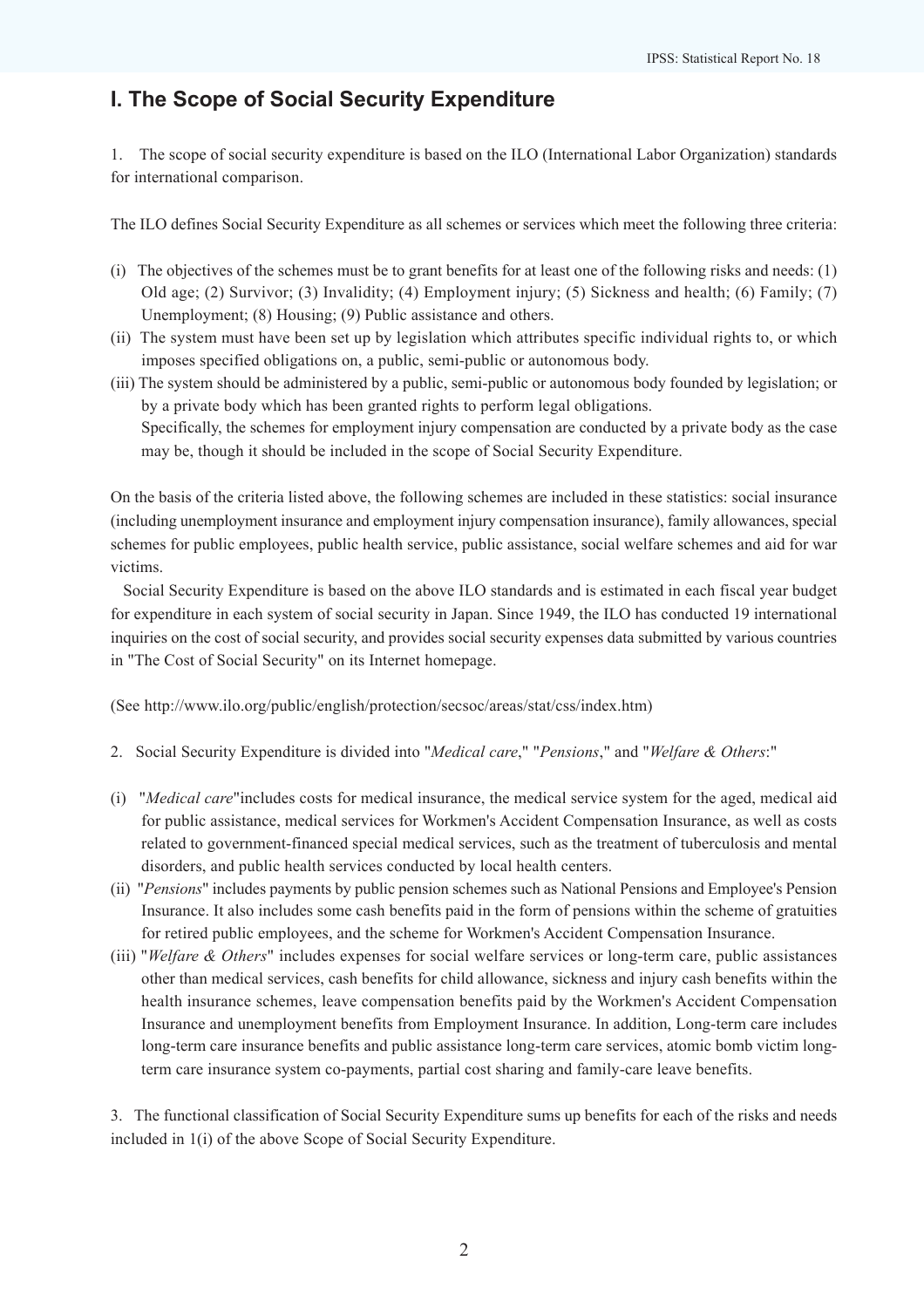# I. The Scope of Social Security Expenditure

1. The scope of social security expenditure is based on the ILO (International Labor Organization) standards for international comparison.

The ILO defines Social Security Expenditure as all schemes or services which meet the following three criteria:

(i) The objectives of the schemes must be to grant benefits for at least one of the following risks and needs: (1) Old age; (2) Survivor; (3) Invalidity; (4) Employment injury; (5) Sickness and health; (6) Family; (7) Unemployment; (8) Housing; (9) Public assistance and others.

(ii) The system must have been set up by legislation which attributes specific individual rights to, or which imposes specified obligations on, a public, semi-public or autonomous body.

(iii) The system should be administered by a public, semi-public or autonomous body founded by legislation; or by a private body which has been granted rights to perform legal obligations.
Specifically, the schemes for employment injury compensation are conducted by a private body as the case may be, though it should be included in the scope of Social Security Expenditure.

On the basis of the criteria listed above, the following schemes are included in these statistics: social insurance (including unemployment insurance and employment injury compensation insurance), family allowances, special schemes for public employees, public health service, public assistance, social welfare schemes and aid for war victims.

Social Security Expenditure is based on the above ILO standards and is estimated in each fiscal year budget for expenditure in each system of social security in Japan. Since 1949, the ILO has conducted 19 international inquiries on the cost of social security, and provides social security expenses data submitted by various countries in "The Cost of Social Security" on its Internet homepage.

(See http://www.ilo.org/public/english/protection/secsoc/areas/stat/css/index.htm)

2. Social Security Expenditure is divided into "*Medical care*," "*Pensions*," and "*Welfare & Others*:"

(i) "*Medical care*" includes costs for medical insurance, the medical service system for the aged, medical aid for public assistance, medical services for Workmen's Accident Compensation Insurance, as well as costs related to government-financed special medical services, such as the treatment of tuberculosis and mental disorders, and public health services conducted by local health centers.

(ii) "*Pensions*" includes payments by public pension schemes such as National Pensions and Employee's Pension Insurance. It also includes some cash benefits paid in the form of pensions within the scheme of gratuities for retired public employees, and the scheme for Workmen's Accident Compensation Insurance.

(iii) "*Welfare & Others*" includes expenses for social welfare services or long-term care, public assistances other than medical services, cash benefits for child allowance, sickness and injury cash benefits within the health insurance schemes, leave compensation benefits paid by the Workmen's Accident Compensation Insurance and unemployment benefits from Employment Insurance. In addition, Long-term care includes long-term care insurance benefits and public assistance long-term care services, atomic bomb victim long-term care insurance system co-payments, partial cost sharing and family-care leave benefits.

3. The functional classification of Social Security Expenditure sums up benefits for each of the risks and needs included in 1(i) of the above Scope of Social Security Expenditure.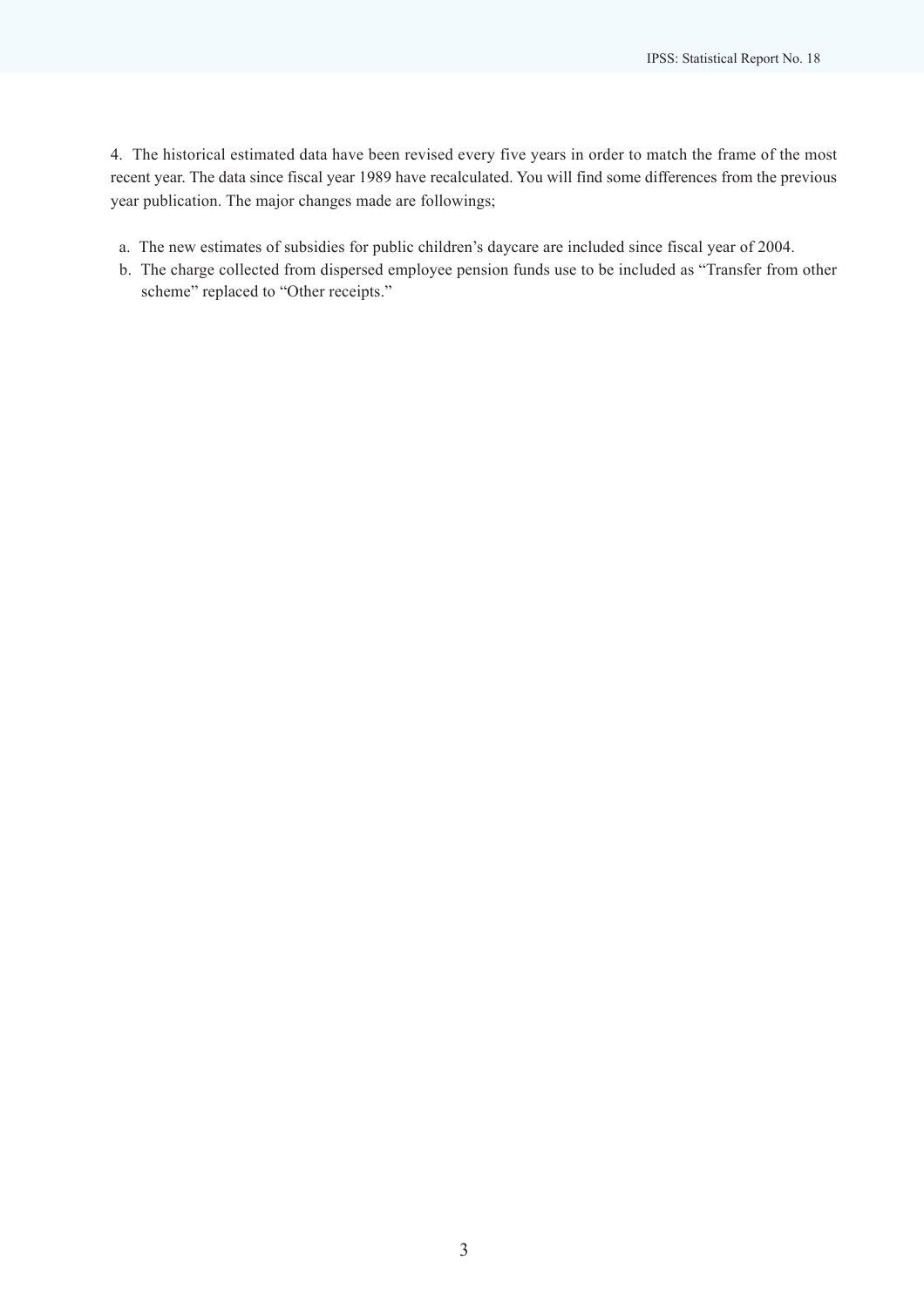4. The historical estimated data have been revised every five years in order to match the frame of the most recent year. The data since fiscal year 1989 have recalculated. You will find some differences from the previous year publication. The major changes made are followings;

a. The new estimates of subsidies for public children's daycare are included since fiscal year of 2004.
b. The charge collected from dispersed employee pension funds use to be included as "Transfer from other scheme" replaced to "Other receipts."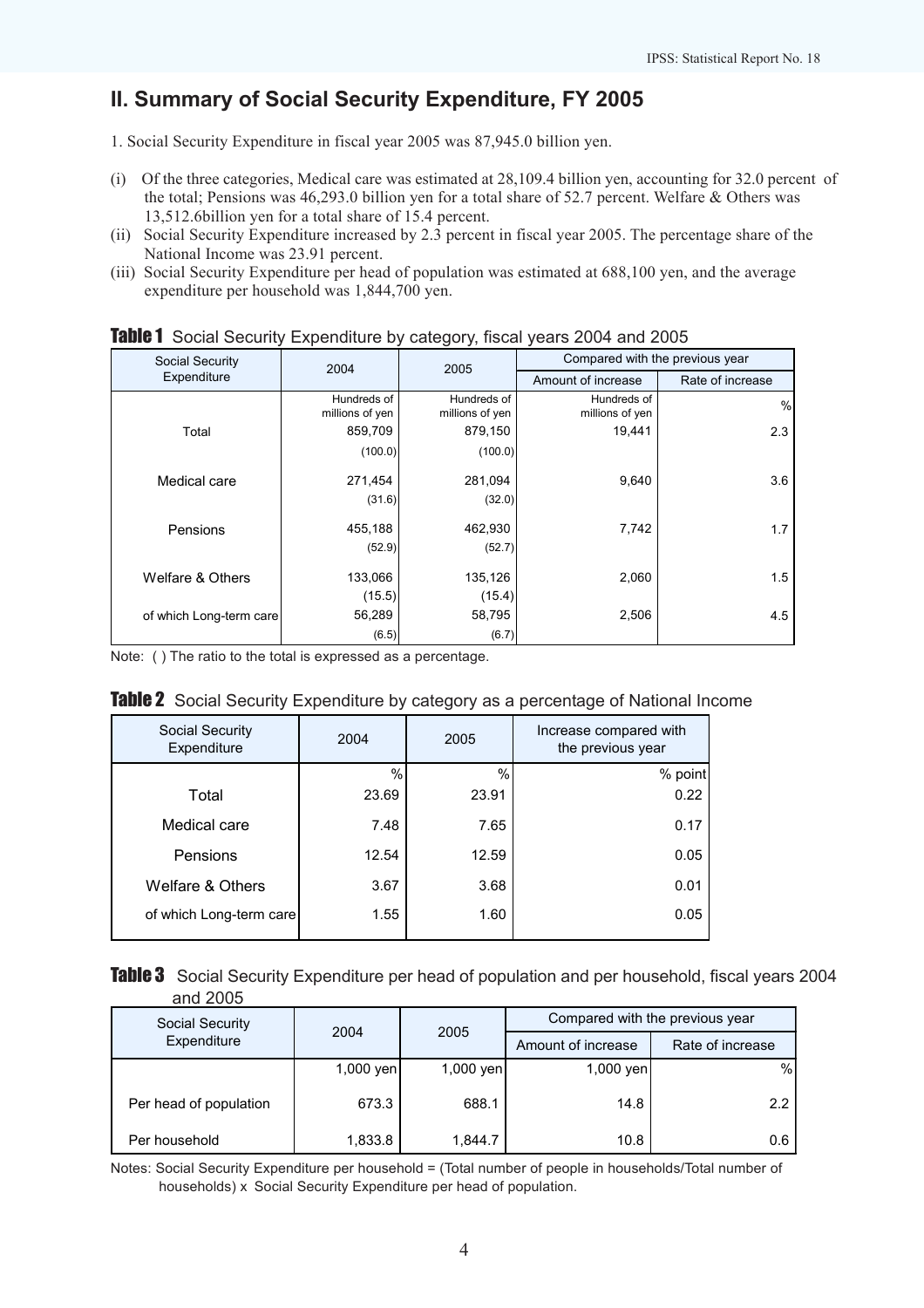## II. Summary of Social Security Expenditure, FY 2005

1. Social Security Expenditure in fiscal year 2005 was 87,945.0 billion yen.

(i) Of the three categories, Medical care was estimated at 28,109.4 billion yen, accounting for 32.0 percent of the total; Pensions was 46,293.0 billion yen for a total share of 52.7 percent. Welfare & Others was 13,512.6billion yen for a total share of 15.4 percent.

(ii) Social Security Expenditure increased by 2.3 percent in fiscal year 2005. The percentage share of the National Income was 23.91 percent.

(iii) Social Security Expenditure per head of population was estimated at 688,100 yen, and the average expenditure per household was 1,844,700 yen.

**Table 1** Social Security Expenditure by category, fiscal years 2004 and 2005

| Social Security Expenditure | 2004 | 2005 | Compared with the previous year | |
|---|---|---|---|---|
| | | | Amount of increase | Rate of increase |
| | Hundreds of millions of yen | Hundreds of millions of yen | Hundreds of millions of yen | % |
| Total | 859,709 | 879,150 | 19,441 | 2.3 |
| | (100.0) | (100.0) | | |
| Medical care | 271,454 | 281,094 | 9,640 | 3.6 |
| | (31.6) | (32.0) | | |
| Pensions | 455,188 | 462,930 | 7,742 | 1.7 |
| | (52.9) | (52.7) | | |
| Welfare & Others | 133,066 | 135,126 | 2,060 | 1.5 |
| | (15.5) | (15.4) | | |
| of which Long-term care | 56,289 | 58,795 | 2,506 | 4.5 |
| | (6.5) | (6.7) | | |

Note: ( ) The ratio to the total is expressed as a percentage.

**Table 2** Social Security Expenditure by category as a percentage of National Income

| Social Security Expenditure | 2004 | 2005 | Increase compared with the previous year |
|---|---|---|---|
| | % | % | % point |
| Total | 23.69 | 23.91 | 0.22 |
| Medical care | 7.48 | 7.65 | 0.17 |
| Pensions | 12.54 | 12.59 | 0.05 |
| Welfare & Others | 3.67 | 3.68 | 0.01 |
| of which Long-term care | 1.55 | 1.60 | 0.05 |

**Table 3** Social Security Expenditure per head of population and per household, fiscal years 2004 and 2005

| Social Security Expenditure | 2004 | 2005 | Compared with the previous year | |
|---|---|---|---|---|
| | | | Amount of increase | Rate of increase |
| | 1,000 yen | 1,000 yen | 1,000 yen | % |
| Per head of population | 673.3 | 688.1 | 14.8 | 2.2 |
| Per household | 1,833.8 | 1,844.7 | 10.8 | 0.6 |

Notes: Social Security Expenditure per household = (Total number of people in households/Total number of households) x Social Security Expenditure per head of population.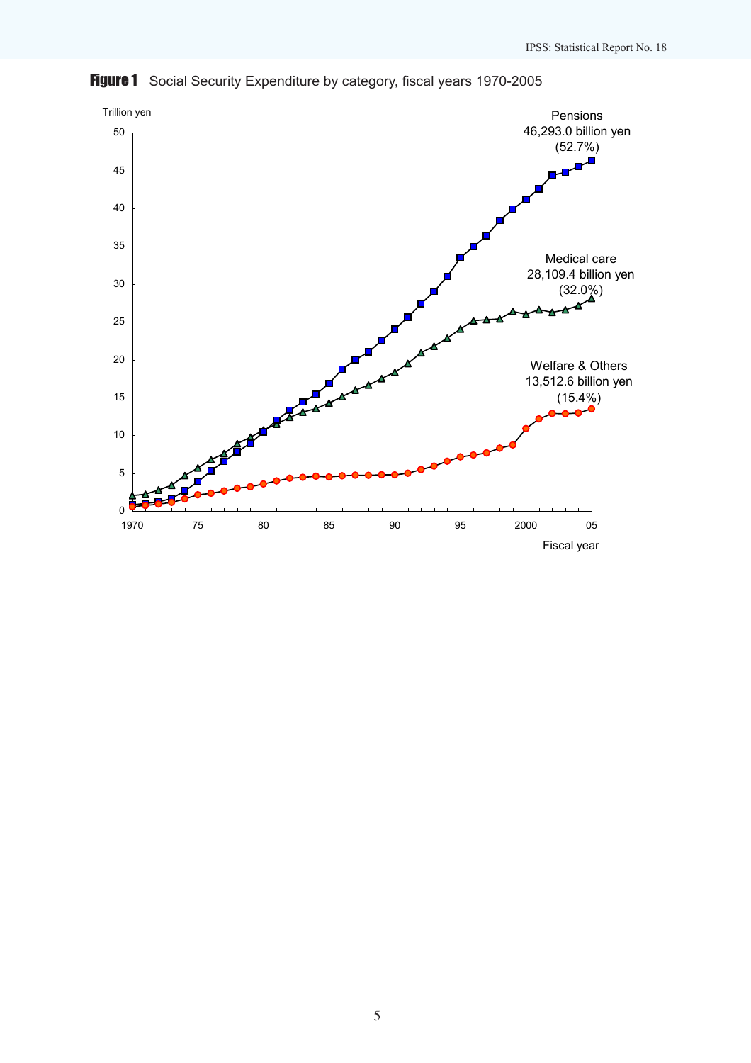**Figure 1** Social Security Expenditure by category, fiscal years 1970-2005

Trillion yen

Pensions
46,293.0 billion yen
(52.7%)

Medical care
28,109.4 billion yen
(32.0%)

Welfare & Others
13,512.6 billion yen
(15.4%)

Fiscal year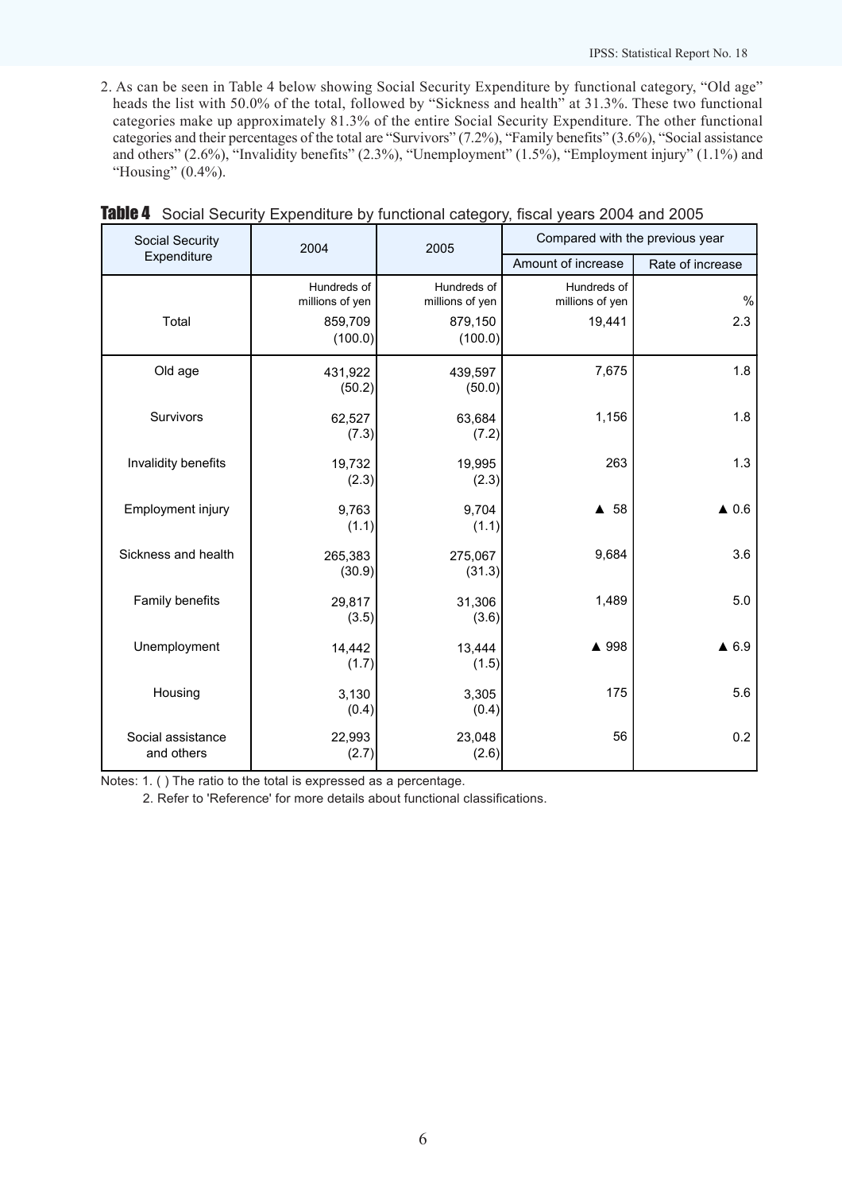2. As can be seen in Table 4 below showing Social Security Expenditure by functional category, "Old age" heads the list with 50.0% of the total, followed by "Sickness and health" at 31.3%. These two functional categories make up approximately 81.3% of the entire Social Security Expenditure. The other functional categories and their percentages of the total are "Survivors" (7.2%), "Family benefits" (3.6%), "Social assistance and others" (2.6%), "Invalidity benefits" (2.3%), "Unemployment" (1.5%), "Employment injury" (1.1%) and "Housing" (0.4%).

**Table 4** Social Security Expenditure by functional category, fiscal years 2004 and 2005

| Social Security Expenditure | 2004 | 2005 | Compared with the previous year | |
|---|---|---|---|---|
| | | | Amount of increase | Rate of increase |
| | Hundreds of millions of yen | Hundreds of millions of yen | Hundreds of millions of yen | % |
| Total | 859,709 (100.0) | 879,150 (100.0) | 19,441 | 2.3 |
| Old age | 431,922 (50.2) | 439,597 (50.0) | 7,675 | 1.8 |
| Survivors | 62,527 (7.3) | 63,684 (7.2) | 1,156 | 1.8 |
| Invalidity benefits | 19,732 (2.3) | 19,995 (2.3) | 263 | 1.3 |
| Employment injury | 9,763 (1.1) | 9,704 (1.1) | ▲ 58 | ▲ 0.6 |
| Sickness and health | 265,383 (30.9) | 275,067 (31.3) | 9,684 | 3.6 |
| Family benefits | 29,817 (3.5) | 31,306 (3.6) | 1,489 | 5.0 |
| Unemployment | 14,442 (1.7) | 13,444 (1.5) | ▲ 998 | ▲ 6.9 |
| Housing | 3,130 (0.4) | 3,305 (0.4) | 175 | 5.6 |
| Social assistance and others | 22,993 (2.7) | 23,048 (2.6) | 56 | 0.2 |

Notes: 1. ( ) The ratio to the total is expressed as a percentage.
2. Refer to 'Reference' for more details about functional classifications.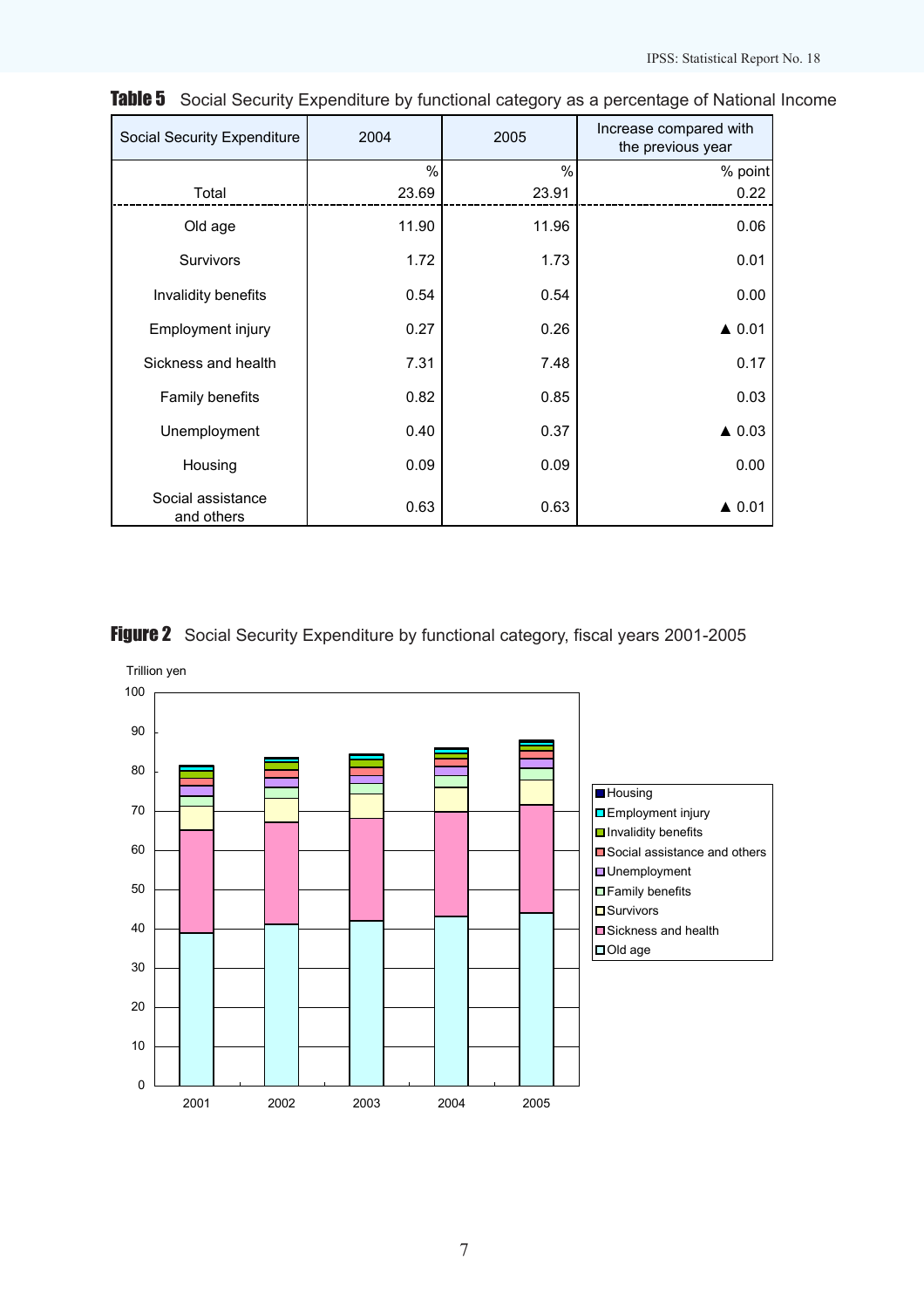**Table 5** Social Security Expenditure by functional category as a percentage of National Income

| Social Security Expenditure | 2004 | 2005 | Increase compared with the previous year |
|---|---|---|---|
| | % | % | % point |
| Total | 23.69 | 23.91 | 0.22 |
| Old age | 11.90 | 11.96 | 0.06 |
| Survivors | 1.72 | 1.73 | 0.01 |
| Invalidity benefits | 0.54 | 0.54 | 0.00 |
| Employment injury | 0.27 | 0.26 | ▲ 0.01 |
| Sickness and health | 7.31 | 7.48 | 0.17 |
| Family benefits | 0.82 | 0.85 | 0.03 |
| Unemployment | 0.40 | 0.37 | ▲ 0.03 |
| Housing | 0.09 | 0.09 | 0.00 |
| Social assistance and others | 0.63 | 0.63 | ▲ 0.01 |

**Figure 2** Social Security Expenditure by functional category, fiscal years 2001-2005

Trillion yen

Legend: Housing, Employment injury, Invalidity benefits, Social assistance and others, Unemployment, Family benefits, Survivors, Sickness and health, Old age

Years: 2001, 2002, 2003, 2004, 2005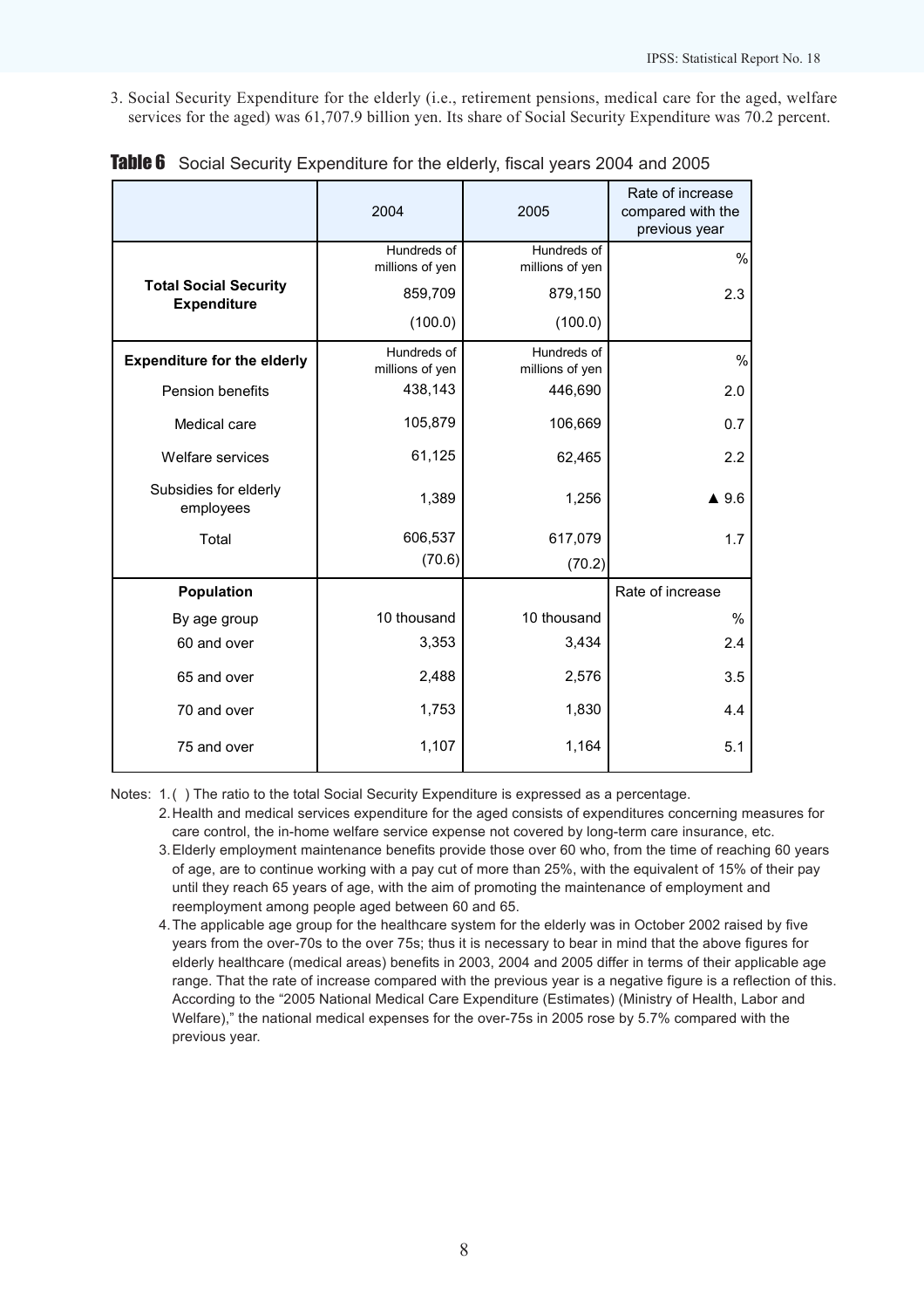3. Social Security Expenditure for the elderly (i.e., retirement pensions, medical care for the aged, welfare services for the aged) was 61,707.9 billion yen. Its share of Social Security Expenditure was 70.2 percent.

**Table 6** Social Security Expenditure for the elderly, fiscal years 2004 and 2005

| | 2004 | 2005 | Rate of increase compared with the previous year |
|---|---|---|---|
| **Total Social Security Expenditure** | Hundreds of millions of yen | Hundreds of millions of yen | % |
| | 859,709 | 879,150 | 2.3 |
| | (100.0) | (100.0) | |
| **Expenditure for the elderly** | Hundreds of millions of yen | Hundreds of millions of yen | % |
| Pension benefits | 438,143 | 446,690 | 2.0 |
| Medical care | 105,879 | 106,669 | 0.7 |
| Welfare services | 61,125 | 62,465 | 2.2 |
| Subsidies for elderly employees | 1,389 | 1,256 | ▲ 9.6 |
| Total | 606,537 | 617,079 | 1.7 |
| | (70.6) | (70.2) | |
| **Population** | | | Rate of increase |
| By age group | 10 thousand | 10 thousand | % |
| 60 and over | 3,353 | 3,434 | 2.4 |
| 65 and over | 2,488 | 2,576 | 3.5 |
| 70 and over | 1,753 | 1,830 | 4.4 |
| 75 and over | 1,107 | 1,164 | 5.1 |

Notes: 1. ( ) The ratio to the total Social Security Expenditure is expressed as a percentage.

2. Health and medical services expenditure for the aged consists of expenditures concerning measures for care control, the in-home welfare service expense not covered by long-term care insurance, etc.

3. Elderly employment maintenance benefits provide those over 60 who, from the time of reaching 60 years of age, are to continue working with a pay cut of more than 25%, with the equivalent of 15% of their pay until they reach 65 years of age, with the aim of promoting the maintenance of employment and reemployment among people aged between 60 and 65.

4. The applicable age group for the healthcare system for the elderly was in October 2002 raised by five years from the over-70s to the over 75s; thus it is necessary to bear in mind that the above figures for elderly healthcare (medical areas) benefits in 2003, 2004 and 2005 differ in terms of their applicable age range. That the rate of increase compared with the previous year is a negative figure is a reflection of this. According to the "2005 National Medical Care Expenditure (Estimates) (Ministry of Health, Labor and Welfare)," the national medical expenses for the over-75s in 2005 rose by 5.7% compared with the previous year.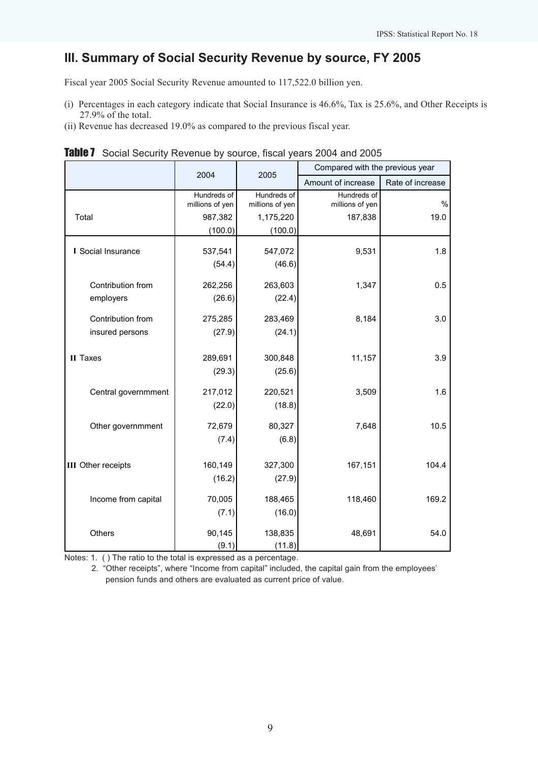## III. Summary of Social Security Revenue by source, FY 2005

Fiscal year 2005 Social Security Revenue amounted to 117,522.0 billion yen.

(i) Percentages in each category indicate that Social Insurance is 46.6%, Tax is 25.6%, and Other Receipts is 27.9% of the total.
(ii) Revenue has decreased 19.0% as compared to the previous fiscal year.

**Table 7** Social Security Revenue by source, fiscal years 2004 and 2005

| | 2004 | 2005 | Compared with the previous year | |
|---|---|---|---|---|
| | | | Amount of increase | Rate of increase |
| | Hundreds of millions of yen | Hundreds of millions of yen | Hundreds of millions of yen | % |
| Total | 987,382 | 1,175,220 | 187,838 | 19.0 |
| | (100.0) | (100.0) | | |
| I Social Insurance | 537,541 | 547,072 | 9,531 | 1.8 |
| | (54.4) | (46.6) | | |
| Contribution from employers | 262,256 | 263,603 | 1,347 | 0.5 |
| | (26.6) | (22.4) | | |
| Contribution from insured persons | 275,285 | 283,469 | 8,184 | 3.0 |
| | (27.9) | (24.1) | | |
| II Taxes | 289,691 | 300,848 | 11,157 | 3.9 |
| | (29.3) | (25.6) | | |
| Central governmment | 217,012 | 220,521 | 3,509 | 1.6 |
| | (22.0) | (18.8) | | |
| Other governmment | 72,679 | 80,327 | 7,648 | 10.5 |
| | (7.4) | (6.8) | | |
| III Other receipts | 160,149 | 327,300 | 167,151 | 104.4 |
| | (16.2) | (27.9) | | |
| Income from capital | 70,005 | 188,465 | 118,460 | 169.2 |
| | (7.1) | (16.0) | | |
| Others | 90,145 | 138,835 | 48,691 | 54.0 |
| | (9.1) | (11.8) | | |

Notes: 1. ( ) The ratio to the total is expressed as a percentage.
2. "Other receipts", where "Income from capital" included, the capital gain from the employees' pension funds and others are evaluated as current price of value.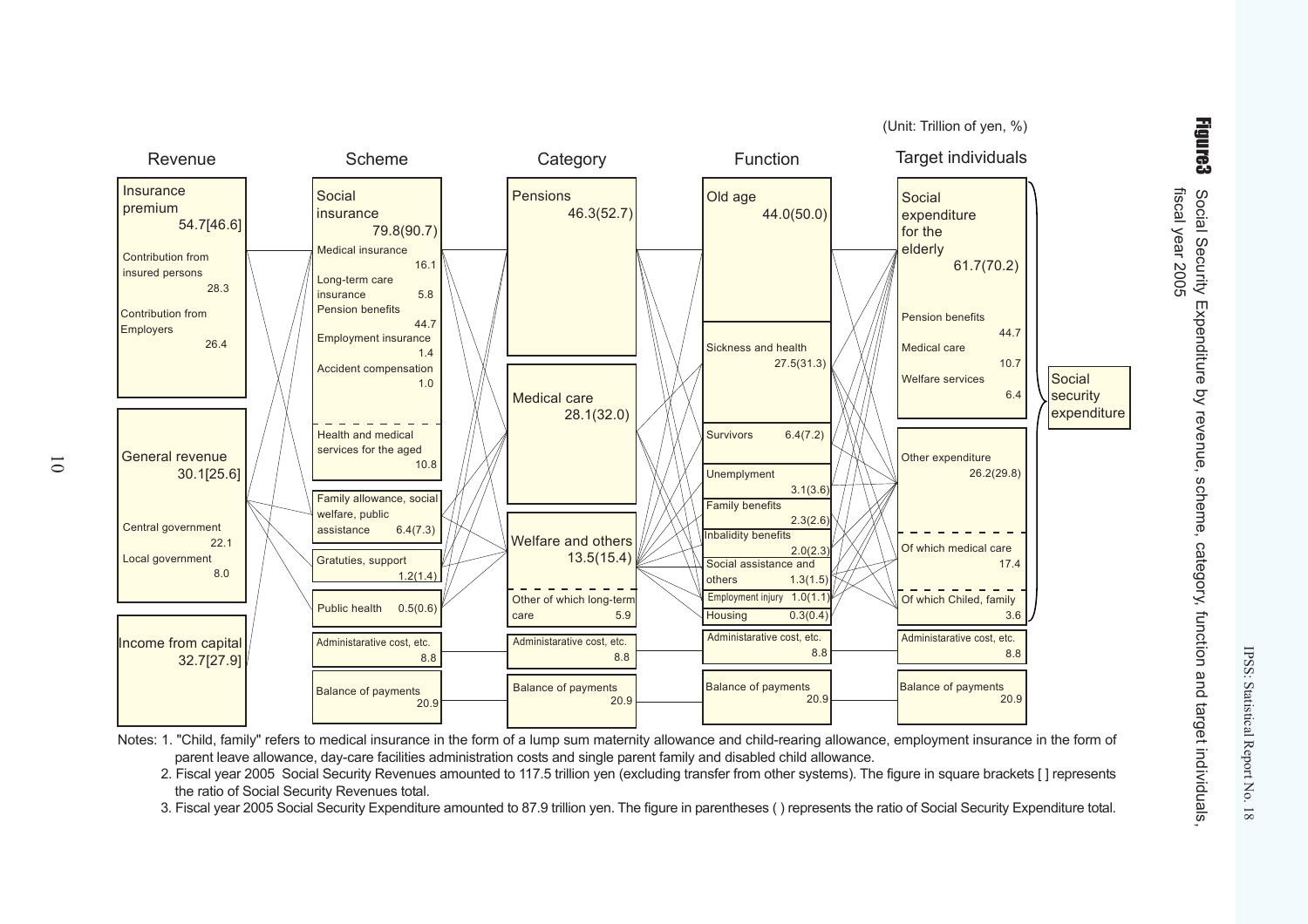# Figure3 Social Security Expenditure by revenue, scheme, category, function and target individuals, fiscal year 2005

(Unit: Trillion of yen, %)

| Revenue | Scheme | Category | Function | Target individuals |
|---|---|---|---|---|
| Insurance premium 54.7[46.6] | Social insurance 79.8(90.7) | Pensions 46.3(52.7) | Old age 44.0(50.0) | Social expenditure for the elderly 61.7(70.2) |
| Contribution from insured persons 28.3 | Medical insurance 16.1 | Medical care 28.1(32.0) | Sickness and health 27.5(31.3) | Pension benefits 44.7 |
| Contribution from Employers 26.4 | Long-term care insurance 5.8 | Welfare and others 13.5(15.4) | Survivors 6.4(7.2) | Medical care 10.7 |
| General revenue 30.1[25.6] | Pension benefits 44.7 | Other of which long-term care 5.9 | Unemplyment 3.1(3.6) | Welfare services 6.4 |
| Central government 22.1 | Employment insurance 1.4 | | Family benefits 2.3(2.6) | Other expenditure 26.2(29.8) |
| Local government 8.0 | Accident compensation 1.0 | | Inbalidity benefits 2.0(2.3) | Of which medical care 17.4 |
| Income from capital 32.7[27.9] | Health and medical services for the aged 10.8 | | Social assistance and others 1.3(1.5) | Of which Chiled, family 3.6 |
| | Family allowance, social welfare, public assistance 6.4(7.3) | | Employment injury 1.0(1.1) | |
| | Gratuties, support 1.2(1.4) | | Housing 0.3(0.4) | |
| | Public health 0.5(0.6) | | | |
| | Administarative cost, etc. 8.8 | Administarative cost, etc. 8.8 | Administarative cost, etc. 8.8 | Administarative cost, etc. 8.8 |
| | Balance of payments 20.9 | Balance of payments 20.9 | Balance of payments 20.9 | Balance of payments 20.9 |

Social expenditure for the elderly and Other expenditure together: Social security expenditure

Notes: 1. "Child, family" refers to medical insurance in the form of a lump sum maternity allowance and child-rearing allowance, employment insurance in the form of parent leave allowance, day-care facilities administration costs and single parent family and disabled child allowance.

2. Fiscal year 2005 Social Security Revenues amounted to 117.5 trillion yen (excluding transfer from other systems). The figure in square brackets [ ] represents the ratio of Social Security Revenues total.

3. Fiscal year 2005 Social Security Expenditure amounted to 87.9 trillion yen. The figure in parentheses ( ) represents the ratio of Social Security Expenditure total.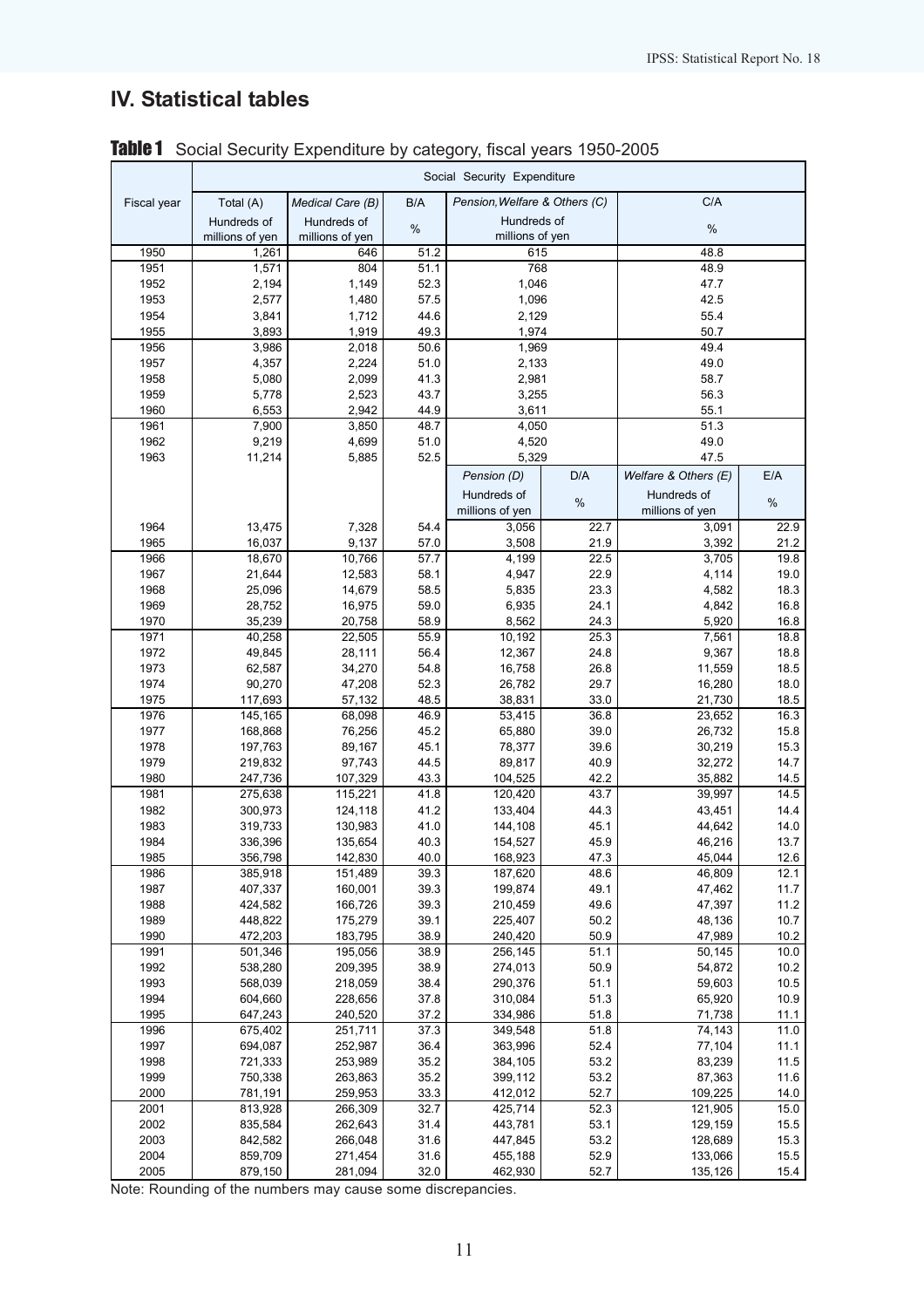## IV. Statistical tables

**Table 1** Social Security Expenditure by category, fiscal years 1950-2005

| Fiscal year | Social Security Expenditure | | | | | | |
|---|---|---|---|---|---|---|---|
| | Total (A) | *Medical Care (B)* | B/A | *Pension,Welfare & Others (C)* | | C/A | |
| | Hundreds of millions of yen | Hundreds of millions of yen | % | Hundreds of millions of yen | | % | |
| 1950 | 1,261 | 646 | 51.2 | 615 | | 48.8 | |
| 1951 | 1,571 | 804 | 51.1 | 768 | | 48.9 | |
| 1952 | 2,194 | 1,149 | 52.3 | 1,046 | | 47.7 | |
| 1953 | 2,577 | 1,480 | 57.5 | 1,096 | | 42.5 | |
| 1954 | 3,841 | 1,712 | 44.6 | 2,129 | | 55.4 | |
| 1955 | 3,893 | 1,919 | 49.3 | 1,974 | | 50.7 | |
| 1956 | 3,986 | 2,018 | 50.6 | 1,969 | | 49.4 | |
| 1957 | 4,357 | 2,224 | 51.0 | 2,133 | | 49.0 | |
| 1958 | 5,080 | 2,099 | 41.3 | 2,981 | | 58.7 | |
| 1959 | 5,778 | 2,523 | 43.7 | 3,255 | | 56.3 | |
| 1960 | 6,553 | 2,942 | 44.9 | 3,611 | | 55.1 | |
| 1961 | 7,900 | 3,850 | 48.7 | 4,050 | | 51.3 | |
| 1962 | 9,219 | 4,699 | 51.0 | 4,520 | | 49.0 | |
| 1963 | 11,214 | 5,885 | 52.5 | 5,329 | | 47.5 | |
| | | | | *Pension (D)* | D/A | *Welfare & Others (E)* | E/A |
| | | | | Hundreds of millions of yen | % | Hundreds of millions of yen | % |
| 1964 | 13,475 | 7,328 | 54.4 | 3,056 | 22.7 | 3,091 | 22.9 |
| 1965 | 16,037 | 9,137 | 57.0 | 3,508 | 21.9 | 3,392 | 21.2 |
| 1966 | 18,670 | 10,766 | 57.7 | 4,199 | 22.5 | 3,705 | 19.8 |
| 1967 | 21,644 | 12,583 | 58.1 | 4,947 | 22.9 | 4,114 | 19.0 |
| 1968 | 25,096 | 14,679 | 58.5 | 5,835 | 23.3 | 4,582 | 18.3 |
| 1969 | 28,752 | 16,975 | 59.0 | 6,935 | 24.1 | 4,842 | 16.8 |
| 1970 | 35,239 | 20,758 | 58.9 | 8,562 | 24.3 | 5,920 | 16.8 |
| 1971 | 40,258 | 22,505 | 55.9 | 10,192 | 25.3 | 7,561 | 18.8 |
| 1972 | 49,845 | 28,111 | 56.4 | 12,367 | 24.8 | 9,367 | 18.8 |
| 1973 | 62,587 | 34,270 | 54.8 | 16,758 | 26.8 | 11,559 | 18.5 |
| 1974 | 90,270 | 47,208 | 52.3 | 26,782 | 29.7 | 16,280 | 18.0 |
| 1975 | 117,693 | 57,132 | 48.5 | 38,831 | 33.0 | 21,730 | 18.5 |
| 1976 | 145,165 | 68,098 | 46.9 | 53,415 | 36.8 | 23,652 | 16.3 |
| 1977 | 168,868 | 76,256 | 45.2 | 65,880 | 39.0 | 26,732 | 15.8 |
| 1978 | 197,763 | 89,167 | 45.1 | 78,377 | 39.6 | 30,219 | 15.3 |
| 1979 | 219,832 | 97,743 | 44.5 | 89,817 | 40.9 | 32,272 | 14.7 |
| 1980 | 247,736 | 107,329 | 43.3 | 104,525 | 42.2 | 35,882 | 14.5 |
| 1981 | 275,638 | 115,221 | 41.8 | 120,420 | 43.7 | 39,997 | 14.5 |
| 1982 | 300,973 | 124,118 | 41.2 | 133,404 | 44.3 | 43,451 | 14.4 |
| 1983 | 319,733 | 130,983 | 41.0 | 144,108 | 45.1 | 44,642 | 14.0 |
| 1984 | 336,396 | 135,654 | 40.3 | 154,527 | 45.9 | 46,216 | 13.7 |
| 1985 | 356,798 | 142,830 | 40.0 | 168,923 | 47.3 | 45,044 | 12.6 |
| 1986 | 385,918 | 151,489 | 39.3 | 187,620 | 48.6 | 46,809 | 12.1 |
| 1987 | 407,337 | 160,001 | 39.3 | 199,874 | 49.1 | 47,462 | 11.7 |
| 1988 | 424,582 | 166,726 | 39.3 | 210,459 | 49.6 | 47,397 | 11.2 |
| 1989 | 448,822 | 175,279 | 39.1 | 225,407 | 50.2 | 48,136 | 10.7 |
| 1990 | 472,203 | 183,795 | 38.9 | 240,420 | 50.9 | 47,989 | 10.2 |
| 1991 | 501,346 | 195,056 | 38.9 | 256,145 | 51.1 | 50,145 | 10.0 |
| 1992 | 538,280 | 209,395 | 38.9 | 274,013 | 50.9 | 54,872 | 10.2 |
| 1993 | 568,039 | 218,059 | 38.4 | 290,376 | 51.1 | 59,603 | 10.5 |
| 1994 | 604,660 | 228,656 | 37.8 | 310,084 | 51.3 | 65,920 | 10.9 |
| 1995 | 647,243 | 240,520 | 37.2 | 334,986 | 51.8 | 71,738 | 11.1 |
| 1996 | 675,402 | 251,711 | 37.3 | 349,548 | 51.8 | 74,143 | 11.0 |
| 1997 | 694,087 | 252,987 | 36.4 | 363,996 | 52.4 | 77,104 | 11.1 |
| 1998 | 721,333 | 253,989 | 35.2 | 384,105 | 53.2 | 83,239 | 11.5 |
| 1999 | 750,338 | 263,863 | 35.2 | 399,112 | 53.2 | 87,363 | 11.6 |
| 2000 | 781,191 | 259,953 | 33.3 | 412,012 | 52.7 | 109,225 | 14.0 |
| 2001 | 813,928 | 266,309 | 32.7 | 425,714 | 52.3 | 121,905 | 15.0 |
| 2002 | 835,584 | 262,643 | 31.4 | 443,781 | 53.1 | 129,159 | 15.5 |
| 2003 | 842,582 | 266,048 | 31.6 | 447,845 | 53.2 | 128,689 | 15.3 |
| 2004 | 859,709 | 271,454 | 31.6 | 455,188 | 52.9 | 133,066 | 15.5 |
| 2005 | 879,150 | 281,094 | 32.0 | 462,930 | 52.7 | 135,126 | 15.4 |

Note: Rounding of the numbers may cause some discrepancies.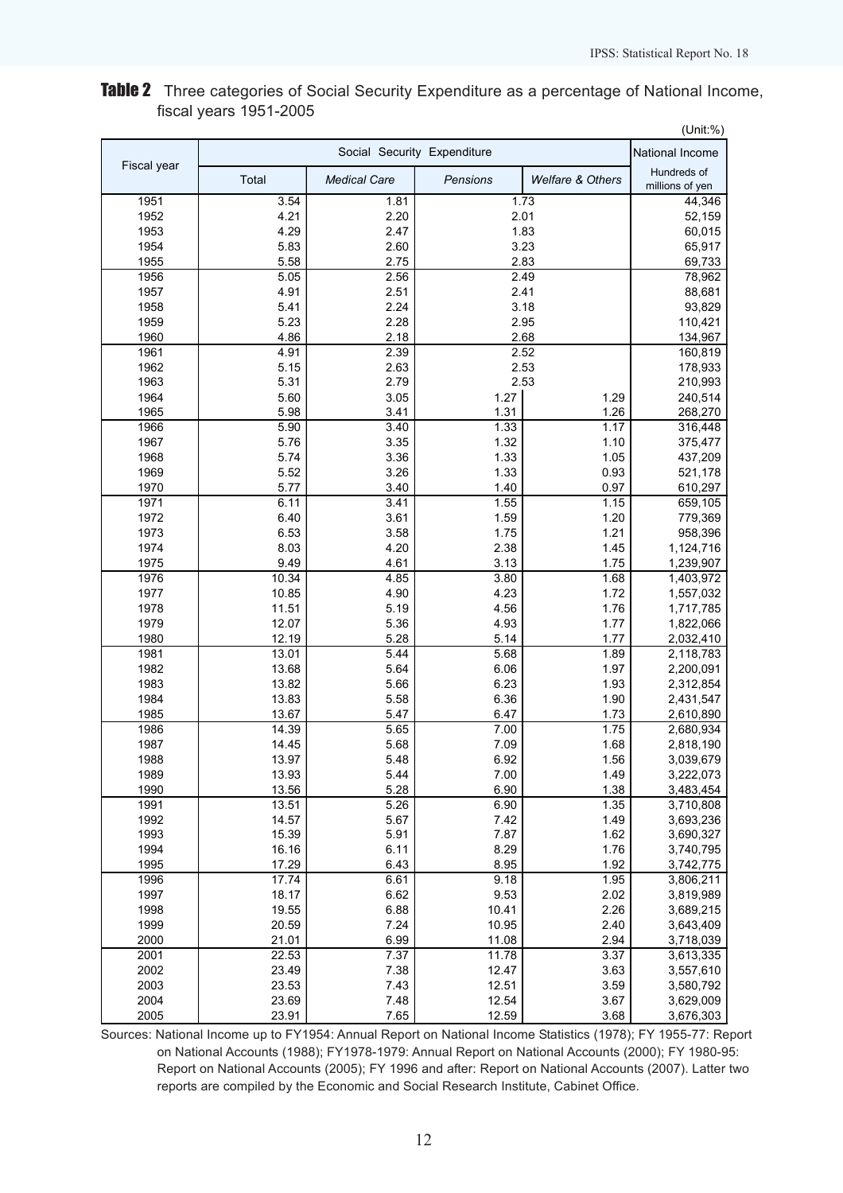**Table 2** Three categories of Social Security Expenditure as a percentage of National Income, fiscal years 1951-2005

(Unit:%)

| Fiscal year | Social Security Expenditure | | | | National Income |
|---|---|---|---|---|---|
| | Total | *Medical Care* | *Pensions* | *Welfare & Others* | Hundreds of millions of yen |
| 1951 | 3.54 | 1.81 | 1.73 | | 44,346 |
| 1952 | 4.21 | 2.20 | 2.01 | | 52,159 |
| 1953 | 4.29 | 2.47 | 1.83 | | 60,015 |
| 1954 | 5.83 | 2.60 | 3.23 | | 65,917 |
| 1955 | 5.58 | 2.75 | 2.83 | | 69,733 |
| 1956 | 5.05 | 2.56 | 2.49 | | 78,962 |
| 1957 | 4.91 | 2.51 | 2.41 | | 88,681 |
| 1958 | 5.41 | 2.24 | 3.18 | | 93,829 |
| 1959 | 5.23 | 2.28 | 2.95 | | 110,421 |
| 1960 | 4.86 | 2.18 | 2.68 | | 134,967 |
| 1961 | 4.91 | 2.39 | 2.52 | | 160,819 |
| 1962 | 5.15 | 2.63 | 2.53 | | 178,933 |
| 1963 | 5.31 | 2.79 | 2.53 | | 210,993 |
| 1964 | 5.60 | 3.05 | 1.27 | 1.29 | 240,514 |
| 1965 | 5.98 | 3.41 | 1.31 | 1.26 | 268,270 |
| 1966 | 5.90 | 3.40 | 1.33 | 1.17 | 316,448 |
| 1967 | 5.76 | 3.35 | 1.32 | 1.10 | 375,477 |
| 1968 | 5.74 | 3.36 | 1.33 | 1.05 | 437,209 |
| 1969 | 5.52 | 3.26 | 1.33 | 0.93 | 521,178 |
| 1970 | 5.77 | 3.40 | 1.40 | 0.97 | 610,297 |
| 1971 | 6.11 | 3.41 | 1.55 | 1.15 | 659,105 |
| 1972 | 6.40 | 3.61 | 1.59 | 1.20 | 779,369 |
| 1973 | 6.53 | 3.58 | 1.75 | 1.21 | 958,396 |
| 1974 | 8.03 | 4.20 | 2.38 | 1.45 | 1,124,716 |
| 1975 | 9.49 | 4.61 | 3.13 | 1.75 | 1,239,907 |
| 1976 | 10.34 | 4.85 | 3.80 | 1.68 | 1,403,972 |
| 1977 | 10.85 | 4.90 | 4.23 | 1.72 | 1,557,032 |
| 1978 | 11.51 | 5.19 | 4.56 | 1.76 | 1,717,785 |
| 1979 | 12.07 | 5.36 | 4.93 | 1.77 | 1,822,066 |
| 1980 | 12.19 | 5.28 | 5.14 | 1.77 | 2,032,410 |
| 1981 | 13.01 | 5.44 | 5.68 | 1.89 | 2,118,783 |
| 1982 | 13.68 | 5.64 | 6.06 | 1.97 | 2,200,091 |
| 1983 | 13.82 | 5.66 | 6.23 | 1.93 | 2,312,854 |
| 1984 | 13.83 | 5.58 | 6.36 | 1.90 | 2,431,547 |
| 1985 | 13.67 | 5.47 | 6.47 | 1.73 | 2,610,890 |
| 1986 | 14.39 | 5.65 | 7.00 | 1.75 | 2,680,934 |
| 1987 | 14.45 | 5.68 | 7.09 | 1.68 | 2,818,190 |
| 1988 | 13.97 | 5.48 | 6.92 | 1.56 | 3,039,679 |
| 1989 | 13.93 | 5.44 | 7.00 | 1.49 | 3,222,073 |
| 1990 | 13.56 | 5.28 | 6.90 | 1.38 | 3,483,454 |
| 1991 | 13.51 | 5.26 | 6.90 | 1.35 | 3,710,808 |
| 1992 | 14.57 | 5.67 | 7.42 | 1.49 | 3,693,236 |
| 1993 | 15.39 | 5.91 | 7.87 | 1.62 | 3,690,327 |
| 1994 | 16.16 | 6.11 | 8.29 | 1.76 | 3,740,795 |
| 1995 | 17.29 | 6.43 | 8.95 | 1.92 | 3,742,775 |
| 1996 | 17.74 | 6.61 | 9.18 | 1.95 | 3,806,211 |
| 1997 | 18.17 | 6.62 | 9.53 | 2.02 | 3,819,989 |
| 1998 | 19.55 | 6.88 | 10.41 | 2.26 | 3,689,215 |
| 1999 | 20.59 | 7.24 | 10.95 | 2.40 | 3,643,409 |
| 2000 | 21.01 | 6.99 | 11.08 | 2.94 | 3,718,039 |
| 2001 | 22.53 | 7.37 | 11.78 | 3.37 | 3,613,335 |
| 2002 | 23.49 | 7.38 | 12.47 | 3.63 | 3,557,610 |
| 2003 | 23.53 | 7.43 | 12.51 | 3.59 | 3,580,792 |
| 2004 | 23.69 | 7.48 | 12.54 | 3.67 | 3,629,009 |
| 2005 | 23.91 | 7.65 | 12.59 | 3.68 | 3,676,303 |

Sources: National Income up to FY1954: Annual Report on National Income Statistics (1978); FY 1955-77: Report on National Accounts (1988); FY1978-1979: Annual Report on National Accounts (2000); FY 1980-95: Report on National Accounts (2005); FY 1996 and after: Report on National Accounts (2007). Latter two reports are compiled by the Economic and Social Research Institute, Cabinet Office.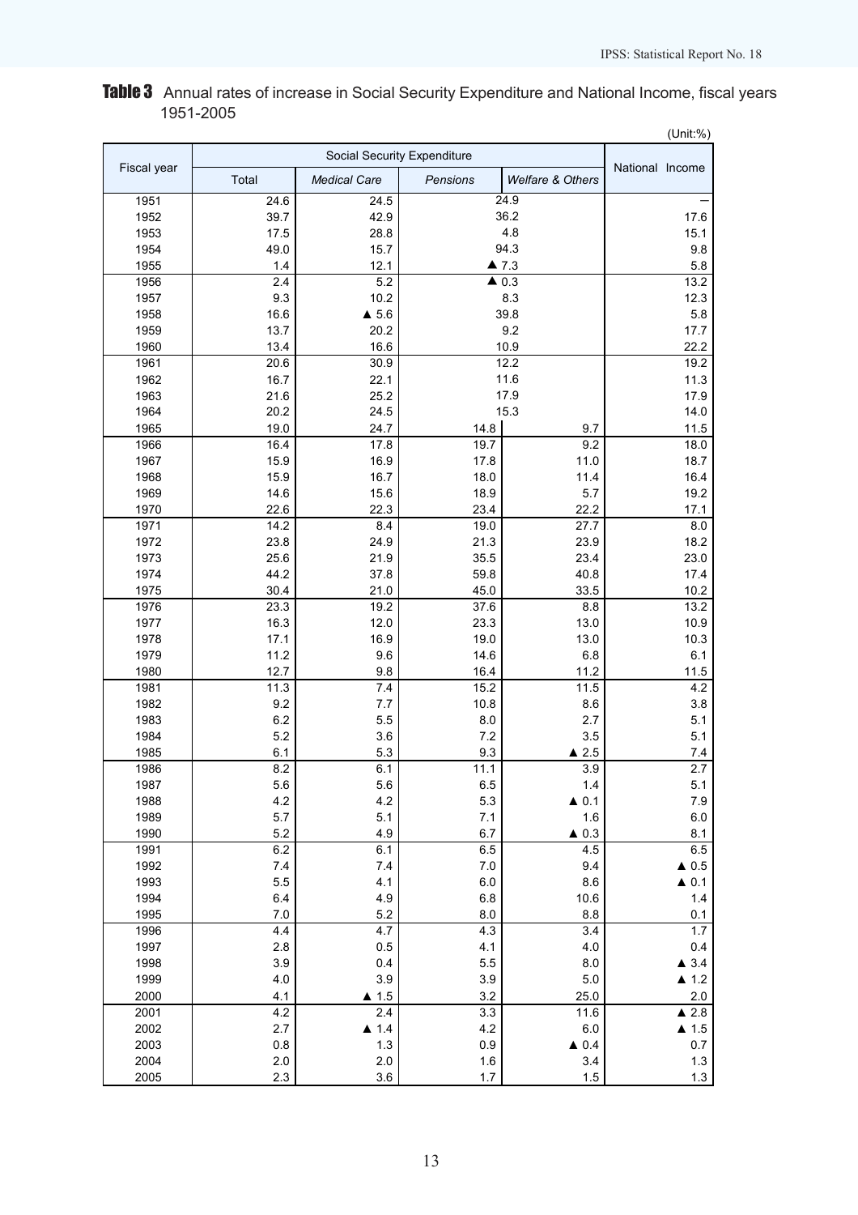**Table 3** Annual rates of increase in Social Security Expenditure and National Income, fiscal years 1951-2005

(Unit:%)

| Fiscal year | Social Security Expenditure | | | | National Income |
|---|---|---|---|---|---|
| | Total | *Medical Care* | *Pensions* | *Welfare & Others* | |
| 1951 | 24.6 | 24.5 | 24.9 | | – |
| 1952 | 39.7 | 42.9 | 36.2 | | 17.6 |
| 1953 | 17.5 | 28.8 | 4.8 | | 15.1 |
| 1954 | 49.0 | 15.7 | 94.3 | | 9.8 |
| 1955 | 1.4 | 12.1 | ▲ 7.3 | | 5.8 |
| 1956 | 2.4 | 5.2 | ▲ 0.3 | | 13.2 |
| 1957 | 9.3 | 10.2 | 8.3 | | 12.3 |
| 1958 | 16.6 | ▲ 5.6 | 39.8 | | 5.8 |
| 1959 | 13.7 | 20.2 | 9.2 | | 17.7 |
| 1960 | 13.4 | 16.6 | 10.9 | | 22.2 |
| 1961 | 20.6 | 30.9 | 12.2 | | 19.2 |
| 1962 | 16.7 | 22.1 | 11.6 | | 11.3 |
| 1963 | 21.6 | 25.2 | 17.9 | | 17.9 |
| 1964 | 20.2 | 24.5 | 15.3 | | 14.0 |
| 1965 | 19.0 | 24.7 | 14.8 | 9.7 | 11.5 |
| 1966 | 16.4 | 17.8 | 19.7 | 9.2 | 18.0 |
| 1967 | 15.9 | 16.9 | 17.8 | 11.0 | 18.7 |
| 1968 | 15.9 | 16.7 | 18.0 | 11.4 | 16.4 |
| 1969 | 14.6 | 15.6 | 18.9 | 5.7 | 19.2 |
| 1970 | 22.6 | 22.3 | 23.4 | 22.2 | 17.1 |
| 1971 | 14.2 | 8.4 | 19.0 | 27.7 | 8.0 |
| 1972 | 23.8 | 24.9 | 21.3 | 23.9 | 18.2 |
| 1973 | 25.6 | 21.9 | 35.5 | 23.4 | 23.0 |
| 1974 | 44.2 | 37.8 | 59.8 | 40.8 | 17.4 |
| 1975 | 30.4 | 21.0 | 45.0 | 33.5 | 10.2 |
| 1976 | 23.3 | 19.2 | 37.6 | 8.8 | 13.2 |
| 1977 | 16.3 | 12.0 | 23.3 | 13.0 | 10.9 |
| 1978 | 17.1 | 16.9 | 19.0 | 13.0 | 10.3 |
| 1979 | 11.2 | 9.6 | 14.6 | 6.8 | 6.1 |
| 1980 | 12.7 | 9.8 | 16.4 | 11.2 | 11.5 |
| 1981 | 11.3 | 7.4 | 15.2 | 11.5 | 4.2 |
| 1982 | 9.2 | 7.7 | 10.8 | 8.6 | 3.8 |
| 1983 | 6.2 | 5.5 | 8.0 | 2.7 | 5.1 |
| 1984 | 5.2 | 3.6 | 7.2 | 3.5 | 5.1 |
| 1985 | 6.1 | 5.3 | 9.3 | ▲ 2.5 | 7.4 |
| 1986 | 8.2 | 6.1 | 11.1 | 3.9 | 2.7 |
| 1987 | 5.6 | 5.6 | 6.5 | 1.4 | 5.1 |
| 1988 | 4.2 | 4.2 | 5.3 | ▲ 0.1 | 7.9 |
| 1989 | 5.7 | 5.1 | 7.1 | 1.6 | 6.0 |
| 1990 | 5.2 | 4.9 | 6.7 | ▲ 0.3 | 8.1 |
| 1991 | 6.2 | 6.1 | 6.5 | 4.5 | 6.5 |
| 1992 | 7.4 | 7.4 | 7.0 | 9.4 | ▲ 0.5 |
| 1993 | 5.5 | 4.1 | 6.0 | 8.6 | ▲ 0.1 |
| 1994 | 6.4 | 4.9 | 6.8 | 10.6 | 1.4 |
| 1995 | 7.0 | 5.2 | 8.0 | 8.8 | 0.1 |
| 1996 | 4.4 | 4.7 | 4.3 | 3.4 | 1.7 |
| 1997 | 2.8 | 0.5 | 4.1 | 4.0 | 0.4 |
| 1998 | 3.9 | 0.4 | 5.5 | 8.0 | ▲ 3.4 |
| 1999 | 4.0 | 3.9 | 3.9 | 5.0 | ▲ 1.2 |
| 2000 | 4.1 | ▲ 1.5 | 3.2 | 25.0 | 2.0 |
| 2001 | 4.2 | 2.4 | 3.3 | 11.6 | ▲ 2.8 |
| 2002 | 2.7 | ▲ 1.4 | 4.2 | 6.0 | ▲ 1.5 |
| 2003 | 0.8 | 1.3 | 0.9 | ▲ 0.4 | 0.7 |
| 2004 | 2.0 | 2.0 | 1.6 | 3.4 | 1.3 |
| 2005 | 2.3 | 3.6 | 1.7 | 1.5 | 1.3 |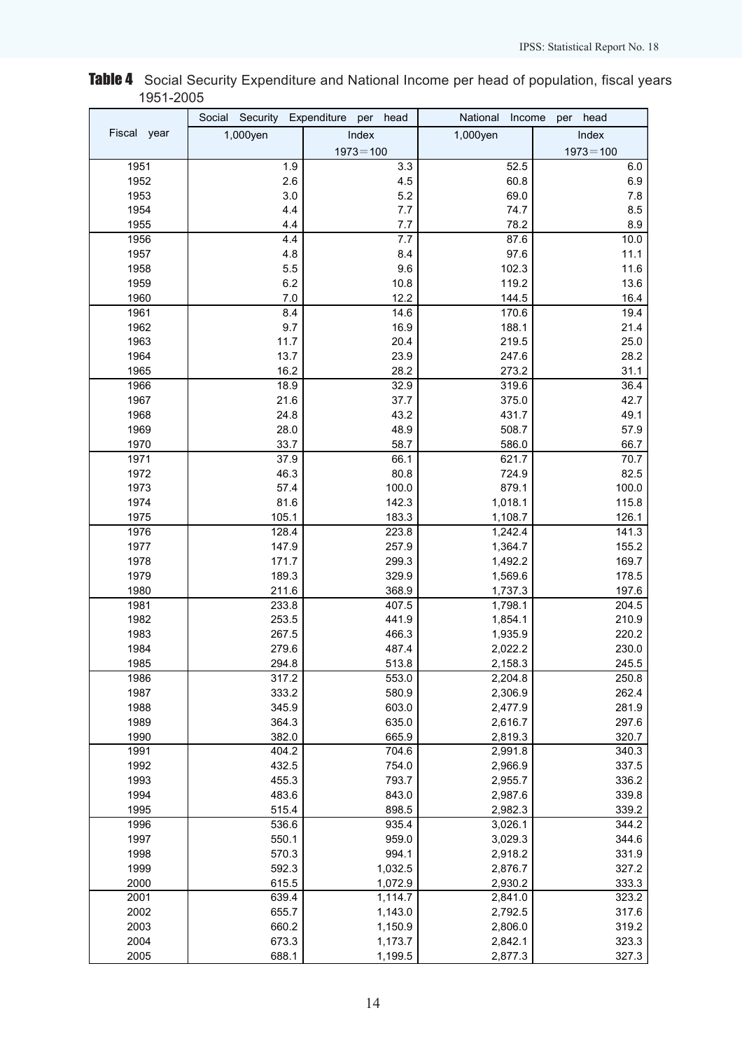**Table 4** Social Security Expenditure and National Income per head of population, fiscal years 1951-2005

| Fiscal year | Social Security Expenditure per head | | National Income per head | |
|---|---|---|---|---|
| | 1,000yen | Index 1973＝100 | 1,000yen | Index 1973＝100 |
| 1951 | 1.9 | 3.3 | 52.5 | 6.0 |
| 1952 | 2.6 | 4.5 | 60.8 | 6.9 |
| 1953 | 3.0 | 5.2 | 69.0 | 7.8 |
| 1954 | 4.4 | 7.7 | 74.7 | 8.5 |
| 1955 | 4.4 | 7.7 | 78.2 | 8.9 |
| 1956 | 4.4 | 7.7 | 87.6 | 10.0 |
| 1957 | 4.8 | 8.4 | 97.6 | 11.1 |
| 1958 | 5.5 | 9.6 | 102.3 | 11.6 |
| 1959 | 6.2 | 10.8 | 119.2 | 13.6 |
| 1960 | 7.0 | 12.2 | 144.5 | 16.4 |
| 1961 | 8.4 | 14.6 | 170.6 | 19.4 |
| 1962 | 9.7 | 16.9 | 188.1 | 21.4 |
| 1963 | 11.7 | 20.4 | 219.5 | 25.0 |
| 1964 | 13.7 | 23.9 | 247.6 | 28.2 |
| 1965 | 16.2 | 28.2 | 273.2 | 31.1 |
| 1966 | 18.9 | 32.9 | 319.6 | 36.4 |
| 1967 | 21.6 | 37.7 | 375.0 | 42.7 |
| 1968 | 24.8 | 43.2 | 431.7 | 49.1 |
| 1969 | 28.0 | 48.9 | 508.7 | 57.9 |
| 1970 | 33.7 | 58.7 | 586.0 | 66.7 |
| 1971 | 37.9 | 66.1 | 621.7 | 70.7 |
| 1972 | 46.3 | 80.8 | 724.9 | 82.5 |
| 1973 | 57.4 | 100.0 | 879.1 | 100.0 |
| 1974 | 81.6 | 142.3 | 1,018.1 | 115.8 |
| 1975 | 105.1 | 183.3 | 1,108.7 | 126.1 |
| 1976 | 128.4 | 223.8 | 1,242.4 | 141.3 |
| 1977 | 147.9 | 257.9 | 1,364.7 | 155.2 |
| 1978 | 171.7 | 299.3 | 1,492.2 | 169.7 |
| 1979 | 189.3 | 329.9 | 1,569.6 | 178.5 |
| 1980 | 211.6 | 368.9 | 1,737.3 | 197.6 |
| 1981 | 233.8 | 407.5 | 1,798.1 | 204.5 |
| 1982 | 253.5 | 441.9 | 1,854.1 | 210.9 |
| 1983 | 267.5 | 466.3 | 1,935.9 | 220.2 |
| 1984 | 279.6 | 487.4 | 2,022.2 | 230.0 |
| 1985 | 294.8 | 513.8 | 2,158.3 | 245.5 |
| 1986 | 317.2 | 553.0 | 2,204.8 | 250.8 |
| 1987 | 333.2 | 580.9 | 2,306.9 | 262.4 |
| 1988 | 345.9 | 603.0 | 2,477.9 | 281.9 |
| 1989 | 364.3 | 635.0 | 2,616.7 | 297.6 |
| 1990 | 382.0 | 665.9 | 2,819.3 | 320.7 |
| 1991 | 404.2 | 704.6 | 2,991.8 | 340.3 |
| 1992 | 432.5 | 754.0 | 2,966.9 | 337.5 |
| 1993 | 455.3 | 793.7 | 2,955.7 | 336.2 |
| 1994 | 483.6 | 843.0 | 2,987.6 | 339.8 |
| 1995 | 515.4 | 898.5 | 2,982.3 | 339.2 |
| 1996 | 536.6 | 935.4 | 3,026.1 | 344.2 |
| 1997 | 550.1 | 959.0 | 3,029.3 | 344.6 |
| 1998 | 570.3 | 994.1 | 2,918.2 | 331.9 |
| 1999 | 592.3 | 1,032.5 | 2,876.7 | 327.2 |
| 2000 | 615.5 | 1,072.9 | 2,930.2 | 333.3 |
| 2001 | 639.4 | 1,114.7 | 2,841.0 | 323.2 |
| 2002 | 655.7 | 1,143.0 | 2,792.5 | 317.6 |
| 2003 | 660.2 | 1,150.9 | 2,806.0 | 319.2 |
| 2004 | 673.3 | 1,173.7 | 2,842.1 | 323.3 |
| 2005 | 688.1 | 1,199.5 | 2,877.3 | 327.3 |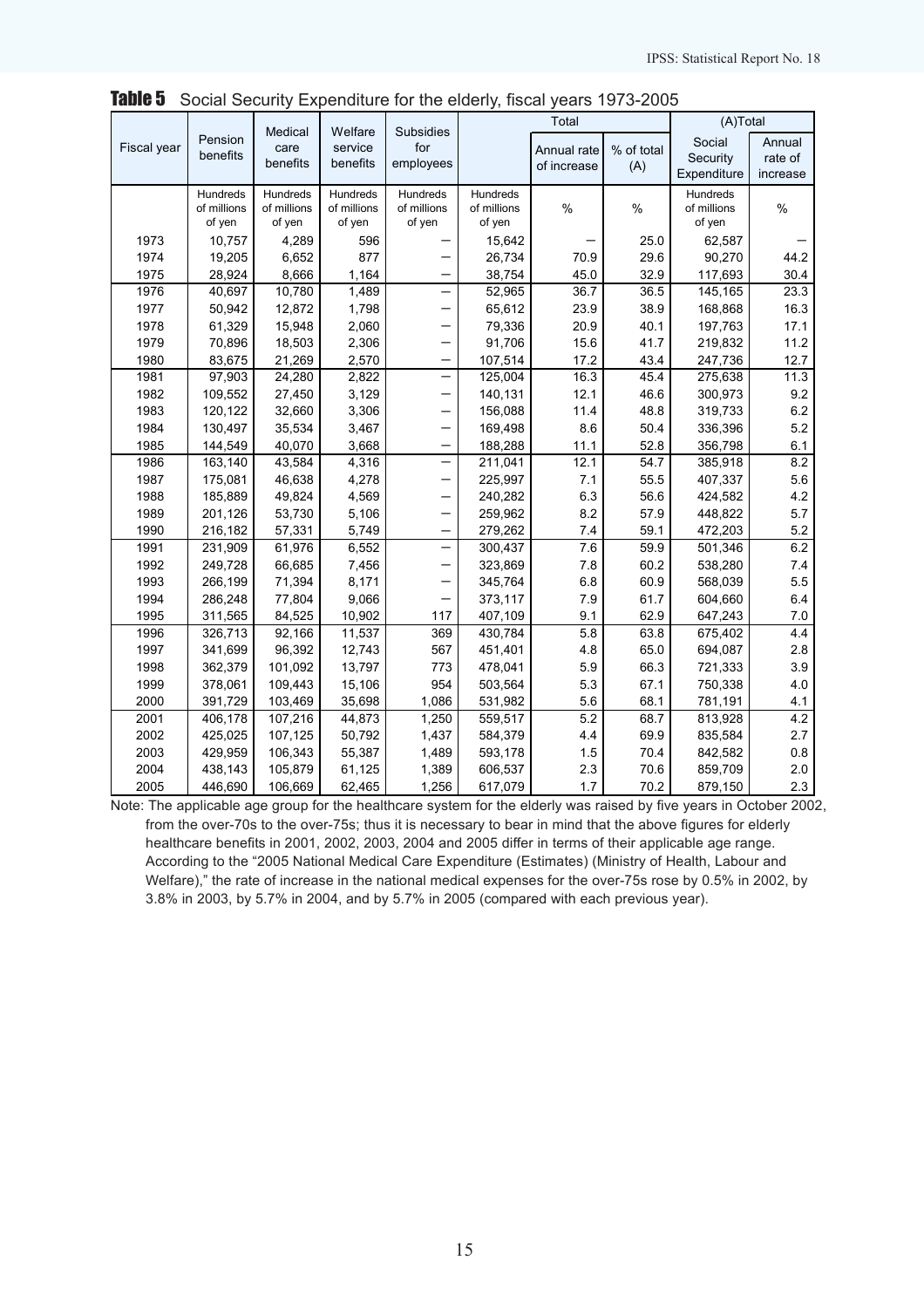**Table 5** Social Security Expenditure for the elderly, fiscal years 1973-2005

| Fiscal year | Pension benefits | Medical care benefits | Welfare service benefits | Subsidies for employees | Total | | | (A)Total | |
|---|---|---|---|---|---|---|---|---|---|
| | | | | | | Annual rate of increase | % of total (A) | Social Security Expenditure | Annual rate of increase |
| | Hundreds of millions of yen | Hundreds of millions of yen | Hundreds of millions of yen | Hundreds of millions of yen | Hundreds of millions of yen | % | % | Hundreds of millions of yen | % |
| 1973 | 10,757 | 4,289 | 596 | — | 15,642 | — | 25.0 | 62,587 | — |
| 1974 | 19,205 | 6,652 | 877 | — | 26,734 | 70.9 | 29.6 | 90,270 | 44.2 |
| 1975 | 28,924 | 8,666 | 1,164 | — | 38,754 | 45.0 | 32.9 | 117,693 | 30.4 |
| 1976 | 40,697 | 10,780 | 1,489 | — | 52,965 | 36.7 | 36.5 | 145,165 | 23.3 |
| 1977 | 50,942 | 12,872 | 1,798 | — | 65,612 | 23.9 | 38.9 | 168,868 | 16.3 |
| 1978 | 61,329 | 15,948 | 2,060 | — | 79,336 | 20.9 | 40.1 | 197,763 | 17.1 |
| 1979 | 70,896 | 18,503 | 2,306 | — | 91,706 | 15.6 | 41.7 | 219,832 | 11.2 |
| 1980 | 83,675 | 21,269 | 2,570 | — | 107,514 | 17.2 | 43.4 | 247,736 | 12.7 |
| 1981 | 97,903 | 24,280 | 2,822 | — | 125,004 | 16.3 | 45.4 | 275,638 | 11.3 |
| 1982 | 109,552 | 27,450 | 3,129 | — | 140,131 | 12.1 | 46.6 | 300,973 | 9.2 |
| 1983 | 120,122 | 32,660 | 3,306 | — | 156,088 | 11.4 | 48.8 | 319,733 | 6.2 |
| 1984 | 130,497 | 35,534 | 3,467 | — | 169,498 | 8.6 | 50.4 | 336,396 | 5.2 |
| 1985 | 144,549 | 40,070 | 3,668 | — | 188,288 | 11.1 | 52.8 | 356,798 | 6.1 |
| 1986 | 163,140 | 43,584 | 4,316 | — | 211,041 | 12.1 | 54.7 | 385,918 | 8.2 |
| 1987 | 175,081 | 46,638 | 4,278 | — | 225,997 | 7.1 | 55.5 | 407,337 | 5.6 |
| 1988 | 185,889 | 49,824 | 4,569 | — | 240,282 | 6.3 | 56.6 | 424,582 | 4.2 |
| 1989 | 201,126 | 53,730 | 5,106 | — | 259,962 | 8.2 | 57.9 | 448,822 | 5.7 |
| 1990 | 216,182 | 57,331 | 5,749 | — | 279,262 | 7.4 | 59.1 | 472,203 | 5.2 |
| 1991 | 231,909 | 61,976 | 6,552 | — | 300,437 | 7.6 | 59.9 | 501,346 | 6.2 |
| 1992 | 249,728 | 66,685 | 7,456 | — | 323,869 | 7.8 | 60.2 | 538,280 | 7.4 |
| 1993 | 266,199 | 71,394 | 8,171 | — | 345,764 | 6.8 | 60.9 | 568,039 | 5.5 |
| 1994 | 286,248 | 77,804 | 9,066 | — | 373,117 | 7.9 | 61.7 | 604,660 | 6.4 |
| 1995 | 311,565 | 84,525 | 10,902 | 117 | 407,109 | 9.1 | 62.9 | 647,243 | 7.0 |
| 1996 | 326,713 | 92,166 | 11,537 | 369 | 430,784 | 5.8 | 63.8 | 675,402 | 4.4 |
| 1997 | 341,699 | 96,392 | 12,743 | 567 | 451,401 | 4.8 | 65.0 | 694,087 | 2.8 |
| 1998 | 362,379 | 101,092 | 13,797 | 773 | 478,041 | 5.9 | 66.3 | 721,333 | 3.9 |
| 1999 | 378,061 | 109,443 | 15,106 | 954 | 503,564 | 5.3 | 67.1 | 750,338 | 4.0 |
| 2000 | 391,729 | 103,469 | 35,698 | 1,086 | 531,982 | 5.6 | 68.1 | 781,191 | 4.1 |
| 2001 | 406,178 | 107,216 | 44,873 | 1,250 | 559,517 | 5.2 | 68.7 | 813,928 | 4.2 |
| 2002 | 425,025 | 107,125 | 50,792 | 1,437 | 584,379 | 4.4 | 69.9 | 835,584 | 2.7 |
| 2003 | 429,959 | 106,343 | 55,387 | 1,489 | 593,178 | 1.5 | 70.4 | 842,582 | 0.8 |
| 2004 | 438,143 | 105,879 | 61,125 | 1,389 | 606,537 | 2.3 | 70.6 | 859,709 | 2.0 |
| 2005 | 446,690 | 106,669 | 62,465 | 1,256 | 617,079 | 1.7 | 70.2 | 879,150 | 2.3 |

Note: The applicable age group for the healthcare system for the elderly was raised by five years in October 2002, from the over-70s to the over-75s; thus it is necessary to bear in mind that the above figures for elderly healthcare benefits in 2001, 2002, 2003, 2004 and 2005 differ in terms of their applicable age range. According to the "2005 National Medical Care Expenditure (Estimates) (Ministry of Health, Labour and Welfare)," the rate of increase in the national medical expenses for the over-75s rose by 0.5% in 2002, by 3.8% in 2003, by 5.7% in 2004, and by 5.7% in 2005 (compared with each previous year).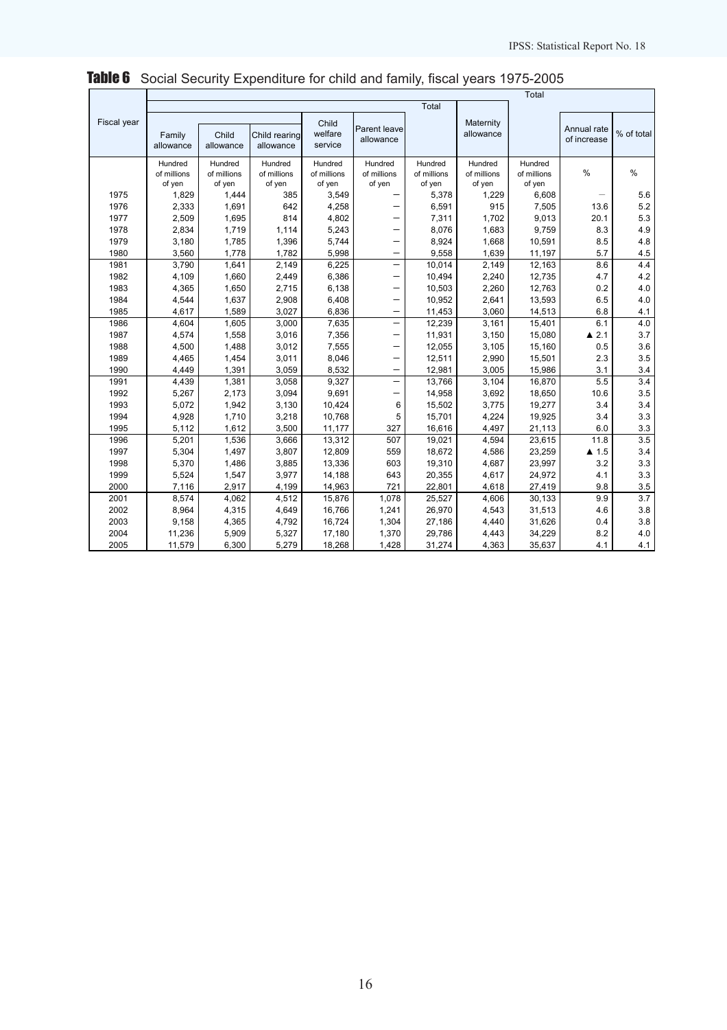**Table 6** Social Security Expenditure for child and family, fiscal years 1975-2005

| Fiscal year | Total | | | | | | | | | |
|---|---|---|---|---|---|---|---|---|---|---|
| | Total | | | | | | | | | |
| | Family allowance | Child allowance | Child rearing allowance | Child welfare service | Parent leave allowance | | Maternity allowance | | Annual rate of increase | % of total |
| | Hundred of millions of yen | Hundred of millions of yen | Hundred of millions of yen | Hundred of millions of yen | Hundred of millions of yen | Hundred of millions of yen | Hundred of millions of yen | Hundred of millions of yen | % | % |
| 1975 | 1,829 | 1,444 | 385 | 3,549 | – | 5,378 | 1,229 | 6,608 | – | 5.6 |
| 1976 | 2,333 | 1,691 | 642 | 4,258 | – | 6,591 | 915 | 7,505 | 13.6 | 5.2 |
| 1977 | 2,509 | 1,695 | 814 | 4,802 | – | 7,311 | 1,702 | 9,013 | 20.1 | 5.3 |
| 1978 | 2,834 | 1,719 | 1,114 | 5,243 | – | 8,076 | 1,683 | 9,759 | 8.3 | 4.9 |
| 1979 | 3,180 | 1,785 | 1,396 | 5,744 | – | 8,924 | 1,668 | 10,591 | 8.5 | 4.8 |
| 1980 | 3,560 | 1,778 | 1,782 | 5,998 | – | 9,558 | 1,639 | 11,197 | 5.7 | 4.5 |
| 1981 | 3,790 | 1,641 | 2,149 | 6,225 | – | 10,014 | 2,149 | 12,163 | 8.6 | 4.4 |
| 1982 | 4,109 | 1,660 | 2,449 | 6,386 | – | 10,494 | 2,240 | 12,735 | 4.7 | 4.2 |
| 1983 | 4,365 | 1,650 | 2,715 | 6,138 | – | 10,503 | 2,260 | 12,763 | 0.2 | 4.0 |
| 1984 | 4,544 | 1,637 | 2,908 | 6,408 | – | 10,952 | 2,641 | 13,593 | 6.5 | 4.0 |
| 1985 | 4,617 | 1,589 | 3,027 | 6,836 | – | 11,453 | 3,060 | 14,513 | 6.8 | 4.1 |
| 1986 | 4,604 | 1,605 | 3,000 | 7,635 | – | 12,239 | 3,161 | 15,401 | 6.1 | 4.0 |
| 1987 | 4,574 | 1,558 | 3,016 | 7,356 | – | 11,931 | 3,150 | 15,080 | ▲ 2.1 | 3.7 |
| 1988 | 4,500 | 1,488 | 3,012 | 7,555 | – | 12,055 | 3,105 | 15,160 | 0.5 | 3.6 |
| 1989 | 4,465 | 1,454 | 3,011 | 8,046 | – | 12,511 | 2,990 | 15,501 | 2.3 | 3.5 |
| 1990 | 4,449 | 1,391 | 3,059 | 8,532 | – | 12,981 | 3,005 | 15,986 | 3.1 | 3.4 |
| 1991 | 4,439 | 1,381 | 3,058 | 9,327 | – | 13,766 | 3,104 | 16,870 | 5.5 | 3.4 |
| 1992 | 5,267 | 2,173 | 3,094 | 9,691 | – | 14,958 | 3,692 | 18,650 | 10.6 | 3.5 |
| 1993 | 5,072 | 1,942 | 3,130 | 10,424 | 6 | 15,502 | 3,775 | 19,277 | 3.4 | 3.4 |
| 1994 | 4,928 | 1,710 | 3,218 | 10,768 | 5 | 15,701 | 4,224 | 19,925 | 3.4 | 3.3 |
| 1995 | 5,112 | 1,612 | 3,500 | 11,177 | 327 | 16,616 | 4,497 | 21,113 | 6.0 | 3.3 |
| 1996 | 5,201 | 1,536 | 3,666 | 13,312 | 507 | 19,021 | 4,594 | 23,615 | 11.8 | 3.5 |
| 1997 | 5,304 | 1,497 | 3,807 | 12,809 | 559 | 18,672 | 4,586 | 23,259 | ▲ 1.5 | 3.4 |
| 1998 | 5,370 | 1,486 | 3,885 | 13,336 | 603 | 19,310 | 4,687 | 23,997 | 3.2 | 3.3 |
| 1999 | 5,524 | 1,547 | 3,977 | 14,188 | 643 | 20,355 | 4,617 | 24,972 | 4.1 | 3.3 |
| 2000 | 7,116 | 2,917 | 4,199 | 14,963 | 721 | 22,801 | 4,618 | 27,419 | 9.8 | 3.5 |
| 2001 | 8,574 | 4,062 | 4,512 | 15,876 | 1,078 | 25,527 | 4,606 | 30,133 | 9.9 | 3.7 |
| 2002 | 8,964 | 4,315 | 4,649 | 16,766 | 1,241 | 26,970 | 4,543 | 31,513 | 4.6 | 3.8 |
| 2003 | 9,158 | 4,365 | 4,792 | 16,724 | 1,304 | 27,186 | 4,440 | 31,626 | 0.4 | 3.8 |
| 2004 | 11,236 | 5,909 | 5,327 | 17,180 | 1,370 | 29,786 | 4,443 | 34,229 | 8.2 | 4.0 |
| 2005 | 11,579 | 6,300 | 5,279 | 18,268 | 1,428 | 31,274 | 4,363 | 35,637 | 4.1 | 4.1 |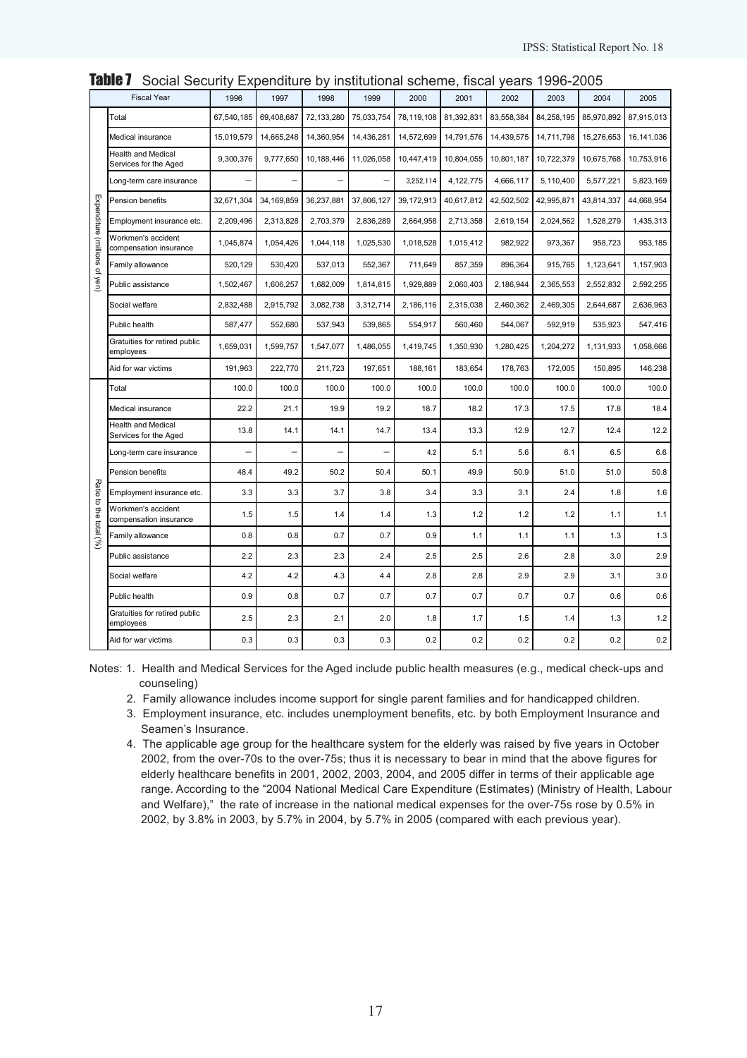## Table 7 Social Security Expenditure by institutional scheme, fiscal years 1996-2005

| | Fiscal Year | 1996 | 1997 | 1998 | 1999 | 2000 | 2001 | 2002 | 2003 | 2004 | 2005 |
|---|---|---|---|---|---|---|---|---|---|---|---|
| Expenditure (millions of yen) | Total | 67,540,185 | 69,408,687 | 72,133,280 | 75,033,754 | 78,119,108 | 81,392,831 | 83,558,384 | 84,258,195 | 85,970,892 | 87,915,013 |
| | Medical insurance | 15,019,579 | 14,665,248 | 14,360,954 | 14,436,281 | 14,572,699 | 14,791,576 | 14,439,575 | 14,711,798 | 15,276,653 | 16,141,036 |
| | Health and Medical Services for the Aged | 9,300,376 | 9,777,650 | 10,188,446 | 11,026,058 | 10,447,419 | 10,804,055 | 10,801,187 | 10,722,379 | 10,675,768 | 10,753,916 |
| | Long-term care insurance | – | – | – | – | 3,252,114 | 4,122,775 | 4,666,117 | 5,110,400 | 5,577,221 | 5,823,169 |
| | Pension benefits | 32,671,304 | 34,169,859 | 36,237,881 | 37,806,127 | 39,172,913 | 40,617,812 | 42,502,502 | 42,995,871 | 43,814,337 | 44,668,954 |
| | Employment insurance etc. | 2,209,496 | 2,313,828 | 2,703,379 | 2,836,289 | 2,664,958 | 2,713,358 | 2,619,154 | 2,024,562 | 1,528,279 | 1,435,313 |
| | Workmen's accident compensation insurance | 1,045,874 | 1,054,426 | 1,044,118 | 1,025,530 | 1,018,528 | 1,015,412 | 982,922 | 973,367 | 958,723 | 953,185 |
| | Family allowance | 520,129 | 530,420 | 537,013 | 552,367 | 711,649 | 857,359 | 896,364 | 915,765 | 1,123,641 | 1,157,903 |
| | Public assistance | 1,502,467 | 1,606,257 | 1,682,009 | 1,814,815 | 1,929,889 | 2,060,403 | 2,186,944 | 2,365,553 | 2,552,832 | 2,592,255 |
| | Social welfare | 2,832,488 | 2,915,792 | 3,082,738 | 3,312,714 | 2,186,116 | 2,315,038 | 2,460,362 | 2,469,305 | 2,644,687 | 2,636,963 |
| | Public health | 587,477 | 552,680 | 537,943 | 539,865 | 554,917 | 560,460 | 544,067 | 592,919 | 535,923 | 547,416 |
| | Gratuities for retired public employees | 1,659,031 | 1,599,757 | 1,547,077 | 1,486,055 | 1,419,745 | 1,350,930 | 1,280,425 | 1,204,272 | 1,131,933 | 1,058,666 |
| | Aid for war victims | 191,963 | 222,770 | 211,723 | 197,651 | 188,161 | 183,654 | 178,763 | 172,005 | 150,895 | 146,238 |
| Ratio to the total (%) | Total | 100.0 | 100.0 | 100.0 | 100.0 | 100.0 | 100.0 | 100.0 | 100.0 | 100.0 | 100.0 |
| | Medical insurance | 22.2 | 21.1 | 19.9 | 19.2 | 18.7 | 18.2 | 17.3 | 17.5 | 17.8 | 18.4 |
| | Health and Medical Services for the Aged | 13.8 | 14.1 | 14.1 | 14.7 | 13.4 | 13.3 | 12.9 | 12.7 | 12.4 | 12.2 |
| | Long-term care insurance | – | – | – | – | 4.2 | 5.1 | 5.6 | 6.1 | 6.5 | 6.6 |
| | Pension benefits | 48.4 | 49.2 | 50.2 | 50.4 | 50.1 | 49.9 | 50.9 | 51.0 | 51.0 | 50.8 |
| | Employment insurance etc. | 3.3 | 3.3 | 3.7 | 3.8 | 3.4 | 3.3 | 3.1 | 2.4 | 1.8 | 1.6 |
| | Workmen's accident compensation insurance | 1.5 | 1.5 | 1.4 | 1.4 | 1.3 | 1.2 | 1.2 | 1.2 | 1.1 | 1.1 |
| | Family allowance | 0.8 | 0.8 | 0.7 | 0.7 | 0.9 | 1.1 | 1.1 | 1.1 | 1.3 | 1.3 |
| | Public assistance | 2.2 | 2.3 | 2.3 | 2.4 | 2.5 | 2.5 | 2.6 | 2.8 | 3.0 | 2.9 |
| | Social welfare | 4.2 | 4.2 | 4.3 | 4.4 | 2.8 | 2.8 | 2.9 | 2.9 | 3.1 | 3.0 |
| | Public health | 0.9 | 0.8 | 0.7 | 0.7 | 0.7 | 0.7 | 0.7 | 0.7 | 0.6 | 0.6 |
| | Gratuities for retired public employees | 2.5 | 2.3 | 2.1 | 2.0 | 1.8 | 1.7 | 1.5 | 1.4 | 1.3 | 1.2 |
| | Aid for war victims | 0.3 | 0.3 | 0.3 | 0.3 | 0.2 | 0.2 | 0.2 | 0.2 | 0.2 | 0.2 |

Notes: 1. Health and Medical Services for the Aged include public health measures (e.g., medical check-ups and counseling)

2. Family allowance includes income support for single parent families and for handicapped children.

3. Employment insurance, etc. includes unemployment benefits, etc. by both Employment Insurance and Seamen's Insurance.

4. The applicable age group for the healthcare system for the elderly was raised by five years in October 2002, from the over-70s to the over-75s; thus it is necessary to bear in mind that the above figures for elderly healthcare benefits in 2001, 2002, 2003, 2004, and 2005 differ in terms of their applicable age range. According to the "2004 National Medical Care Expenditure (Estimates) (Ministry of Health, Labour and Welfare)," the rate of increase in the national medical expenses for the over-75s rose by 0.5% in 2002, by 3.8% in 2003, by 5.7% in 2004, by 5.7% in 2005 (compared with each previous year).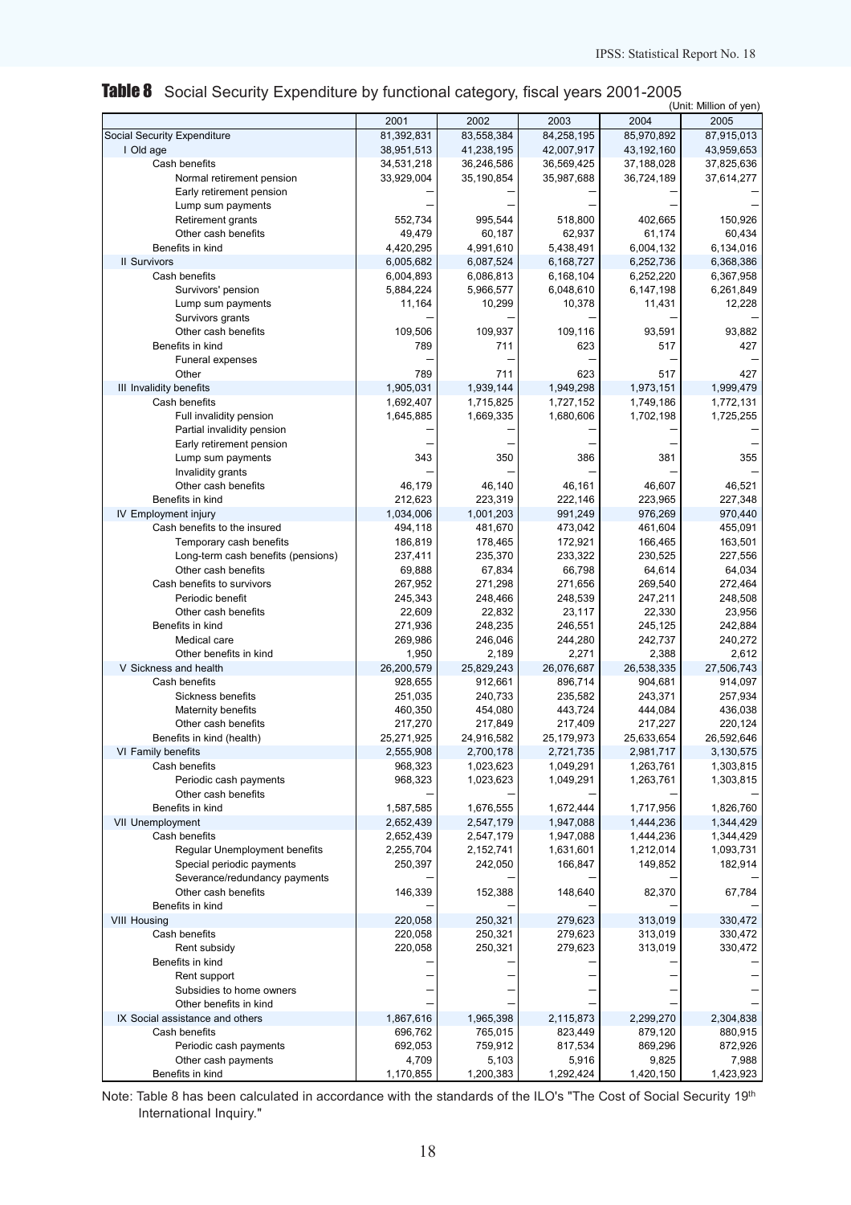## Table 8 Social Security Expenditure by functional category, fiscal years 2001-2005

(Unit: Million of yen)

| | 2001 | 2002 | 2003 | 2004 | 2005 |
|---|---|---|---|---|---|
| Social Security Expenditure | 81,392,831 | 83,558,384 | 84,258,195 | 85,970,892 | 87,915,013 |
| I Old age | 38,951,513 | 41,238,195 | 42,007,917 | 43,192,160 | 43,959,653 |
| Cash benefits | 34,531,218 | 36,246,586 | 36,569,425 | 37,188,028 | 37,825,636 |
| Normal retirement pension | 33,929,004 | 35,190,854 | 35,987,688 | 36,724,189 | 37,614,277 |
| Early retirement pension | – | – | – | – | – |
| Lump sum payments | – | – | – | – | – |
| Retirement grants | 552,734 | 995,544 | 518,800 | 402,665 | 150,926 |
| Other cash benefits | 49,479 | 60,187 | 62,937 | 61,174 | 60,434 |
| Benefits in kind | 4,420,295 | 4,991,610 | 5,438,491 | 6,004,132 | 6,134,016 |
| II Survivors | 6,005,682 | 6,087,524 | 6,168,727 | 6,252,736 | 6,368,386 |
| Cash benefits | 6,004,893 | 6,086,813 | 6,168,104 | 6,252,220 | 6,367,958 |
| Survivors' pension | 5,884,224 | 5,966,577 | 6,048,610 | 6,147,198 | 6,261,849 |
| Lump sum payments | 11,164 | 10,299 | 10,378 | 11,431 | 12,228 |
| Survivors grants | – | – | – | – | – |
| Other cash benefits | 109,506 | 109,937 | 109,116 | 93,591 | 93,882 |
| Benefits in kind | 789 | 711 | 623 | 517 | 427 |
| Funeral expenses | – | – | – | – | – |
| Other | 789 | 711 | 623 | 517 | 427 |
| III Invalidity benefits | 1,905,031 | 1,939,144 | 1,949,298 | 1,973,151 | 1,999,479 |
| Cash benefits | 1,692,407 | 1,715,825 | 1,727,152 | 1,749,186 | 1,772,131 |
| Full invalidity pension | 1,645,885 | 1,669,335 | 1,680,606 | 1,702,198 | 1,725,255 |
| Partial invalidity pension | – | – | – | – | – |
| Early retirement pension | – | – | – | – | – |
| Lump sum payments | 343 | 350 | 386 | 381 | 355 |
| Invalidity grants | – | – | – | – | – |
| Other cash benefits | 46,179 | 46,140 | 46,161 | 46,607 | 46,521 |
| Benefits in kind | 212,623 | 223,319 | 222,146 | 223,965 | 227,348 |
| IV Employment injury | 1,034,006 | 1,001,203 | 991,249 | 976,269 | 970,440 |
| Cash benefits to the insured | 494,118 | 481,670 | 473,042 | 461,604 | 455,091 |
| Temporary cash benefits | 186,819 | 178,465 | 172,921 | 166,465 | 163,501 |
| Long-term cash benefits (pensions) | 237,411 | 235,370 | 233,322 | 230,525 | 227,556 |
| Other cash benefits | 69,888 | 67,834 | 66,798 | 64,614 | 64,034 |
| Cash benefits to survivors | 267,952 | 271,298 | 271,656 | 269,540 | 272,464 |
| Periodic benefit | 245,343 | 248,466 | 248,539 | 247,211 | 248,508 |
| Other cash benefits | 22,609 | 22,832 | 23,117 | 22,330 | 23,956 |
| Benefits in kind | 271,936 | 248,235 | 246,551 | 245,125 | 242,884 |
| Medical care | 269,986 | 246,046 | 244,280 | 242,737 | 240,272 |
| Other benefits in kind | 1,950 | 2,189 | 2,271 | 2,388 | 2,612 |
| V Sickness and health | 26,200,579 | 25,829,243 | 26,076,687 | 26,538,335 | 27,506,743 |
| Cash benefits | 928,655 | 912,661 | 896,714 | 904,681 | 914,097 |
| Sickness benefits | 251,035 | 240,733 | 235,582 | 243,371 | 257,934 |
| Maternity benefits | 460,350 | 454,080 | 443,724 | 444,084 | 436,038 |
| Other cash benefits | 217,270 | 217,849 | 217,409 | 217,227 | 220,124 |
| Benefits in kind (health) | 25,271,925 | 24,916,582 | 25,179,973 | 25,633,654 | 26,592,646 |
| VI Family benefits | 2,555,908 | 2,700,178 | 2,721,735 | 2,981,717 | 3,130,575 |
| Cash benefits | 968,323 | 1,023,623 | 1,049,291 | 1,263,761 | 1,303,815 |
| Periodic cash payments | 968,323 | 1,023,623 | 1,049,291 | 1,263,761 | 1,303,815 |
| Other cash benefits | – | – | – | – | – |
| Benefits in kind | 1,587,585 | 1,676,555 | 1,672,444 | 1,717,956 | 1,826,760 |
| VII Unemployment | 2,652,439 | 2,547,179 | 1,947,088 | 1,444,236 | 1,344,429 |
| Cash benefits | 2,652,439 | 2,547,179 | 1,947,088 | 1,444,236 | 1,344,429 |
| Regular Unemployment benefits | 2,255,704 | 2,152,741 | 1,631,601 | 1,212,014 | 1,093,731 |
| Special periodic payments | 250,397 | 242,050 | 166,847 | 149,852 | 182,914 |
| Severance/redundancy payments | – | – | – | – | – |
| Other cash benefits | 146,339 | 152,388 | 148,640 | 82,370 | 67,784 |
| Benefits in kind | – | – | – | – | – |
| VIII Housing | 220,058 | 250,321 | 279,623 | 313,019 | 330,472 |
| Cash benefits | 220,058 | 250,321 | 279,623 | 313,019 | 330,472 |
| Rent subsidy | 220,058 | 250,321 | 279,623 | 313,019 | 330,472 |
| Benefits in kind | – | – | – | – | – |
| Rent support | – | – | – | – | – |
| Subsidies to home owners | – | – | – | – | – |
| Other benefits in kind | – | – | – | – | – |
| IX Social assistance and others | 1,867,616 | 1,965,398 | 2,115,873 | 2,299,270 | 2,304,838 |
| Cash benefits | 696,762 | 765,015 | 823,449 | 879,120 | 880,915 |
| Periodic cash payments | 692,053 | 759,912 | 817,534 | 869,296 | 872,926 |
| Other cash payments | 4,709 | 5,103 | 5,916 | 9,825 | 7,988 |
| Benefits in kind | 1,170,855 | 1,200,383 | 1,292,424 | 1,420,150 | 1,423,923 |

Note: Table 8 has been calculated in accordance with the standards of the ILO's "The Cost of Social Security 19th International Inquiry."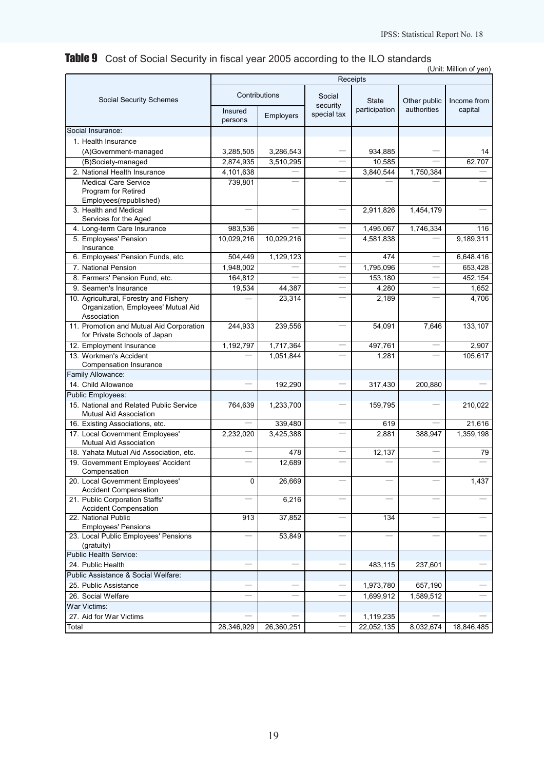## Table 9 Cost of Social Security in fiscal year 2005 according to the ILO standards

(Unit: Million of yen)

| Social Security Schemes | Receipts | | | | | |
|---|---|---|---|---|---|---|
| | Contributions | | Social security special tax | State participation | Other public authorities | Income from capital |
| | Insured persons | Employers | | | | |
| Social Insurance: | | | | | | |
| 1. Health Insurance | | | | | | |
| (A)Government-managed | 3,285,505 | 3,286,543 | — | 934,885 | — | 14 |
| (B)Society-managed | 2,874,935 | 3,510,295 | — | 10,585 | — | 62,707 |
| 2. National Health Insurance | 4,101,638 | — | — | 3,840,544 | 1,750,384 | — |
| Medical Care Service Program for Retired Employees(republished) | 739,801 | — | — | — | — | — |
| 3. Health and Medical Services for the Aged | — | — | — | 2,911,826 | 1,454,179 | — |
| 4. Long-term Care Insurance | 983,536 | — | — | 1,495,067 | 1,746,334 | 116 |
| 5. Employees' Pension Insurance | 10,029,216 | 10,029,216 | — | 4,581,838 | — | 9,189,311 |
| 6. Employees' Pension Funds, etc. | 504,449 | 1,129,123 | — | 474 | — | 6,648,416 |
| 7. National Pension | 1,948,002 | — | — | 1,795,096 | — | 653,428 |
| 8. Farmers' Pension Fund, etc. | 164,812 | — | — | 153,180 | — | 452,154 |
| 9. Seamen's Insurance | 19,534 | 44,387 | — | 4,280 | — | 1,652 |
| 10. Agricultural, Forestry and Fishery Organization, Employees' Mutual Aid Association | — | 23,314 | — | 2,189 | — | 4,706 |
| 11. Promotion and Mutual Aid Corporation for Private Schools of Japan | 244,933 | 239,556 | — | 54,091 | 7,646 | 133,107 |
| 12. Employment Insurance | 1,192,797 | 1,717,364 | — | 497,761 | — | 2,907 |
| 13. Workmen's Accident Compensation Insurance | — | 1,051,844 | — | 1,281 | — | 105,617 |
| Family Allowance: | | | | | | |
| 14. Child Allowance | — | 192,290 | — | 317,430 | 200,880 | — |
| Public Employees: | | | | | | |
| 15. National and Related Public Service Mutual Aid Association | 764,639 | 1,233,700 | — | 159,795 | — | 210,022 |
| 16. Existing Associations, etc. | — | 339,480 | — | 619 | — | 21,616 |
| 17. Local Government Employees' Mutual Aid Association | 2,232,020 | 3,425,388 | — | 2,881 | 388,947 | 1,359,198 |
| 18. Yahata Mutual Aid Association, etc. | — | 478 | — | 12,137 | — | 79 |
| 19. Government Employees' Accident Compensation | — | 12,689 | — | — | — | — |
| 20. Local Government Employees' Accident Compensation | 0 | 26,669 | — | — | — | 1,437 |
| 21. Public Corporation Staffs' Accident Compensation | — | 6,216 | — | — | — | — |
| 22. National Public Employees' Pensions | 913 | 37,852 | — | 134 | — | — |
| 23. Local Public Employees' Pensions (gratuity) | — | 53,849 | — | — | — | — |
| Public Health Service: | | | | | | |
| 24. Public Health | — | — | — | 483,115 | 237,601 | — |
| Public Assistance & Social Welfare: | | | | | | |
| 25. Public Assistance | — | — | — | 1,973,780 | 657,190 | — |
| 26. Social Welfare | — | — | — | 1,699,912 | 1,589,512 | — |
| War Victims: | | | | | | |
| 27. Aid for War Victims | — | — | — | 1,119,235 | — | — |
| Total | 28,346,929 | 26,360,251 | — | 22,052,135 | 8,032,674 | 18,846,485 |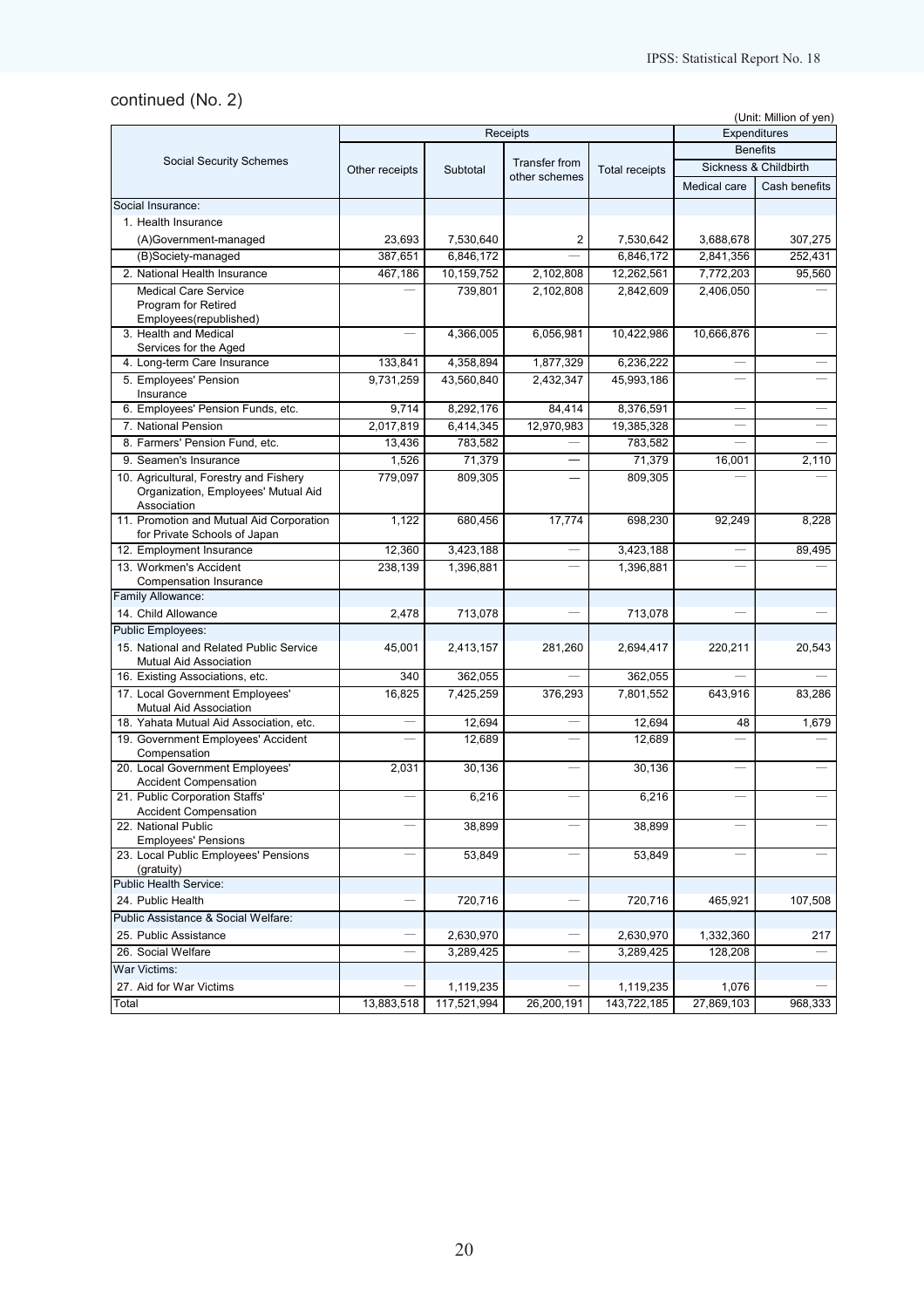continued (No. 2)

(Unit: Million of yen)

| Social Security Schemes | Receipts | | | | Expenditures | |
|---|---|---|---|---|---|---|
| | | | | | Benefits | |
| | | | | | Sickness & Childbirth | |
| | Other receipts | Subtotal | Transfer from other schemes | Total receipts | Medical care | Cash benefits |
| Social Insurance: | | | | | | |
| 1. Health Insurance | | | | | | |
| (A)Government-managed | 23,693 | 7,530,640 | 2 | 7,530,642 | 3,688,678 | 307,275 |
| (B)Society-managed | 387,651 | 6,846,172 | — | 6,846,172 | 2,841,356 | 252,431 |
| 2. National Health Insurance | 467,186 | 10,159,752 | 2,102,808 | 12,262,561 | 7,772,203 | 95,560 |
| Medical Care Service Program for Retired Employees(republished) | — | 739,801 | 2,102,808 | 2,842,609 | 2,406,050 | — |
| 3. Health and Medical Services for the Aged | — | 4,366,005 | 6,056,981 | 10,422,986 | 10,666,876 | — |
| 4. Long-term Care Insurance | 133,841 | 4,358,894 | 1,877,329 | 6,236,222 | — | — |
| 5. Employees' Pension Insurance | 9,731,259 | 43,560,840 | 2,432,347 | 45,993,186 | — | — |
| 6. Employees' Pension Funds, etc. | 9,714 | 8,292,176 | 84,414 | 8,376,591 | — | — |
| 7. National Pension | 2,017,819 | 6,414,345 | 12,970,983 | 19,385,328 | — | — |
| 8. Farmers' Pension Fund, etc. | 13,436 | 783,582 | — | 783,582 | — | — |
| 9. Seamen's Insurance | 1,526 | 71,379 | — | 71,379 | 16,001 | 2,110 |
| 10. Agricultural, Forestry and Fishery Organization, Employees' Mutual Aid Association | 779,097 | 809,305 | — | 809,305 | — | — |
| 11. Promotion and Mutual Aid Corporation for Private Schools of Japan | 1,122 | 680,456 | 17,774 | 698,230 | 92,249 | 8,228 |
| 12. Employment Insurance | 12,360 | 3,423,188 | — | 3,423,188 | — | 89,495 |
| 13. Workmen's Accident Compensation Insurance | 238,139 | 1,396,881 | — | 1,396,881 | — | — |
| Family Allowance: | | | | | | |
| 14. Child Allowance | 2,478 | 713,078 | — | 713,078 | — | — |
| Public Employees: | | | | | | |
| 15. National and Related Public Service Mutual Aid Association | 45,001 | 2,413,157 | 281,260 | 2,694,417 | 220,211 | 20,543 |
| 16. Existing Associations, etc. | 340 | 362,055 | — | 362,055 | — | — |
| 17. Local Government Employees' Mutual Aid Association | 16,825 | 7,425,259 | 376,293 | 7,801,552 | 643,916 | 83,286 |
| 18. Yahata Mutual Aid Association, etc. | — | 12,694 | — | 12,694 | 48 | 1,679 |
| 19. Government Employees' Accident Compensation | — | 12,689 | — | 12,689 | — | — |
| 20. Local Government Employees' Accident Compensation | 2,031 | 30,136 | — | 30,136 | — | — |
| 21. Public Corporation Staffs' Accident Compensation | — | 6,216 | — | 6,216 | — | — |
| 22. National Public Employees' Pensions | — | 38,899 | — | 38,899 | — | — |
| 23. Local Public Employees' Pensions (gratuity) | — | 53,849 | — | 53,849 | — | — |
| Public Health Service: | | | | | | |
| 24. Public Health | — | 720,716 | — | 720,716 | 465,921 | 107,508 |
| Public Assistance & Social Welfare: | | | | | | |
| 25. Public Assistance | — | 2,630,970 | — | 2,630,970 | 1,332,360 | 217 |
| 26. Social Welfare | — | 3,289,425 | — | 3,289,425 | 128,208 | — |
| War Victims: | | | | | | |
| 27. Aid for War Victims | — | 1,119,235 | — | 1,119,235 | 1,076 | — |
| Total | 13,883,518 | 117,521,994 | 26,200,191 | 143,722,185 | 27,869,103 | 968,333 |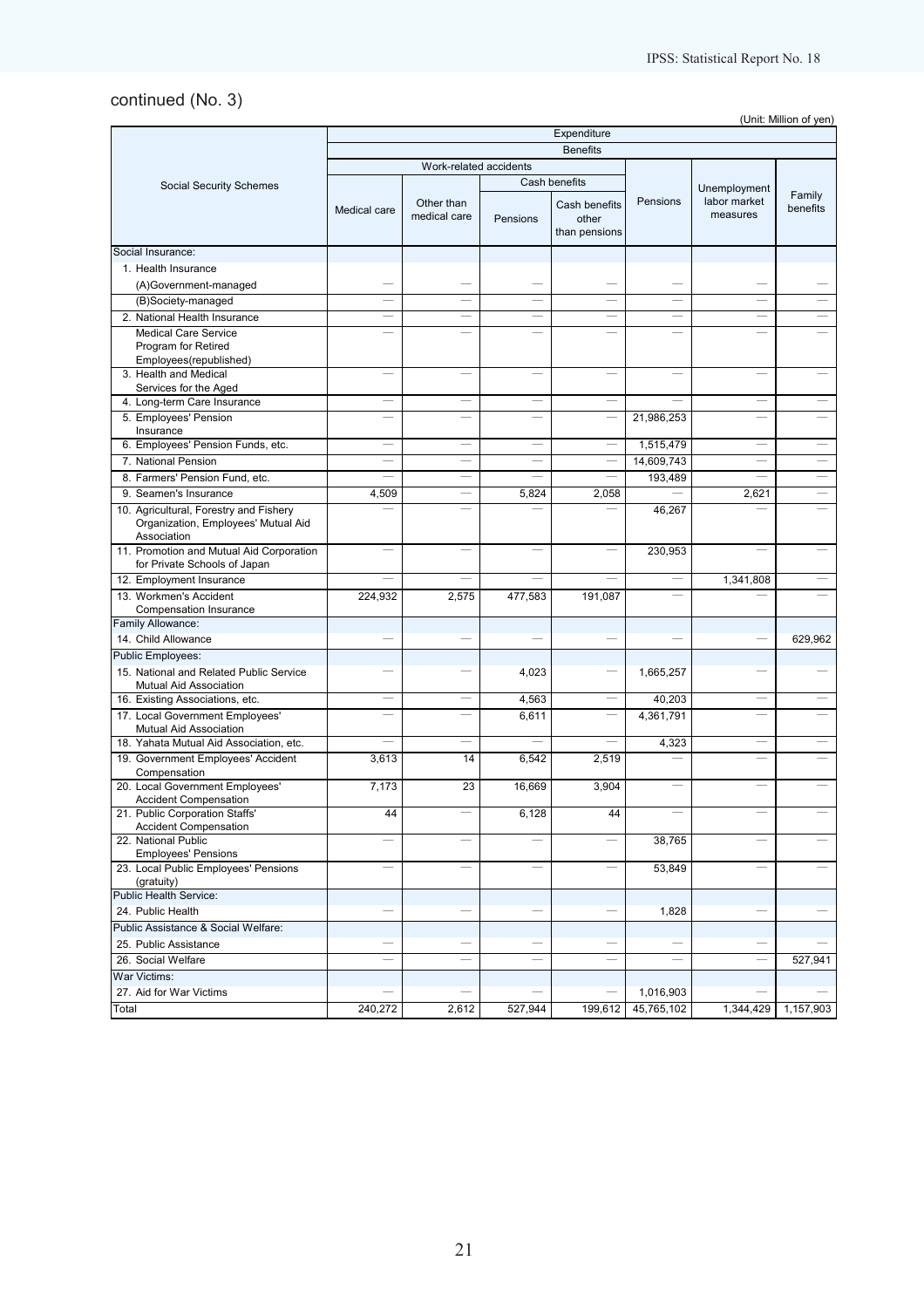continued (No. 3)

(Unit: Million of yen)

| Social Security Schemes | Expenditure | | | | | | |
|---|---|---|---|---|---|---|---|
| | Benefits | | | | | | |
| | Work-related accidents | | | | Pensions | Unemployment labor market measures | Family benefits |
| | Medical care | Other than medical care | Cash benefits | | | | |
| | | | Pensions | Cash benefits other than pensions | | | |
| Social Insurance: | | | | | | | |
| 1. Health Insurance | | | | | | | |
| (A)Government-managed | — | — | — | — | — | — | — |
| (B)Society-managed | — | — | — | — | — | — | — |
| 2. National Health Insurance | — | — | — | — | — | — | — |
| Medical Care Service Program for Retired Employees(republished) | — | — | — | — | — | — | — |
| 3. Health and Medical Services for the Aged | — | — | — | — | — | — | — |
| 4. Long-term Care Insurance | — | — | — | — | — | — | — |
| 5. Employees' Pension Insurance | — | — | — | — | 21,986,253 | — | — |
| 6. Employees' Pension Funds, etc. | — | — | — | — | 1,515,479 | — | — |
| 7. National Pension | — | — | — | — | 14,609,743 | — | — |
| 8. Farmers' Pension Fund, etc. | — | — | — | — | 193,489 | — | — |
| 9. Seamen's Insurance | 4,509 | — | 5,824 | 2,058 | — | 2,621 | — |
| 10. Agricultural, Forestry and Fishery Organization, Employees' Mutual Aid Association | — | — | — | — | 46,267 | — | — |
| 11. Promotion and Mutual Aid Corporation for Private Schools of Japan | — | — | — | — | 230,953 | — | — |
| 12. Employment Insurance | — | — | — | — | — | 1,341,808 | — |
| 13. Workmen's Accident Compensation Insurance | 224,932 | 2,575 | 477,583 | 191,087 | — | — | — |
| Family Allowance: | | | | | | | |
| 14. Child Allowance | — | — | — | — | — | — | 629,962 |
| Public Employees: | | | | | | | |
| 15. National and Related Public Service Mutual Aid Association | — | — | 4,023 | — | 1,665,257 | — | — |
| 16. Existing Associations, etc. | — | — | 4,563 | — | 40,203 | — | — |
| 17. Local Government Employees' Mutual Aid Association | — | — | 6,611 | — | 4,361,791 | — | — |
| 18. Yahata Mutual Aid Association, etc. | — | — | — | — | 4,323 | — | — |
| 19. Government Employees' Accident Compensation | 3,613 | 14 | 6,542 | 2,519 | — | — | — |
| 20. Local Government Employees' Accident Compensation | 7,173 | 23 | 16,669 | 3,904 | — | — | — |
| 21. Public Corporation Staffs' Accident Compensation | 44 | — | 6,128 | 44 | — | — | — |
| 22. National Public Employees' Pensions | — | — | — | — | 38,765 | — | — |
| 23. Local Public Employees' Pensions (gratuity) | — | — | — | — | 53,849 | — | — |
| Public Health Service: | | | | | | | |
| 24. Public Health | — | — | — | — | 1,828 | — | — |
| Public Assistance & Social Welfare: | | | | | | | |
| 25. Public Assistance | — | — | — | — | — | — | — |
| 26. Social Welfare | — | — | — | — | — | — | 527,941 |
| War Victims: | | | | | | | |
| 27. Aid for War Victims | — | — | — | — | 1,016,903 | — | — |
| Total | 240,272 | 2,612 | 527,944 | 199,612 | 45,765,102 | 1,344,429 | 1,157,903 |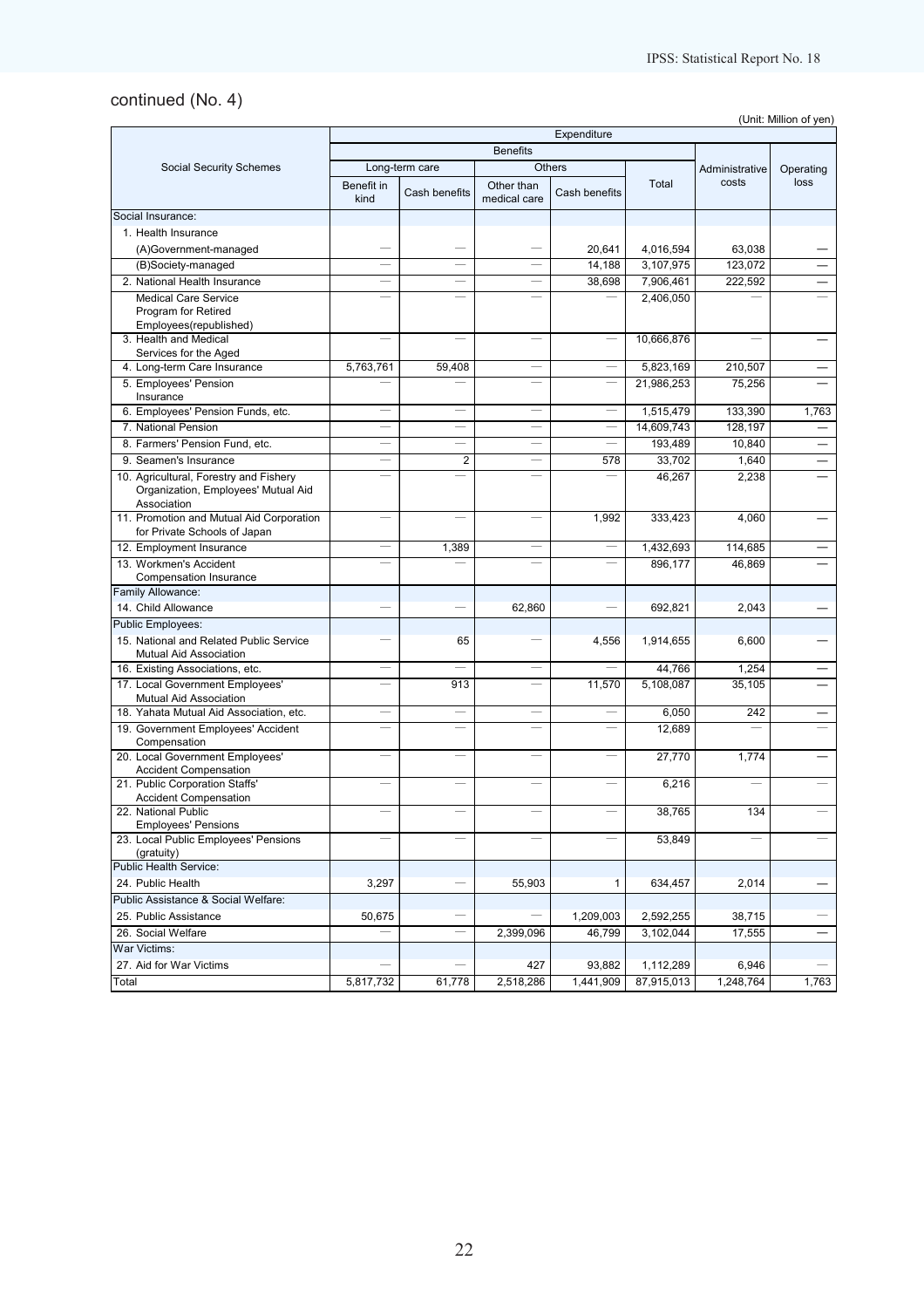## continued (No. 4)

(Unit: Million of yen)

| Social Security Schemes | Expenditure | | | | | | |
|---|---|---|---|---|---|---|---|
| | Benefits | | | | | Administrative costs | Operating loss |
| | Long-term care | | Others | | Total | | |
| | Benefit in kind | Cash benefits | Other than medical care | Cash benefits | | | |
| Social Insurance: | | | | | | | |
| 1. Health Insurance | | | | | | | |
| (A)Government-managed | — | — | — | 20,641 | 4,016,594 | 63,038 | — |
| (B)Society-managed | — | — | — | 14,188 | 3,107,975 | 123,072 | — |
| 2. National Health Insurance | — | — | — | 38,698 | 7,906,461 | 222,592 | — |
| Medical Care Service Program for Retired Employees(republished) | — | — | — | — | 2,406,050 | — | — |
| 3. Health and Medical Services for the Aged | — | — | — | — | 10,666,876 | — | — |
| 4. Long-term Care Insurance | 5,763,761 | 59,408 | — | — | 5,823,169 | 210,507 | — |
| 5. Employees' Pension Insurance | — | — | — | — | 21,986,253 | 75,256 | — |
| 6. Employees' Pension Funds, etc. | — | — | — | — | 1,515,479 | 133,390 | 1,763 |
| 7. National Pension | — | — | — | — | 14,609,743 | 128,197 | — |
| 8. Farmers' Pension Fund, etc. | — | — | — | — | 193,489 | 10,840 | — |
| 9. Seamen's Insurance | — | 2 | — | 578 | 33,702 | 1,640 | — |
| 10. Agricultural, Forestry and Fishery Organization, Employees' Mutual Aid Association | — | — | — | — | 46,267 | 2,238 | — |
| 11. Promotion and Mutual Aid Corporation for Private Schools of Japan | — | — | — | 1,992 | 333,423 | 4,060 | — |
| 12. Employment Insurance | — | 1,389 | — | — | 1,432,693 | 114,685 | — |
| 13. Workmen's Accident Compensation Insurance | — | — | — | — | 896,177 | 46,869 | — |
| Family Allowance: | | | | | | | |
| 14. Child Allowance | — | — | 62,860 | — | 692,821 | 2,043 | — |
| Public Employees: | | | | | | | |
| 15. National and Related Public Service Mutual Aid Association | — | 65 | — | 4,556 | 1,914,655 | 6,600 | — |
| 16. Existing Associations, etc. | — | — | — | — | 44,766 | 1,254 | — |
| 17. Local Government Employees' Mutual Aid Association | — | 913 | — | 11,570 | 5,108,087 | 35,105 | — |
| 18. Yahata Mutual Aid Association, etc. | — | — | — | — | 6,050 | 242 | — |
| 19. Government Employees' Accident Compensation | — | — | — | — | 12,689 | — | — |
| 20. Local Government Employees' Accident Compensation | — | — | — | — | 27,770 | 1,774 | — |
| 21. Public Corporation Staffs' Accident Compensation | — | — | — | — | 6,216 | — | — |
| 22. National Public Employees' Pensions | — | — | — | — | 38,765 | 134 | — |
| 23. Local Public Employees' Pensions (gratuity) | — | — | — | — | 53,849 | — | — |
| Public Health Service: | | | | | | | |
| 24. Public Health | 3,297 | — | 55,903 | 1 | 634,457 | 2,014 | — |
| Public Assistance & Social Welfare: | | | | | | | |
| 25. Public Assistance | 50,675 | — | — | 1,209,003 | 2,592,255 | 38,715 | — |
| 26. Social Welfare | — | — | 2,399,096 | 46,799 | 3,102,044 | 17,555 | — |
| War Victims: | | | | | | | |
| 27. Aid for War Victims | — | — | 427 | 93,882 | 1,112,289 | 6,946 | — |
| Total | 5,817,732 | 61,778 | 2,518,286 | 1,441,909 | 87,915,013 | 1,248,764 | 1,763 |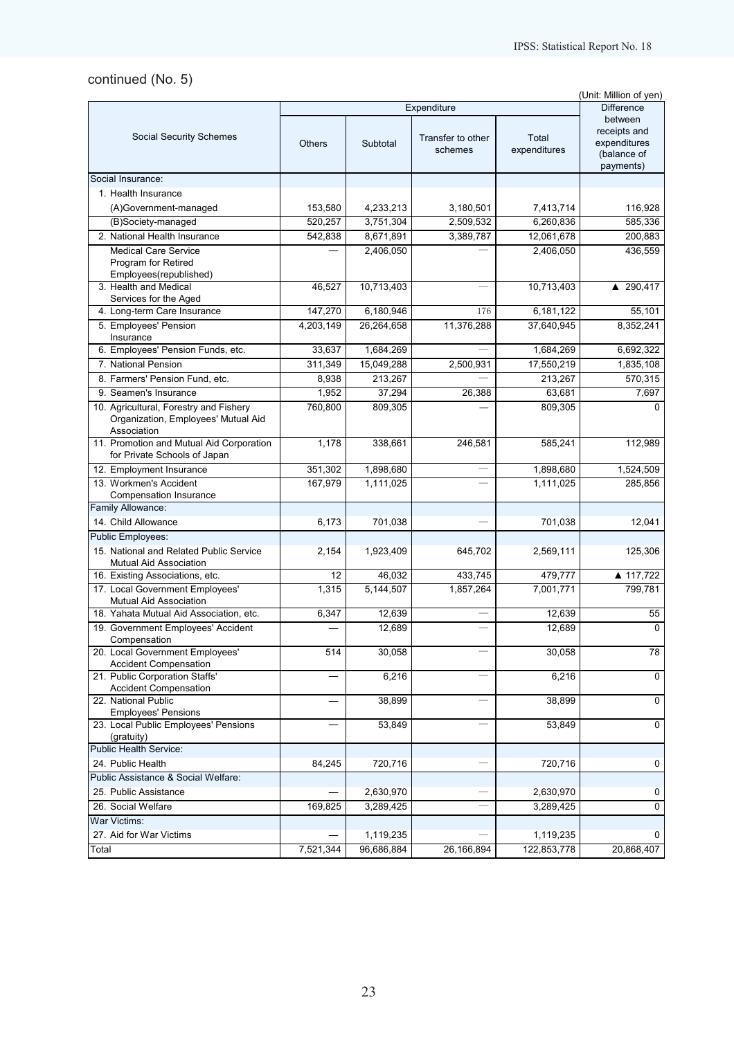continued (No. 5)

(Unit: Million of yen)

| Social Security Schemes | Expenditure | | | | Difference between receipts and expenditures (balance of payments) |
|---|---|---|---|---|---|
| | Others | Subtotal | Transfer to other schemes | Total expenditures | |
| Social Insurance: | | | | | |
| 1. Health Insurance | | | | | |
| (A)Government-managed | 153,580 | 4,233,213 | 3,180,501 | 7,413,714 | 116,928 |
| (B)Society-managed | 520,257 | 3,751,304 | 2,509,532 | 6,260,836 | 585,336 |
| 2. National Health Insurance | 542,838 | 8,671,891 | 3,389,787 | 12,061,678 | 200,883 |
| Medical Care Service Program for Retired Employees(republished) | — | 2,406,050 | — | 2,406,050 | 436,559 |
| 3. Health and Medical Services for the Aged | 46,527 | 10,713,403 | — | 10,713,403 | ▲ 290,417 |
| 4. Long-term Care Insurance | 147,270 | 6,180,946 | 176 | 6,181,122 | 55,101 |
| 5. Employees' Pension Insurance | 4,203,149 | 26,264,658 | 11,376,288 | 37,640,945 | 8,352,241 |
| 6. Employees' Pension Funds, etc. | 33,637 | 1,684,269 | — | 1,684,269 | 6,692,322 |
| 7. National Pension | 311,349 | 15,049,288 | 2,500,931 | 17,550,219 | 1,835,108 |
| 8. Farmers' Pension Fund, etc. | 8,938 | 213,267 | — | 213,267 | 570,315 |
| 9. Seamen's Insurance | 1,952 | 37,294 | 26,388 | 63,681 | 7,697 |
| 10. Agricultural, Forestry and Fishery Organization, Employees' Mutual Aid Association | 760,800 | 809,305 | — | 809,305 | 0 |
| 11. Promotion and Mutual Aid Corporation for Private Schools of Japan | 1,178 | 338,661 | 246,581 | 585,241 | 112,989 |
| 12. Employment Insurance | 351,302 | 1,898,680 | — | 1,898,680 | 1,524,509 |
| 13. Workmen's Accident Compensation Insurance | 167,979 | 1,111,025 | — | 1,111,025 | 285,856 |
| Family Allowance: | | | | | |
| 14. Child Allowance | 6,173 | 701,038 | — | 701,038 | 12,041 |
| Public Employees: | | | | | |
| 15. National and Related Public Service Mutual Aid Association | 2,154 | 1,923,409 | 645,702 | 2,569,111 | 125,306 |
| 16. Existing Associations, etc. | 12 | 46,032 | 433,745 | 479,777 | ▲ 117,722 |
| 17. Local Government Employees' Mutual Aid Association | 1,315 | 5,144,507 | 1,857,264 | 7,001,771 | 799,781 |
| 18. Yahata Mutual Aid Association, etc. | 6,347 | 12,639 | — | 12,639 | 55 |
| 19. Government Employees' Accident Compensation | — | 12,689 | — | 12,689 | 0 |
| 20. Local Government Employees' Accident Compensation | 514 | 30,058 | — | 30,058 | 78 |
| 21. Public Corporation Staffs' Accident Compensation | — | 6,216 | — | 6,216 | 0 |
| 22. National Public Employees' Pensions | — | 38,899 | — | 38,899 | 0 |
| 23. Local Public Employees' Pensions (gratuity) | — | 53,849 | — | 53,849 | 0 |
| Public Health Service: | | | | | |
| 24. Public Health | 84,245 | 720,716 | — | 720,716 | 0 |
| Public Assistance & Social Welfare: | | | | | |
| 25. Public Assistance | — | 2,630,970 | — | 2,630,970 | 0 |
| 26. Social Welfare | 169,825 | 3,289,425 | — | 3,289,425 | 0 |
| War Victims: | | | | | |
| 27. Aid for War Victims | — | 1,119,235 | — | 1,119,235 | 0 |
| Total | 7,521,344 | 96,686,884 | 26,166,894 | 122,853,778 | 20,868,407 |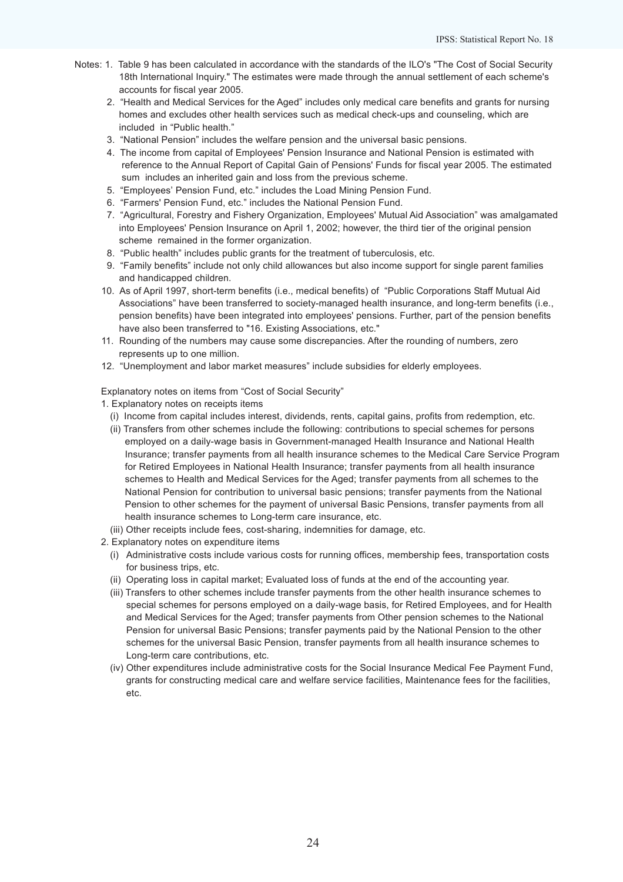Notes: 1. Table 9 has been calculated in accordance with the standards of the ILO's "The Cost of Social Security 18th International Inquiry." The estimates were made through the annual settlement of each scheme's accounts for fiscal year 2005.

2. "Health and Medical Services for the Aged" includes only medical care benefits and grants for nursing homes and excludes other health services such as medical check-ups and counseling, which are included in "Public health."
3. "National Pension" includes the welfare pension and the universal basic pensions.
4. The income from capital of Employees' Pension Insurance and National Pension is estimated with reference to the Annual Report of Capital Gain of Pensions' Funds for fiscal year 2005. The estimated sum includes an inherited gain and loss from the previous scheme.
5. "Employees' Pension Fund, etc." includes the Load Mining Pension Fund.
6. "Farmers' Pension Fund, etc." includes the National Pension Fund.
7. "Agricultural, Forestry and Fishery Organization, Employees' Mutual Aid Association" was amalgamated into Employees' Pension Insurance on April 1, 2002; however, the third tier of the original pension scheme remained in the former organization.
8. "Public health" includes public grants for the treatment of tuberculosis, etc.
9. "Family benefits" include not only child allowances but also income support for single parent families and handicapped children.
10. As of April 1997, short-term benefits (i.e., medical benefits) of "Public Corporations Staff Mutual Aid Associations" have been transferred to society-managed health insurance, and long-term benefits (i.e., pension benefits) have been integrated into employees' pensions. Further, part of the pension benefits have also been transferred to "16. Existing Associations, etc."
11. Rounding of the numbers may cause some discrepancies. After the rounding of numbers, zero represents up to one million.
12. "Unemployment and labor market measures" include subsidies for elderly employees.

Explanatory notes on items from "Cost of Social Security"

1. Explanatory notes on receipts items
   - (i) Income from capital includes interest, dividends, rents, capital gains, profits from redemption, etc.
   - (ii) Transfers from other schemes include the following: contributions to special schemes for persons employed on a daily-wage basis in Government-managed Health Insurance and National Health Insurance; transfer payments from all health insurance schemes to the Medical Care Service Program for Retired Employees in National Health Insurance; transfer payments from all health insurance schemes to Health and Medical Services for the Aged; transfer payments from all schemes to the National Pension for contribution to universal basic pensions; transfer payments from the National Pension to other schemes for the payment of universal Basic Pensions, transfer payments from all health insurance schemes to Long-term care insurance, etc.
   - (iii) Other receipts include fees, cost-sharing, indemnities for damage, etc.
2. Explanatory notes on expenditure items
   - (i) Administrative costs include various costs for running offices, membership fees, transportation costs for business trips, etc.
   - (ii) Operating loss in capital market; Evaluated loss of funds at the end of the accounting year.
   - (iii) Transfers to other schemes include transfer payments from the other health insurance schemes to special schemes for persons employed on a daily-wage basis, for Retired Employees, and for Health and Medical Services for the Aged; transfer payments from Other pension schemes to the National Pension for universal Basic Pensions; transfer payments paid by the National Pension to the other schemes for the universal Basic Pension, transfer payments from all health insurance schemes to Long-term care contributions, etc.
   - (iv) Other expenditures include administrative costs for the Social Insurance Medical Fee Payment Fund, grants for constructing medical care and welfare service facilities, Maintenance fees for the facilities, etc.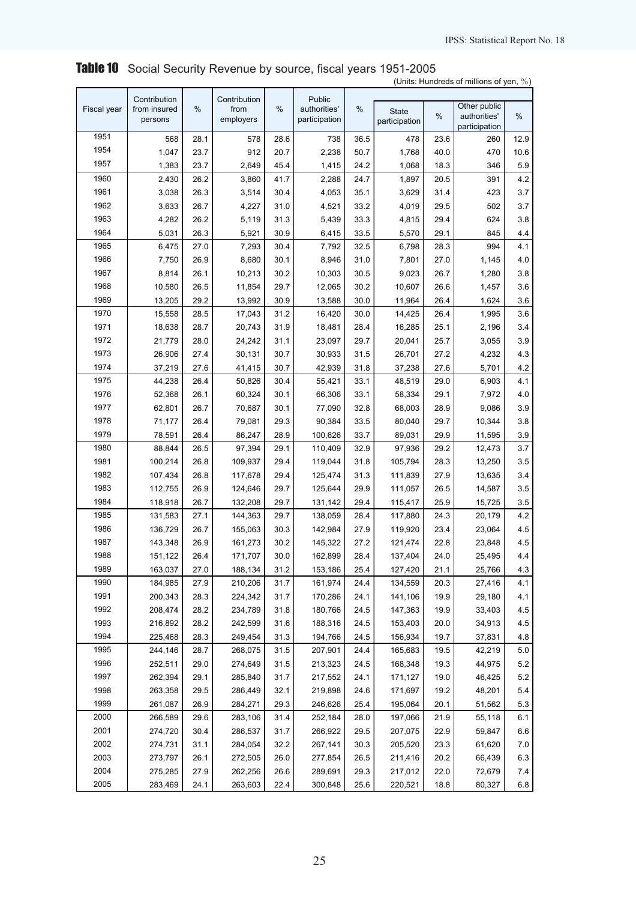**Table 10** Social Security Revenue by source, fiscal years 1951-2005

(Units: Hundreds of millions of yen, %)

| Fiscal year | Contribution from insured persons | % | Contribution from employers | % | Public authorities' participation | % | State participation | % | Other public authorities' participation | % |
|---|---|---|---|---|---|---|---|---|---|---|
| 1951 | 568 | 28.1 | 578 | 28.6 | 738 | 36.5 | 478 | 23.6 | 260 | 12.9 |
| 1954 | 1,047 | 23.7 | 912 | 20.7 | 2,238 | 50.7 | 1,768 | 40.0 | 470 | 10.6 |
| 1957 | 1,383 | 23.7 | 2,649 | 45.4 | 1,415 | 24.2 | 1,068 | 18.3 | 346 | 5.9 |
| 1960 | 2,430 | 26.2 | 3,860 | 41.7 | 2,288 | 24.7 | 1,897 | 20.5 | 391 | 4.2 |
| 1961 | 3,038 | 26.3 | 3,514 | 30.4 | 4,053 | 35.1 | 3,629 | 31.4 | 423 | 3.7 |
| 1962 | 3,633 | 26.7 | 4,227 | 31.0 | 4,521 | 33.2 | 4,019 | 29.5 | 502 | 3.7 |
| 1963 | 4,282 | 26.2 | 5,119 | 31.3 | 5,439 | 33.3 | 4,815 | 29.4 | 624 | 3.8 |
| 1964 | 5,031 | 26.3 | 5,921 | 30.9 | 6,415 | 33.5 | 5,570 | 29.1 | 845 | 4.4 |
| 1965 | 6,475 | 27.0 | 7,293 | 30.4 | 7,792 | 32.5 | 6,798 | 28.3 | 994 | 4.1 |
| 1966 | 7,750 | 26.9 | 8,680 | 30.1 | 8,946 | 31.0 | 7,801 | 27.0 | 1,145 | 4.0 |
| 1967 | 8,814 | 26.1 | 10,213 | 30.2 | 10,303 | 30.5 | 9,023 | 26.7 | 1,280 | 3.8 |
| 1968 | 10,580 | 26.5 | 11,854 | 29.7 | 12,065 | 30.2 | 10,607 | 26.6 | 1,457 | 3.6 |
| 1969 | 13,205 | 29.2 | 13,992 | 30.9 | 13,588 | 30.0 | 11,964 | 26.4 | 1,624 | 3.6 |
| 1970 | 15,558 | 28.5 | 17,043 | 31.2 | 16,420 | 30.0 | 14,425 | 26.4 | 1,995 | 3.6 |
| 1971 | 18,638 | 28.7 | 20,743 | 31.9 | 18,481 | 28.4 | 16,285 | 25.1 | 2,196 | 3.4 |
| 1972 | 21,779 | 28.0 | 24,242 | 31.1 | 23,097 | 29.7 | 20,041 | 25.7 | 3,055 | 3.9 |
| 1973 | 26,906 | 27.4 | 30,131 | 30.7 | 30,933 | 31.5 | 26,701 | 27.2 | 4,232 | 4.3 |
| 1974 | 37,219 | 27.6 | 41,415 | 30.7 | 42,939 | 31.8 | 37,238 | 27.6 | 5,701 | 4.2 |
| 1975 | 44,238 | 26.4 | 50,826 | 30.4 | 55,421 | 33.1 | 48,519 | 29.0 | 6,903 | 4.1 |
| 1976 | 52,368 | 26.1 | 60,324 | 30.1 | 66,306 | 33.1 | 58,334 | 29.1 | 7,972 | 4.0 |
| 1977 | 62,801 | 26.7 | 70,687 | 30.1 | 77,090 | 32.8 | 68,003 | 28.9 | 9,086 | 3.9 |
| 1978 | 71,177 | 26.4 | 79,081 | 29.3 | 90,384 | 33.5 | 80,040 | 29.7 | 10,344 | 3.8 |
| 1979 | 78,591 | 26.4 | 86,247 | 28.9 | 100,626 | 33.7 | 89,031 | 29.9 | 11,595 | 3.9 |
| 1980 | 88,844 | 26.5 | 97,394 | 29.1 | 110,409 | 32.9 | 97,936 | 29.2 | 12,473 | 3.7 |
| 1981 | 100,214 | 26.8 | 109,937 | 29.4 | 119,044 | 31.8 | 105,794 | 28.3 | 13,250 | 3.5 |
| 1982 | 107,434 | 26.8 | 117,678 | 29.4 | 125,474 | 31.3 | 111,839 | 27.9 | 13,635 | 3.4 |
| 1983 | 112,755 | 26.9 | 124,646 | 29.7 | 125,644 | 29.9 | 111,057 | 26.5 | 14,587 | 3.5 |
| 1984 | 118,918 | 26.7 | 132,208 | 29.7 | 131,142 | 29.4 | 115,417 | 25.9 | 15,725 | 3.5 |
| 1985 | 131,583 | 27.1 | 144,363 | 29.7 | 138,059 | 28.4 | 117,880 | 24.3 | 20,179 | 4.2 |
| 1986 | 136,729 | 26.7 | 155,063 | 30.3 | 142,984 | 27.9 | 119,920 | 23.4 | 23,064 | 4.5 |
| 1987 | 143,348 | 26.9 | 161,273 | 30.2 | 145,322 | 27.2 | 121,474 | 22.8 | 23,848 | 4.5 |
| 1988 | 151,122 | 26.4 | 171,707 | 30.0 | 162,899 | 28.4 | 137,404 | 24.0 | 25,495 | 4.4 |
| 1989 | 163,037 | 27.0 | 188,134 | 31.2 | 153,186 | 25.4 | 127,420 | 21.1 | 25,766 | 4.3 |
| 1990 | 184,985 | 27.9 | 210,206 | 31.7 | 161,974 | 24.4 | 134,559 | 20.3 | 27,416 | 4.1 |
| 1991 | 200,343 | 28.3 | 224,342 | 31.7 | 170,286 | 24.1 | 141,106 | 19.9 | 29,180 | 4.1 |
| 1992 | 208,474 | 28.2 | 234,789 | 31.8 | 180,766 | 24.5 | 147,363 | 19.9 | 33,403 | 4.5 |
| 1993 | 216,892 | 28.2 | 242,599 | 31.6 | 188,316 | 24.5 | 153,403 | 20.0 | 34,913 | 4.5 |
| 1994 | 225,468 | 28.3 | 249,454 | 31.3 | 194,766 | 24.5 | 156,934 | 19.7 | 37,831 | 4.8 |
| 1995 | 244,146 | 28.7 | 268,075 | 31.5 | 207,901 | 24.4 | 165,683 | 19.5 | 42,219 | 5.0 |
| 1996 | 252,511 | 29.0 | 274,649 | 31.5 | 213,323 | 24.5 | 168,348 | 19.3 | 44,975 | 5.2 |
| 1997 | 262,394 | 29.1 | 285,840 | 31.7 | 217,552 | 24.1 | 171,127 | 19.0 | 46,425 | 5.2 |
| 1998 | 263,358 | 29.5 | 286,449 | 32.1 | 219,898 | 24.6 | 171,697 | 19.2 | 48,201 | 5.4 |
| 1999 | 261,087 | 26.9 | 284,271 | 29.3 | 246,626 | 25.4 | 195,064 | 20.1 | 51,562 | 5.3 |
| 2000 | 266,589 | 29.6 | 283,106 | 31.4 | 252,184 | 28.0 | 197,066 | 21.9 | 55,118 | 6.1 |
| 2001 | 274,720 | 30.4 | 286,537 | 31.7 | 266,922 | 29.5 | 207,075 | 22.9 | 59,847 | 6.6 |
| 2002 | 274,731 | 31.1 | 284,054 | 32.2 | 267,141 | 30.3 | 205,520 | 23.3 | 61,620 | 7.0 |
| 2003 | 273,797 | 26.1 | 272,505 | 26.0 | 277,854 | 26.5 | 211,416 | 20.2 | 66,439 | 6.3 |
| 2004 | 275,285 | 27.9 | 262,256 | 26.6 | 289,691 | 29.3 | 217,012 | 22.0 | 72,679 | 7.4 |
| 2005 | 283,469 | 24.1 | 263,603 | 22.4 | 300,848 | 25.6 | 220,521 | 18.8 | 80,327 | 6.8 |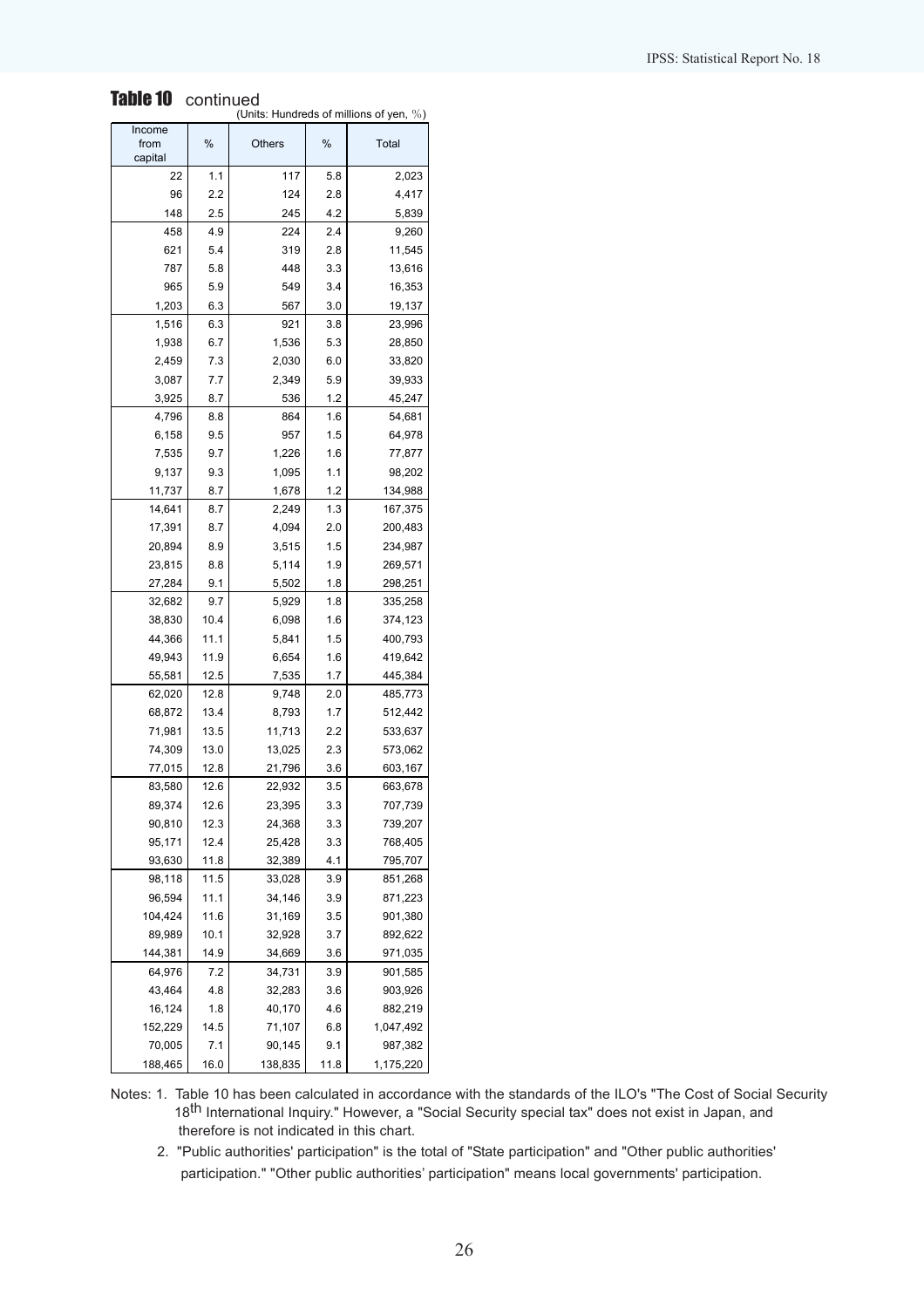**Table 10** continued

(Units: Hundreds of millions of yen, %)

| Income from capital | % | Others | % | Total |
|---|---|---|---|---|
| 22 | 1.1 | 117 | 5.8 | 2,023 |
| 96 | 2.2 | 124 | 2.8 | 4,417 |
| 148 | 2.5 | 245 | 4.2 | 5,839 |
| 458 | 4.9 | 224 | 2.4 | 9,260 |
| 621 | 5.4 | 319 | 2.8 | 11,545 |
| 787 | 5.8 | 448 | 3.3 | 13,616 |
| 965 | 5.9 | 549 | 3.4 | 16,353 |
| 1,203 | 6.3 | 567 | 3.0 | 19,137 |
| 1,516 | 6.3 | 921 | 3.8 | 23,996 |
| 1,938 | 6.7 | 1,536 | 5.3 | 28,850 |
| 2,459 | 7.3 | 2,030 | 6.0 | 33,820 |
| 3,087 | 7.7 | 2,349 | 5.9 | 39,933 |
| 3,925 | 8.7 | 536 | 1.2 | 45,247 |
| 4,796 | 8.8 | 864 | 1.6 | 54,681 |
| 6,158 | 9.5 | 957 | 1.5 | 64,978 |
| 7,535 | 9.7 | 1,226 | 1.6 | 77,877 |
| 9,137 | 9.3 | 1,095 | 1.1 | 98,202 |
| 11,737 | 8.7 | 1,678 | 1.2 | 134,988 |
| 14,641 | 8.7 | 2,249 | 1.3 | 167,375 |
| 17,391 | 8.7 | 4,094 | 2.0 | 200,483 |
| 20,894 | 8.9 | 3,515 | 1.5 | 234,987 |
| 23,815 | 8.8 | 5,114 | 1.9 | 269,571 |
| 27,284 | 9.1 | 5,502 | 1.8 | 298,251 |
| 32,682 | 9.7 | 5,929 | 1.8 | 335,258 |
| 38,830 | 10.4 | 6,098 | 1.6 | 374,123 |
| 44,366 | 11.1 | 5,841 | 1.5 | 400,793 |
| 49,943 | 11.9 | 6,654 | 1.6 | 419,642 |
| 55,581 | 12.5 | 7,535 | 1.7 | 445,384 |
| 62,020 | 12.8 | 9,748 | 2.0 | 485,773 |
| 68,872 | 13.4 | 8,793 | 1.7 | 512,442 |
| 71,981 | 13.5 | 11,713 | 2.2 | 533,637 |
| 74,309 | 13.0 | 13,025 | 2.3 | 573,062 |
| 77,015 | 12.8 | 21,796 | 3.6 | 603,167 |
| 83,580 | 12.6 | 22,932 | 3.5 | 663,678 |
| 89,374 | 12.6 | 23,395 | 3.3 | 707,739 |
| 90,810 | 12.3 | 24,368 | 3.3 | 739,207 |
| 95,171 | 12.4 | 25,428 | 3.3 | 768,405 |
| 93,630 | 11.8 | 32,389 | 4.1 | 795,707 |
| 98,118 | 11.5 | 33,028 | 3.9 | 851,268 |
| 96,594 | 11.1 | 34,146 | 3.9 | 871,223 |
| 104,424 | 11.6 | 31,169 | 3.5 | 901,380 |
| 89,989 | 10.1 | 32,928 | 3.7 | 892,622 |
| 144,381 | 14.9 | 34,669 | 3.6 | 971,035 |
| 64,976 | 7.2 | 34,731 | 3.9 | 901,585 |
| 43,464 | 4.8 | 32,283 | 3.6 | 903,926 |
| 16,124 | 1.8 | 40,170 | 4.6 | 882,219 |
| 152,229 | 14.5 | 71,107 | 6.8 | 1,047,492 |
| 70,005 | 7.1 | 90,145 | 9.1 | 987,382 |
| 188,465 | 16.0 | 138,835 | 11.8 | 1,175,220 |

Notes: 1. Table 10 has been calculated in accordance with the standards of the ILO's "The Cost of Social Security 18th International Inquiry." However, a "Social Security special tax" does not exist in Japan, and therefore is not indicated in this chart.

2. "Public authorities' participation" is the total of "State participation" and "Other public authorities' participation." "Other public authorities' participation" means local governments' participation.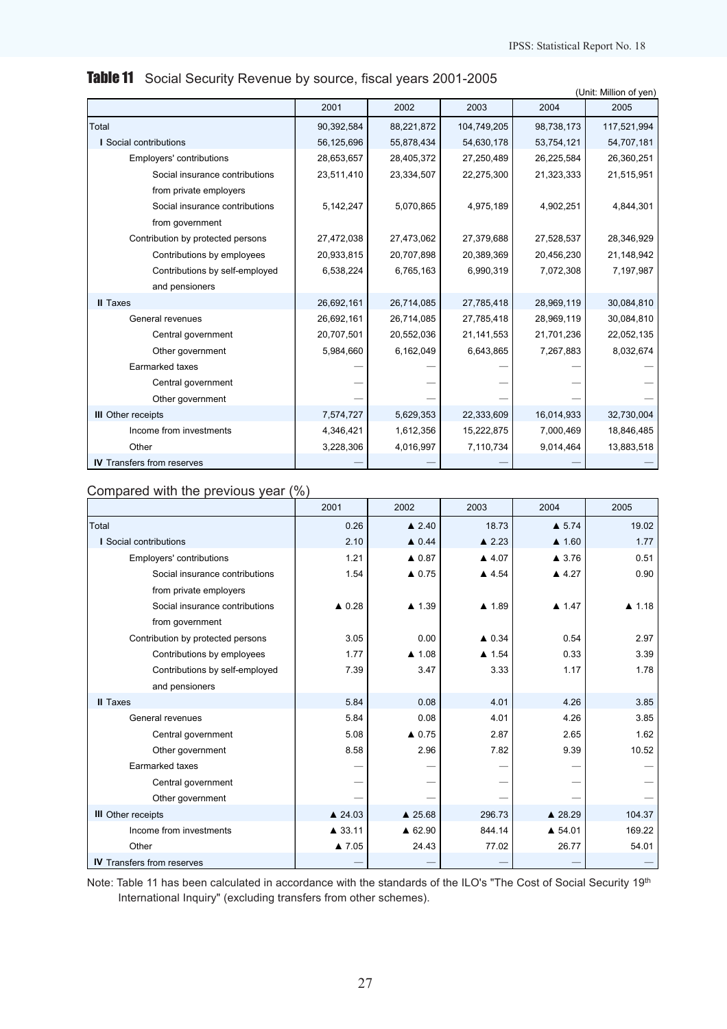## Table 11 Social Security Revenue by source, fiscal years 2001-2005

(Unit: Million of yen)

| | 2001 | 2002 | 2003 | 2004 | 2005 |
|---|---|---|---|---|---|
| Total | 90,392,584 | 88,221,872 | 104,749,205 | 98,738,173 | 117,521,994 |
| I Social contributions | 56,125,696 | 55,878,434 | 54,630,178 | 53,754,121 | 54,707,181 |
| Employers' contributions | 28,653,657 | 28,405,372 | 27,250,489 | 26,225,584 | 26,360,251 |
| Social insurance contributions from private employers | 23,511,410 | 23,334,507 | 22,275,300 | 21,323,333 | 21,515,951 |
| Social insurance contributions from government | 5,142,247 | 5,070,865 | 4,975,189 | 4,902,251 | 4,844,301 |
| Contribution by protected persons | 27,472,038 | 27,473,062 | 27,379,688 | 27,528,537 | 28,346,929 |
| Contributions by employees | 20,933,815 | 20,707,898 | 20,389,369 | 20,456,230 | 21,148,942 |
| Contributions by self-employed and pensioners | 6,538,224 | 6,765,163 | 6,990,319 | 7,072,308 | 7,197,987 |
| II Taxes | 26,692,161 | 26,714,085 | 27,785,418 | 28,969,119 | 30,084,810 |
| General revenues | 26,692,161 | 26,714,085 | 27,785,418 | 28,969,119 | 30,084,810 |
| Central government | 20,707,501 | 20,552,036 | 21,141,553 | 21,701,236 | 22,052,135 |
| Other government | 5,984,660 | 6,162,049 | 6,643,865 | 7,267,883 | 8,032,674 |
| Earmarked taxes | — | — | — | — | — |
| Central government | — | — | — | — | — |
| Other government | — | — | — | — | — |
| III Other receipts | 7,574,727 | 5,629,353 | 22,333,609 | 16,014,933 | 32,730,004 |
| Income from investments | 4,346,421 | 1,612,356 | 15,222,875 | 7,000,469 | 18,846,485 |
| Other | 3,228,306 | 4,016,997 | 7,110,734 | 9,014,464 | 13,883,518 |
| IV Transfers from reserves | — | — | — | — | — |

### Compared with the previous year (%)

| | 2001 | 2002 | 2003 | 2004 | 2005 |
|---|---|---|---|---|---|
| Total | 0.26 | ▲ 2.40 | 18.73 | ▲ 5.74 | 19.02 |
| I Social contributions | 2.10 | ▲ 0.44 | ▲ 2.23 | ▲ 1.60 | 1.77 |
| Employers' contributions | 1.21 | ▲ 0.87 | ▲ 4.07 | ▲ 3.76 | 0.51 |
| Social insurance contributions from private employers | 1.54 | ▲ 0.75 | ▲ 4.54 | ▲ 4.27 | 0.90 |
| Social insurance contributions from government | ▲ 0.28 | ▲ 1.39 | ▲ 1.89 | ▲ 1.47 | ▲ 1.18 |
| Contribution by protected persons | 3.05 | 0.00 | ▲ 0.34 | 0.54 | 2.97 |
| Contributions by employees | 1.77 | ▲ 1.08 | ▲ 1.54 | 0.33 | 3.39 |
| Contributions by self-employed and pensioners | 7.39 | 3.47 | 3.33 | 1.17 | 1.78 |
| II Taxes | 5.84 | 0.08 | 4.01 | 4.26 | 3.85 |
| General revenues | 5.84 | 0.08 | 4.01 | 4.26 | 3.85 |
| Central government | 5.08 | ▲ 0.75 | 2.87 | 2.65 | 1.62 |
| Other government | 8.58 | 2.96 | 7.82 | 9.39 | 10.52 |
| Earmarked taxes | — | — | — | — | — |
| Central government | — | — | — | — | — |
| Other government | — | — | — | — | — |
| III Other receipts | ▲ 24.03 | ▲ 25.68 | 296.73 | ▲ 28.29 | 104.37 |
| Income from investments | ▲ 33.11 | ▲ 62.90 | 844.14 | ▲ 54.01 | 169.22 |
| Other | ▲ 7.05 | 24.43 | 77.02 | 26.77 | 54.01 |
| IV Transfers from reserves | — | — | — | — | — |

Note: Table 11 has been calculated in accordance with the standards of the ILO's "The Cost of Social Security 19th International Inquiry" (excluding transfers from other schemes).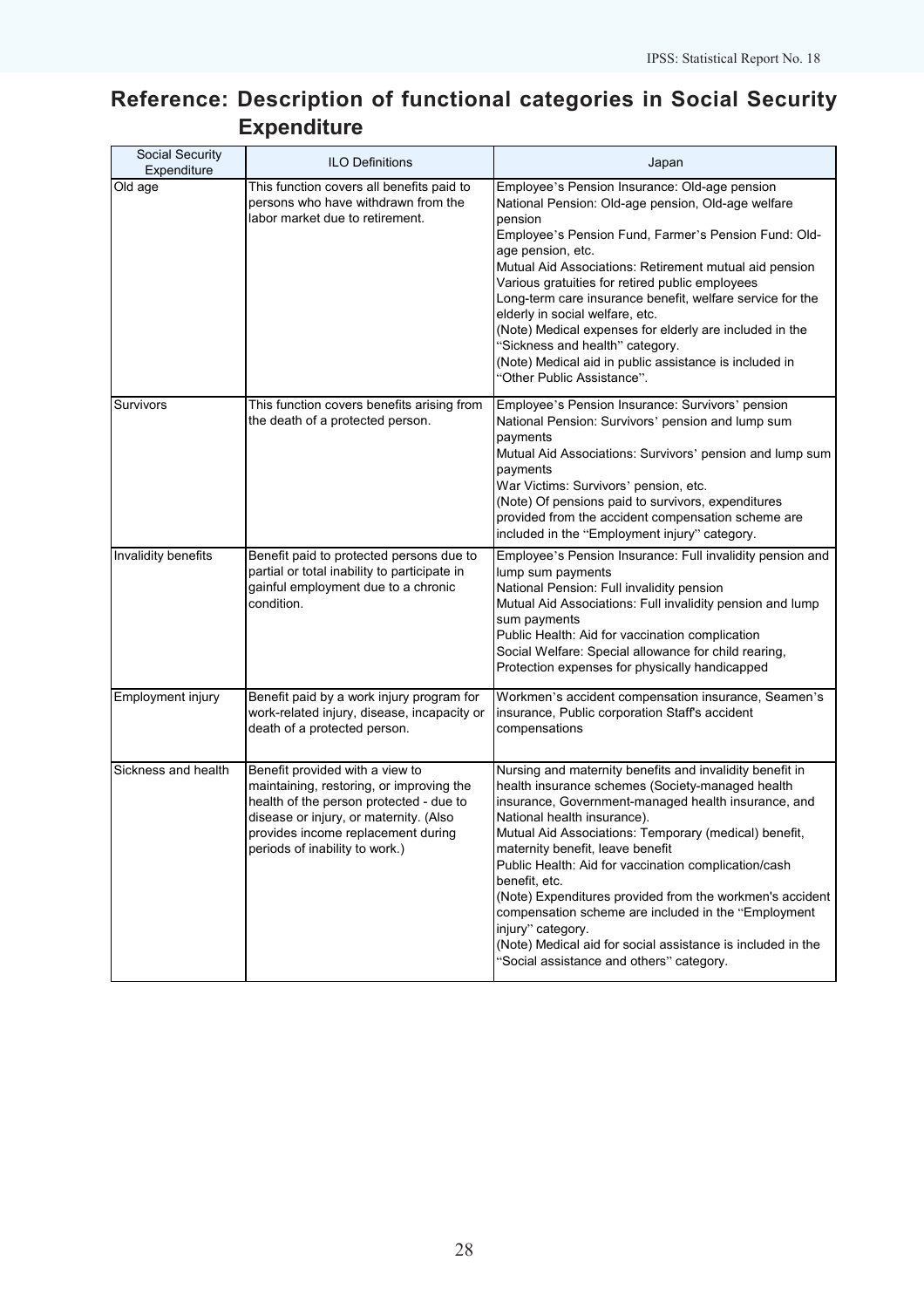# Reference: Description of functional categories in Social Security Expenditure

| Social Security Expenditure | ILO Definitions | Japan |
|---|---|---|
| Old age | This function covers all benefits paid to persons who have withdrawn from the labor market due to retirement. | Employee's Pension Insurance: Old-age pension<br>National Pension: Old-age pension, Old-age welfare pension<br>Employee's Pension Fund, Farmer's Pension Fund: Old-age pension, etc.<br>Mutual Aid Associations: Retirement mutual aid pension<br>Various gratuities for retired public employees<br>Long-term care insurance benefit, welfare service for the elderly in social welfare, etc.<br>(Note) Medical expenses for elderly are included in the "Sickness and health" category.<br>(Note) Medical aid in public assistance is included in "Other Public Assistance". |
| Survivors | This function covers benefits arising from the death of a protected person. | Employee's Pension Insurance: Survivors' pension<br>National Pension: Survivors' pension and lump sum payments<br>Mutual Aid Associations: Survivors' pension and lump sum payments<br>War Victims: Survivors' pension, etc.<br>(Note) Of pensions paid to survivors, expenditures provided from the accident compensation scheme are included in the "Employment injury" category. |
| Invalidity benefits | Benefit paid to protected persons due to partial or total inability to participate in gainful employment due to a chronic condition. | Employee's Pension Insurance: Full invalidity pension and lump sum payments<br>National Pension: Full invalidity pension<br>Mutual Aid Associations: Full invalidity pension and lump sum payments<br>Public Health: Aid for vaccination complication<br>Social Welfare: Special allowance for child rearing, Protection expenses for physically handicapped |
| Employment injury | Benefit paid by a work injury program for work-related injury, disease, incapacity or death of a protected person. | Workmen's accident compensation insurance, Seamen's insurance, Public corporation Staff's accident compensations |
| Sickness and health | Benefit provided with a view to maintaining, restoring, or improving the health of the person protected - due to disease or injury, or maternity. (Also provides income replacement during periods of inability to work.) | Nursing and maternity benefits and invalidity benefit in health insurance schemes (Society-managed health insurance, Government-managed health insurance, and National health insurance).<br>Mutual Aid Associations: Temporary (medical) benefit, maternity benefit, leave benefit<br>Public Health: Aid for vaccination complication/cash benefit, etc.<br>(Note) Expenditures provided from the workmen's accident compensation scheme are included in the "Employment injury" category.<br>(Note) Medical aid for social assistance is included in the "Social assistance and others" category. |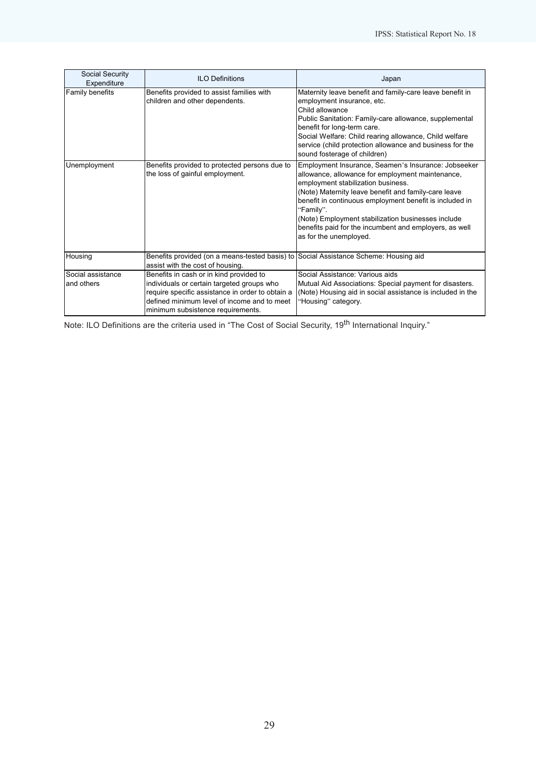| Social Security Expenditure | ILO Definitions | Japan |
|---|---|---|
| Family benefits | Benefits provided to assist families with children and other dependents. | Maternity leave benefit and family-care leave benefit in employment insurance, etc.<br>Child allowance<br>Public Sanitation: Family-care allowance, supplemental benefit for long-term care.<br>Social Welfare: Child rearing allowance, Child welfare service (child protection allowance and business for the sound fosterage of children) |
| Unemployment | Benefits provided to protected persons due to the loss of gainful employment. | Employment Insurance, Seamen's Insurance: Jobseeker allowance, allowance for employment maintenance, employment stabilization business.<br>(Note) Maternity leave benefit and family-care leave benefit in continuous employment benefit is included in "Family".<br>(Note) Employment stabilization businesses include benefits paid for the incumbent and employers, as well as for the unemployed. |
| Housing | Benefits provided (on a means-tested basis) to assist with the cost of housing. | Social Assistance Scheme: Housing aid |
| Social assistance and others | Benefits in cash or in kind provided to individuals or certain targeted groups who require specific assistance in order to obtain a defined minimum level of income and to meet minimum subsistence requirements. | Social Assistance: Various aids<br>Mutual Aid Associations: Special payment for disasters.<br>(Note) Housing aid in social assistance is included in the "Housing" category. |

Note: ILO Definitions are the criteria used in "The Cost of Social Security, 19th International Inquiry."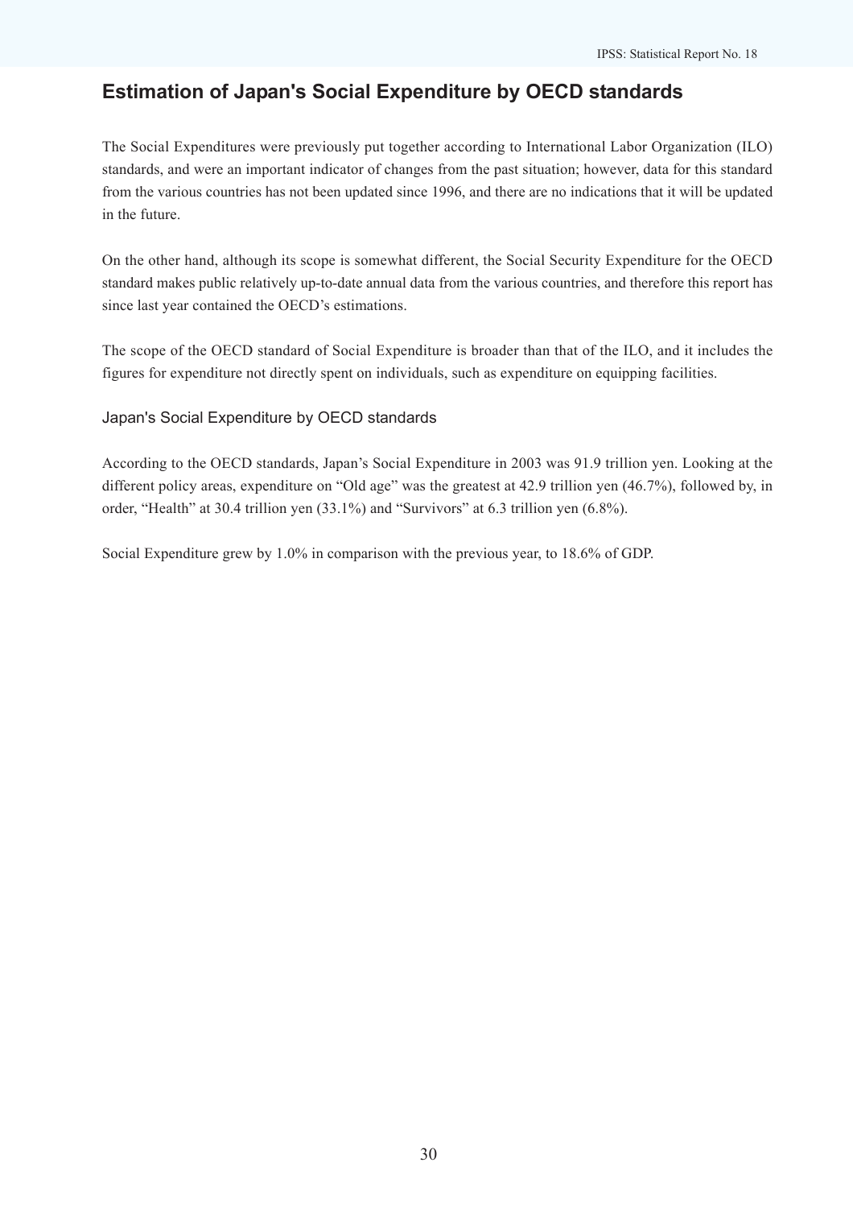# Estimation of Japan's Social Expenditure by OECD standards

The Social Expenditures were previously put together according to International Labor Organization (ILO) standards, and were an important indicator of changes from the past situation; however, data for this standard from the various countries has not been updated since 1996, and there are no indications that it will be updated in the future.

On the other hand, although its scope is somewhat different, the Social Security Expenditure for the OECD standard makes public relatively up-to-date annual data from the various countries, and therefore this report has since last year contained the OECD's estimations.

The scope of the OECD standard of Social Expenditure is broader than that of the ILO, and it includes the figures for expenditure not directly spent on individuals, such as expenditure on equipping facilities.

## Japan's Social Expenditure by OECD standards

According to the OECD standards, Japan's Social Expenditure in 2003 was 91.9 trillion yen. Looking at the different policy areas, expenditure on "Old age" was the greatest at 42.9 trillion yen (46.7%), followed by, in order, "Health" at 30.4 trillion yen (33.1%) and "Survivors" at 6.3 trillion yen (6.8%).

Social Expenditure grew by 1.0% in comparison with the previous year, to 18.6% of GDP.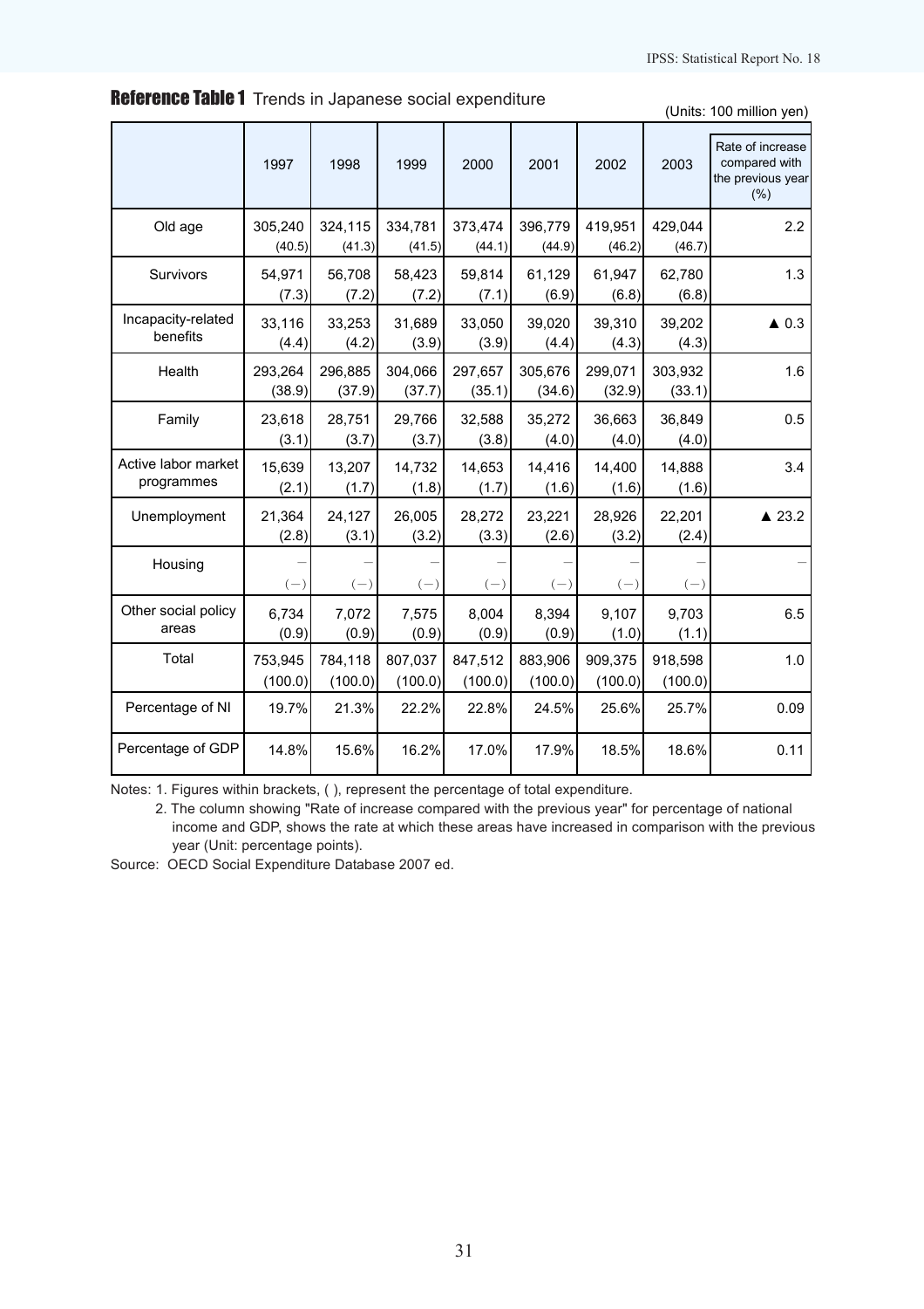**Reference Table 1** Trends in Japanese social expenditure

(Units: 100 million yen)

| | 1997 | 1998 | 1999 | 2000 | 2001 | 2002 | 2003 | Rate of increase compared with the previous year (%) |
|---|---|---|---|---|---|---|---|---|
| Old age | 305,240 (40.5) | 324,115 (41.3) | 334,781 (41.5) | 373,474 (44.1) | 396,779 (44.9) | 419,951 (46.2) | 429,044 (46.7) | 2.2 |
| Survivors | 54,971 (7.3) | 56,708 (7.2) | 58,423 (7.2) | 59,814 (7.1) | 61,129 (6.9) | 61,947 (6.8) | 62,780 (6.8) | 1.3 |
| Incapacity-related benefits | 33,116 (4.4) | 33,253 (4.2) | 31,689 (3.9) | 33,050 (3.9) | 39,020 (4.4) | 39,310 (4.3) | 39,202 (4.3) | ▲ 0.3 |
| Health | 293,264 (38.9) | 296,885 (37.9) | 304,066 (37.7) | 297,657 (35.1) | 305,676 (34.6) | 299,071 (32.9) | 303,932 (33.1) | 1.6 |
| Family | 23,618 (3.1) | 28,751 (3.7) | 29,766 (3.7) | 32,588 (3.8) | 35,272 (4.0) | 36,663 (4.0) | 36,849 (4.0) | 0.5 |
| Active labor market programmes | 15,639 (2.1) | 13,207 (1.7) | 14,732 (1.8) | 14,653 (1.7) | 14,416 (1.6) | 14,400 (1.6) | 14,888 (1.6) | 3.4 |
| Unemployment | 21,364 (2.8) | 24,127 (3.1) | 26,005 (3.2) | 28,272 (3.3) | 23,221 (2.6) | 28,926 (3.2) | 22,201 (2.4) | ▲ 23.2 |
| Housing | – (–) | – (–) | – (–) | – (–) | – (–) | – (–) | – (–) | – |
| Other social policy areas | 6,734 (0.9) | 7,072 (0.9) | 7,575 (0.9) | 8,004 (0.9) | 8,394 (0.9) | 9,107 (1.0) | 9,703 (1.1) | 6.5 |
| Total | 753,945 (100.0) | 784,118 (100.0) | 807,037 (100.0) | 847,512 (100.0) | 883,906 (100.0) | 909,375 (100.0) | 918,598 (100.0) | 1.0 |
| Percentage of NI | 19.7% | 21.3% | 22.2% | 22.8% | 24.5% | 25.6% | 25.7% | 0.09 |
| Percentage of GDP | 14.8% | 15.6% | 16.2% | 17.0% | 17.9% | 18.5% | 18.6% | 0.11 |

Notes: 1. Figures within brackets, ( ), represent the percentage of total expenditure.

2. The column showing "Rate of increase compared with the previous year" for percentage of national income and GDP, shows the rate at which these areas have increased in comparison with the previous year (Unit: percentage points).

Source: OECD Social Expenditure Database 2007 ed.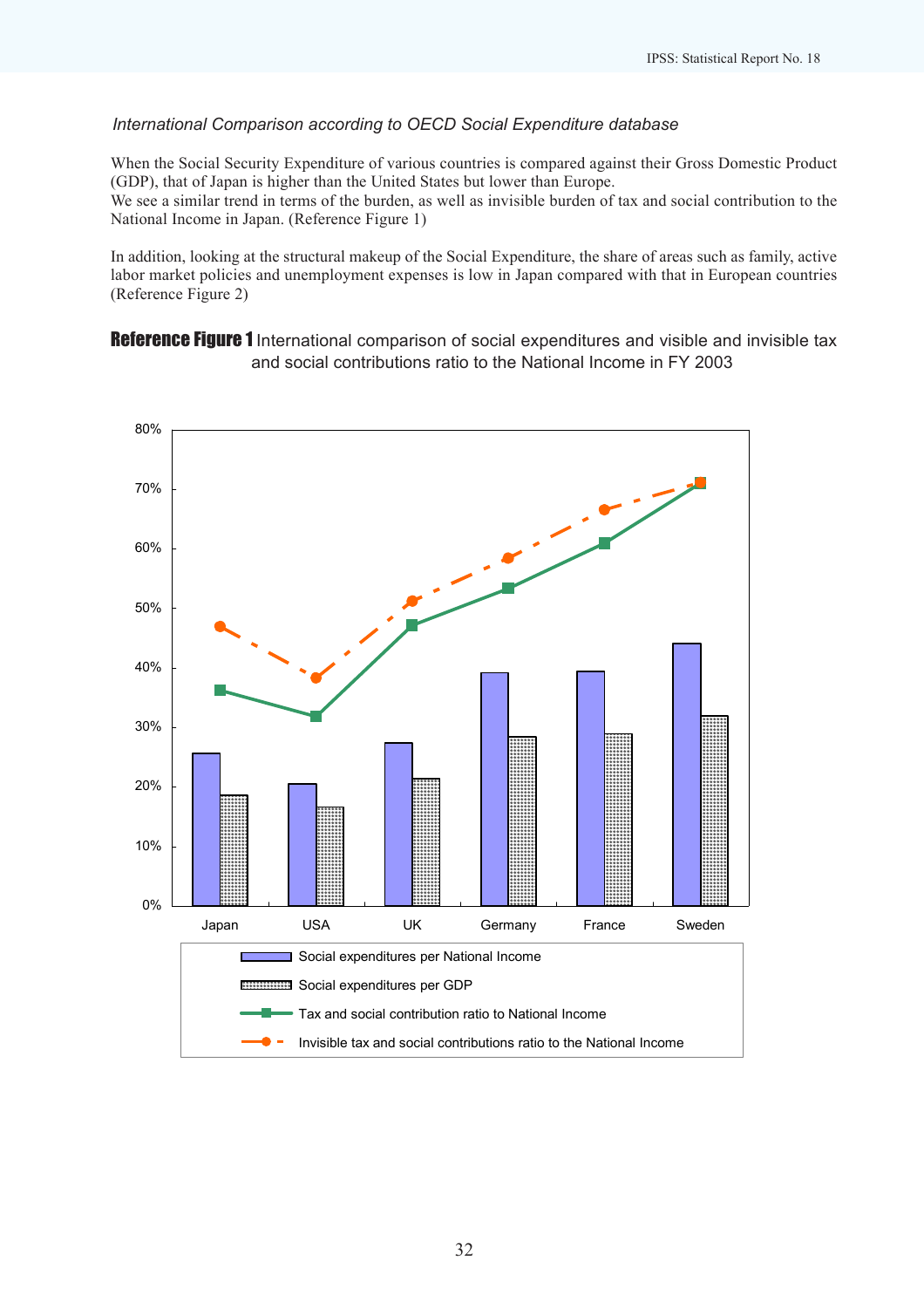*International Comparison according to OECD Social Expenditure database*

When the Social Security Expenditure of various countries is compared against their Gross Domestic Product (GDP), that of Japan is higher than the United States but lower than Europe.
We see a similar trend in terms of the burden, as well as invisible burden of tax and social contribution to the National Income in Japan. (Reference Figure 1)

In addition, looking at the structural makeup of the Social Expenditure, the share of areas such as family, active labor market policies and unemployment expenses is low in Japan compared with that in European countries (Reference Figure 2)

**Reference Figure 1** International comparison of social expenditures and visible and invisible tax and social contributions ratio to the National Income in FY 2003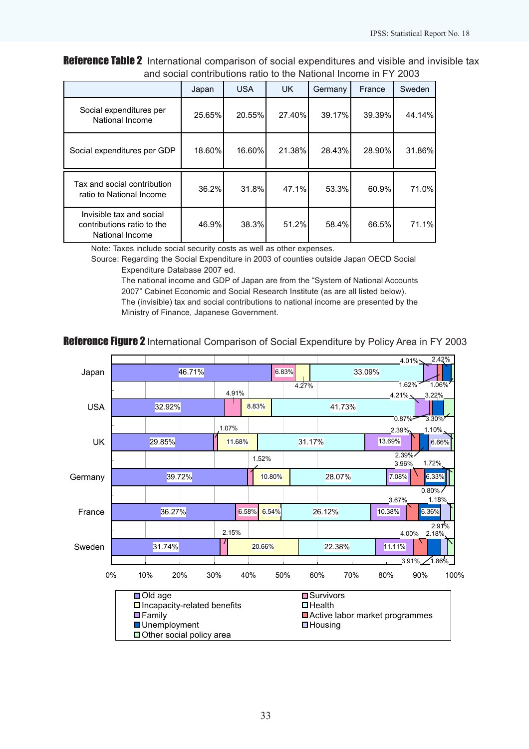**Reference Table 2** International comparison of social expenditures and visible and invisible tax and social contributions ratio to the National Income in FY 2003

| | Japan | USA | UK | Germany | France | Sweden |
|---|---|---|---|---|---|---|
| Social expenditures per National Income | 25.65% | 20.55% | 27.40% | 39.17% | 39.39% | 44.14% |
| Social expenditures per GDP | 18.60% | 16.60% | 21.38% | 28.43% | 28.90% | 31.86% |
| Tax and social contribution ratio to National Income | 36.2% | 31.8% | 47.1% | 53.3% | 60.9% | 71.0% |
| Invisible tax and social contributions ratio to the National Income | 46.9% | 38.3% | 51.2% | 58.4% | 66.5% | 71.1% |

Note: Taxes include social security costs as well as other expenses.

Source: Regarding the Social Expenditure in 2003 of counties outside Japan OECD Social Expenditure Database 2007 ed.
The national income and GDP of Japan are from the "System of National Accounts 2007" Cabinet Economic and Social Research Institute (as are all listed below).
The (invisible) tax and social contributions to national income are presented by the Ministry of Finance, Japanese Government.

**Reference Figure 2** International Comparison of Social Expenditure by Policy Area in FY 2003

| | Old age | Survivors | Incapacity-related benefits | Health | Family | Active labor market programmes | Unemployment | Housing | Other social policy area |
|---|---|---|---|---|---|---|---|---|---|
| Japan | 46.71% | 6.83% | 4.27% | 33.09% | 4.01% | 1.62% | 2.42% | | 1.06% |
| USA | 32.92% | 4.91% | 8.83% | 41.73% | 4.21% | 0.87% | 3.22% | | 3.30% |
| UK | 29.85% | 1.07% | 11.68% | 31.17% | 13.69% | 2.39% | 2.39% | 6.66% | 1.10% |
| Germany | 39.72% | 1.52% | 10.80% | 28.07% | 7.08% | 3.96% | 6.33% | 0.80% | 1.72% |
| France | 36.27% | 6.58% | 6.54% | 26.12% | 10.38% | 3.67% | 6.36% | 2.91% | 1.18% |
| Sweden | 31.74% | 2.15% | 20.66% | 22.38% | 11.11% | 4.00% | 3.91% | 1.86% | 2.18% |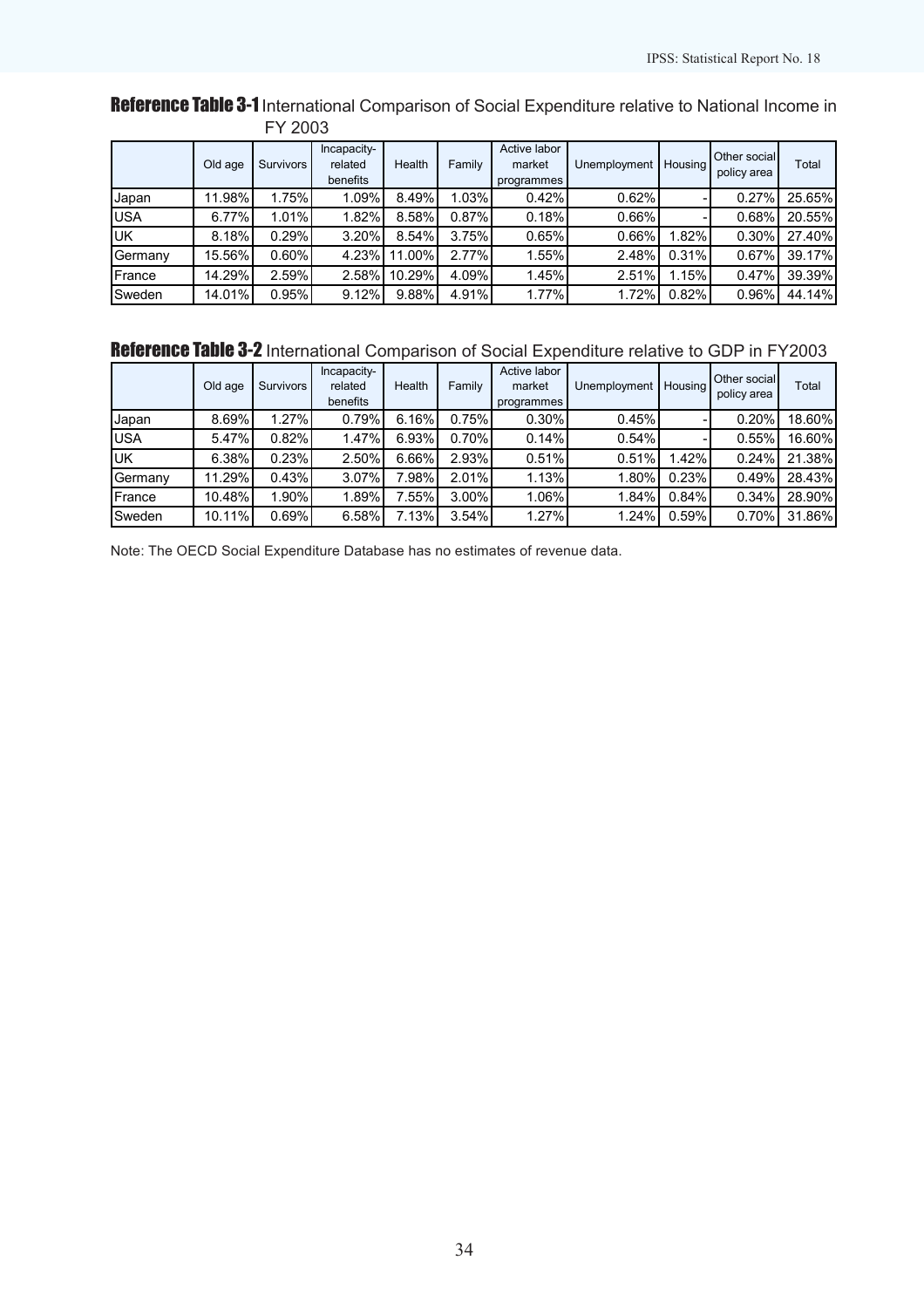**Reference Table 3-1** International Comparison of Social Expenditure relative to National Income in FY 2003

| | Old age | Survivors | Incapacity-related benefits | Health | Family | Active labor market programmes | Unemployment | Housing | Other social policy area | Total |
|---|---|---|---|---|---|---|---|---|---|---|
| Japan | 11.98% | 1.75% | 1.09% | 8.49% | 1.03% | 0.42% | 0.62% | - | 0.27% | 25.65% |
| USA | 6.77% | 1.01% | 1.82% | 8.58% | 0.87% | 0.18% | 0.66% | - | 0.68% | 20.55% |
| UK | 8.18% | 0.29% | 3.20% | 8.54% | 3.75% | 0.65% | 0.66% | 1.82% | 0.30% | 27.40% |
| Germany | 15.56% | 0.60% | 4.23% | 11.00% | 2.77% | 1.55% | 2.48% | 0.31% | 0.67% | 39.17% |
| France | 14.29% | 2.59% | 2.58% | 10.29% | 4.09% | 1.45% | 2.51% | 1.15% | 0.47% | 39.39% |
| Sweden | 14.01% | 0.95% | 9.12% | 9.88% | 4.91% | 1.77% | 1.72% | 0.82% | 0.96% | 44.14% |

**Reference Table 3-2** International Comparison of Social Expenditure relative to GDP in FY2003

| | Old age | Survivors | Incapacity-related benefits | Health | Family | Active labor market programmes | Unemployment | Housing | Other social policy area | Total |
|---|---|---|---|---|---|---|---|---|---|---|
| Japan | 8.69% | 1.27% | 0.79% | 6.16% | 0.75% | 0.30% | 0.45% | - | 0.20% | 18.60% |
| USA | 5.47% | 0.82% | 1.47% | 6.93% | 0.70% | 0.14% | 0.54% | - | 0.55% | 16.60% |
| UK | 6.38% | 0.23% | 2.50% | 6.66% | 2.93% | 0.51% | 0.51% | 1.42% | 0.24% | 21.38% |
| Germany | 11.29% | 0.43% | 3.07% | 7.98% | 2.01% | 1.13% | 1.80% | 0.23% | 0.49% | 28.43% |
| France | 10.48% | 1.90% | 1.89% | 7.55% | 3.00% | 1.06% | 1.84% | 0.84% | 0.34% | 28.90% |
| Sweden | 10.11% | 0.69% | 6.58% | 7.13% | 3.54% | 1.27% | 1.24% | 0.59% | 0.70% | 31.86% |

Note: The OECD Social Expenditure Database has no estimates of revenue data.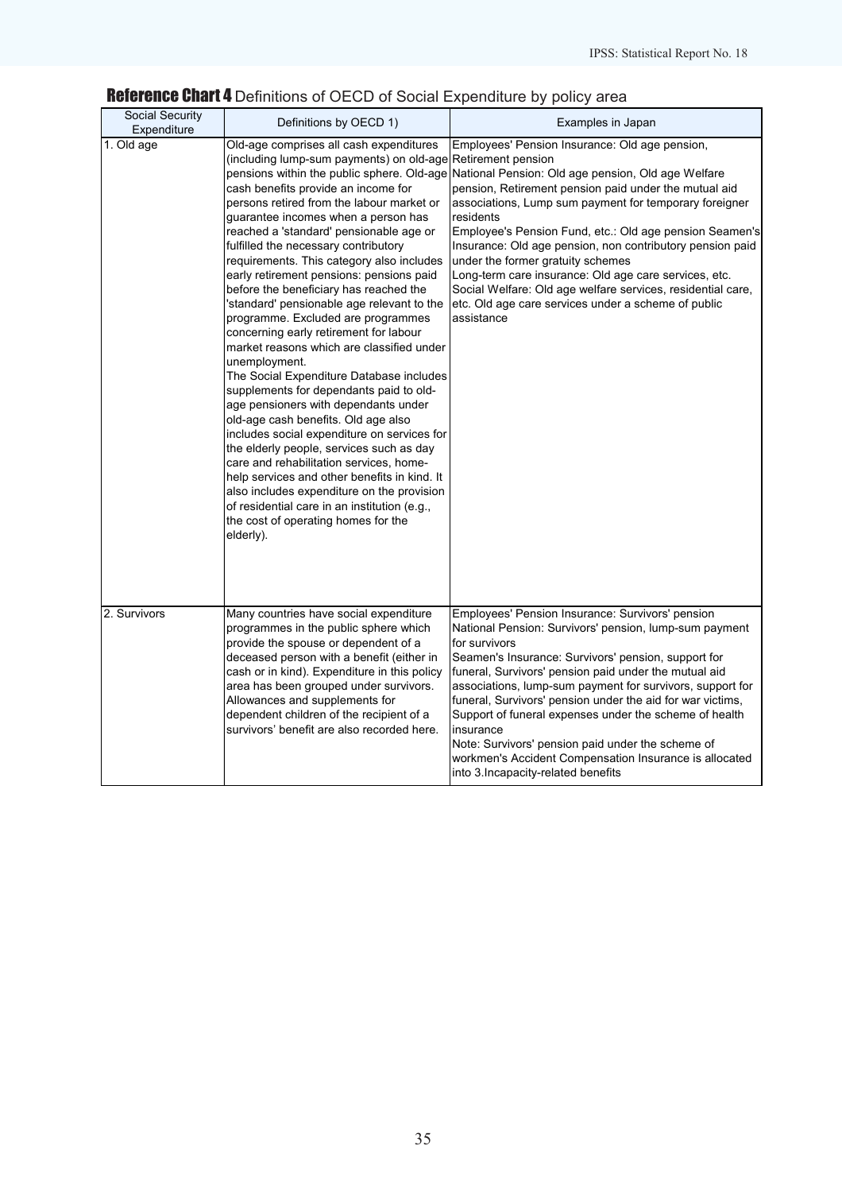## Reference Chart 4 Definitions of OECD of Social Expenditure by policy area

| Social Security Expenditure | Definitions by OECD 1) | Examples in Japan |
|---|---|---|
| 1. Old age | Old-age comprises all cash expenditures (including lump-sum payments) on old-age pensions within the public sphere. Old-age cash benefits provide an income for persons retired from the labour market or guarantee incomes when a person has reached a 'standard' pensionable age or fulfilled the necessary contributory requirements. This category also includes early retirement pensions: pensions paid before the beneficiary has reached the 'standard' pensionable age relevant to the programme. Excluded are programmes concerning early retirement for labour market reasons which are classified under unemployment. The Social Expenditure Database includes supplements for dependants paid to old-age pensioners with dependants under old-age cash benefits. Old age also includes social expenditure on services for the elderly people, services such as day care and rehabilitation services, home-help services and other benefits in kind. It also includes expenditure on the provision of residential care in an institution (e.g., the cost of operating homes for the elderly). | Employees' Pension Insurance: Old age pension, Retirement pension<br>National Pension: Old age pension, Old age Welfare pension, Retirement pension paid under the mutual aid associations, Lump sum payment for temporary foreigner residents<br>Employee's Pension Fund, etc.: Old age pension Seamen's Insurance: Old age pension, non contributory pension paid under the former gratuity schemes<br>Long-term care insurance: Old age care services, etc.<br>Social Welfare: Old age welfare services, residential care, etc. Old age care services under a scheme of public assistance |
| 2. Survivors | Many countries have social expenditure programmes in the public sphere which provide the spouse or dependent of a deceased person with a benefit (either in cash or in kind). Expenditure in this policy area has been grouped under survivors. Allowances and supplements for dependent children of the recipient of a survivors' benefit are also recorded here. | Employees' Pension Insurance: Survivors' pension<br>National Pension: Survivors' pension, lump-sum payment for survivors<br>Seamen's Insurance: Survivors' pension, support for funeral, Survivors' pension paid under the mutual aid associations, lump-sum payment for survivors, support for funeral, Survivors' pension under the aid for war victims, Support of funeral expenses under the scheme of health insurance<br>Note: Survivors' pension paid under the scheme of workmen's Accident Compensation Insurance is allocated into 3.Incapacity-related benefits |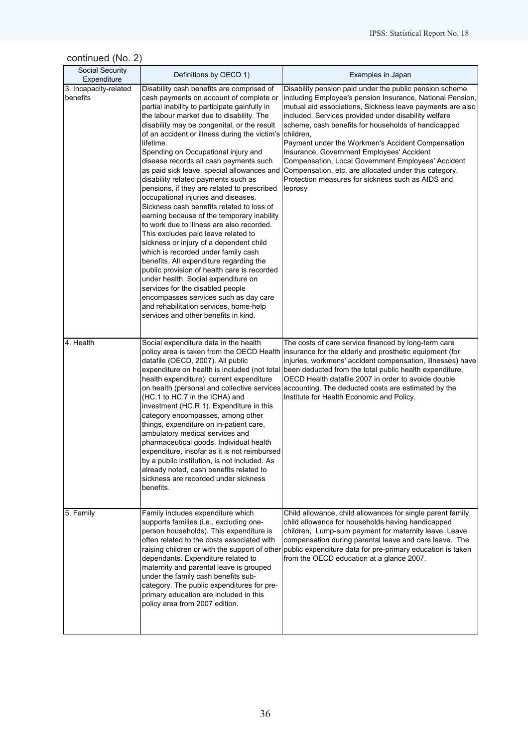continued (No. 2)

| Social Security Expenditure | Definitions by OECD 1) | Examples in Japan |
|---|---|---|
| 3. Incapacity-related benefits | Disability cash benefits are comprised of cash payments on account of complete or partial inability to participate gainfully in the labour market due to disability. The disability may be congenital, or the result of an accident or illness during the victim's lifetime. Spending on Occupational injury and disease records all cash payments such as paid sick leave, special allowances and disability related payments such as pensions, if they are related to prescribed occupational injuries and diseases. Sickness cash benefits related to loss of earning because of the temporary inability to work due to illness are also recorded. This excludes paid leave related to sickness or injury of a dependent child which is recorded under family cash benefits. All expenditure regarding the public provision of health care is recorded under health. Social expenditure on services for the disabled people encompasses services such as day care and rehabilitation services, home-help services and other benefits in kind. | Disability pension paid under the public pension scheme including Employee's pension Insurance, National Pension, mutual aid associations, Sickness leave payments are also included. Services provided under disability welfare scheme, cash benefits for households of handicapped children, Payment under the Workmen's Accident Compensation Insurance, Government Employees' Accident Compensation, Local Government Employees' Accident Compensation, etc. are allocated under this category. Protection measures for sickness such as AIDS and leprosy |
| 4. Health | Social expenditure data in the health policy area is taken from the OECD Health datafile (OECD, 2007). All public expenditure on health is included (not total health expenditure): current expenditure on health (personal and collective services (HC.1 to HC.7 in the ICHA) and investment (HC.R.1). Expenditure in this category encompasses, among other things, expenditure on in-patient care, ambulatory medical services and pharmaceutical goods. Individual health expenditure, insofar as it is not reimbursed by a public institution, is not included. As already noted, cash benefits related to sickness are recorded under sickness benefits. | The costs of care service financed by long-term care insurance for the elderly and prosthetic equipment (for injuries, workmens' accident compensation, illnesses) have been deducted from the total public health expenditure, OECD Health datafile 2007 in order to avoide double accounting. The deducted costs are estimated by the Institute for Health Economic and Policy. |
| 5. Family | Family includes expenditure which supports families (i.e., excluding one-person households). This expenditure is often related to the costs associated with raising children or with the support of other dependants. Expenditure related to maternity and parental leave is grouped under the family cash benefits sub-category. The public expenditures for pre-primary education are included in this policy area from 2007 edition. | Child allowance, child allowances for single parent family, child allowance for households having handicapped children, Lump-sum payment for maternity leave, Leave compensation during parental leave and care leave. The public expenditure data for pre-primary education is taken from the OECD education at a glance 2007. |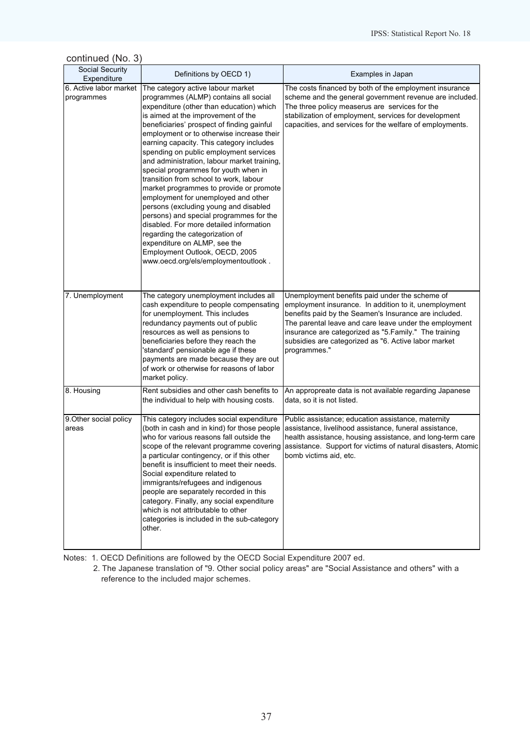continued (No. 3)

| Social Security Expenditure | Definitions by OECD 1) | Examples in Japan |
|---|---|---|
| 6. Active labor market programmes | The category active labour market programmes (ALMP) contains all social expenditure (other than education) which is aimed at the improvement of the beneficiaries' prospect of finding gainful employment or to otherwise increase their earning capacity. This category includes spending on public employment services and administration, labour market training, special programmes for youth when in transition from school to work, labour market programmes to provide or promote employment for unemployed and other persons (excluding young and disabled persons) and special programmes for the disabled. For more detailed information regarding the categorization of expenditure on ALMP, see the Employment Outlook, OECD, 2005 www.oecd.org/els/employmentoutlook . | The costs financed by both of the employment insurance scheme and the general government revenue are included. The three policy measerus are services for the stabilization of employment, services for development capacities, and services for the welfare of employments. |
| 7. Unemployment | The category unemployment includes all cash expenditure to people compensating for unemployment. This includes redundancy payments out of public resources as well as pensions to beneficiaries before they reach the 'standard' pensionable age if these payments are made because they are out of work or otherwise for reasons of labor market policy. | Unemployment benefits paid under the scheme of employment insurance. In addition to it, unemployment benefits paid by the Seamen's Insurance are included. The parental leave and care leave under the employment insurance are categorized as "5.Family." The training subsidies are categorized as "6. Active labor market programmes." |
| 8. Housing | Rent subsidies and other cash benefits to the individual to help with housing costs. | An appropreate data is not available regarding Japanese data, so it is not listed. |
| 9.Other social policy areas | This category includes social expenditure (both in cash and in kind) for those people who for various reasons fall outside the scope of the relevant programme covering a particular contingency, or if this other benefit is insufficient to meet their needs. Social expenditure related to immigrants/refugees and indigenous people are separately recorded in this category. Finally, any social expenditure which is not attributable to other categories is included in the sub-category other. | Public assistance; education assistance, maternity assistance, livelihood assistance, funeral assistance, health assistance, housing assistance, and long-term care assistance. Support for victims of natural disasters, Atomic bomb victims aid, etc. |

Notes: 1. OECD Definitions are followed by the OECD Social Expenditure 2007 ed.

2. The Japanese translation of "9. Other social policy areas" are "Social Assistance and others" with a reference to the included major schemes.